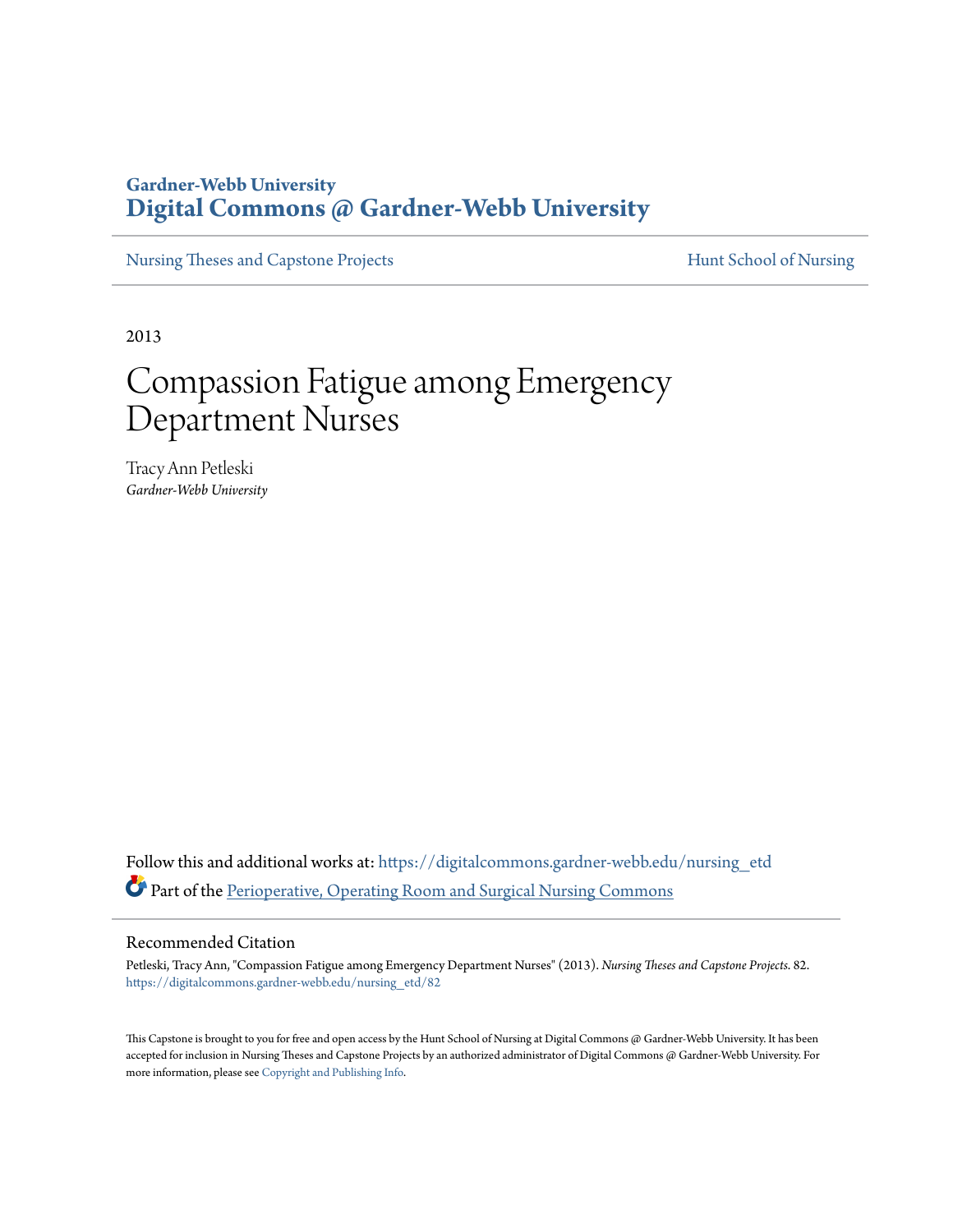Gardner-Webb University

**Digital Commons @ Gardner-Webb University**

Nursing Theses and Capstone Projects | Hunt School of Nursing

2013

# Compassion Fatigue among Emergency Department Nurses

Tracy Ann Petleski

*Gardner-Webb University*

Follow this and additional works at: https://digitalcommons.gardner-webb.edu/nursing_etd

Part of the Perioperative, Operating Room and Surgical Nursing Commons

## Recommended Citation

Petleski, Tracy Ann, "Compassion Fatigue among Emergency Department Nurses" (2013). *Nursing Theses and Capstone Projects*. 82.
https://digitalcommons.gardner-webb.edu/nursing_etd/82

This Capstone is brought to you for free and open access by the Hunt School of Nursing at Digital Commons @ Gardner-Webb University. It has been accepted for inclusion in Nursing Theses and Capstone Projects by an authorized administrator of Digital Commons @ Gardner-Webb University. For more information, please see Copyright and Publishing Info.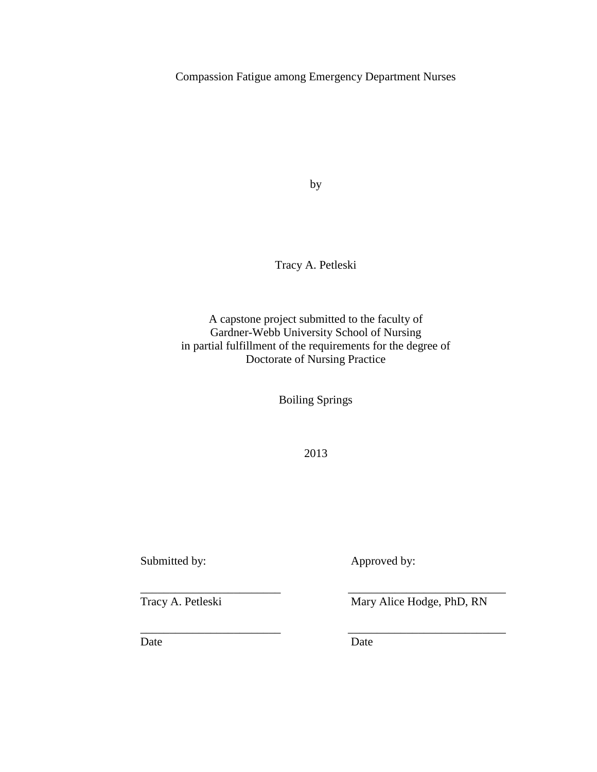Compassion Fatigue among Emergency Department Nurses

by

Tracy A. Petleski

A capstone project submitted to the faculty of
Gardner-Webb University School of Nursing
in partial fulfillment of the requirements for the degree of
Doctorate of Nursing Practice

Boiling Springs

2013

| Submitted by: | Approved by: |
|---|---|
| ________________________ | ________________________ |
| Tracy A. Petleski | Mary Alice Hodge, PhD, RN |
| ________________________ | ________________________ |
| Date | Date |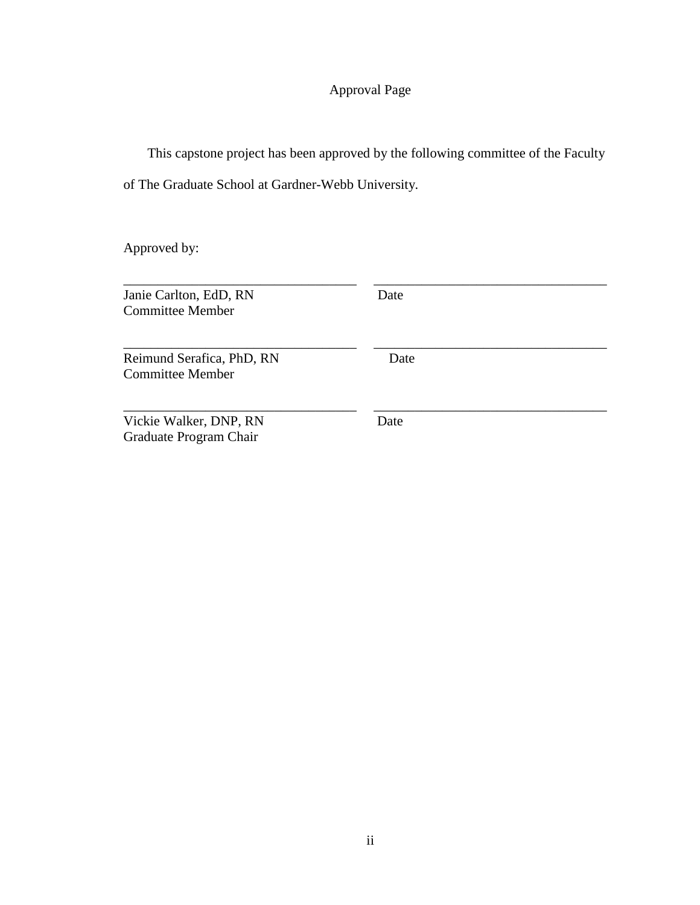# Approval Page

This capstone project has been approved by the following committee of the Faculty of The Graduate School at Gardner-Webb University.

Approved by:

| ___________________________________ | ___________________________________ |
|---|---|
| Janie Carlton, EdD, RN<br>Committee Member | Date |
| ___________________________________ | ___________________________________ |
| Reimund Serafica, PhD, RN<br>Committee Member | Date |
| ___________________________________ | ___________________________________ |
| Vickie Walker, DNP, RN<br>Graduate Program Chair | Date |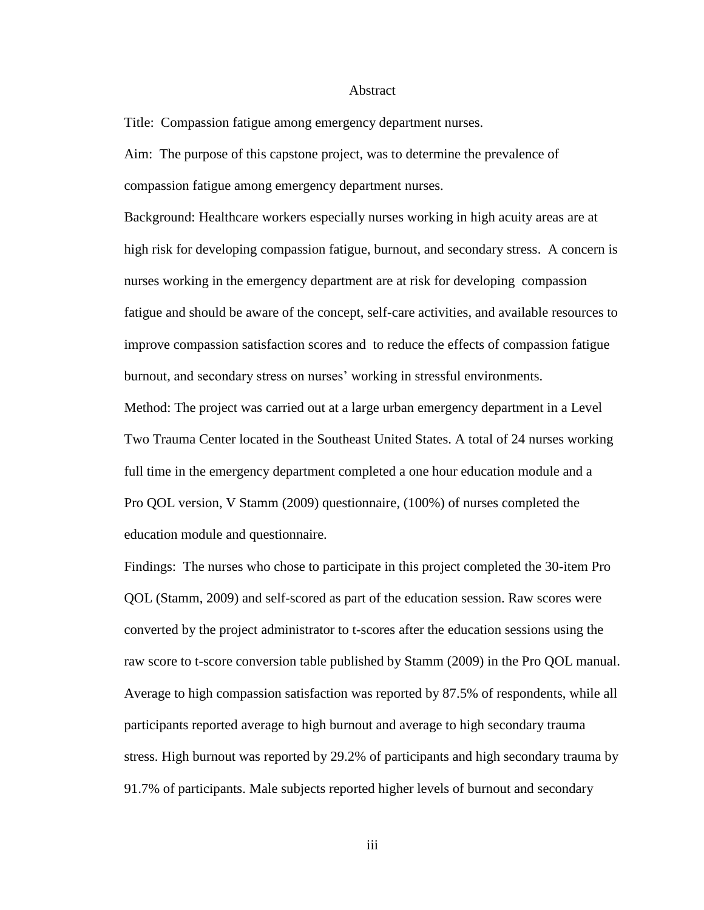# Abstract

Title: Compassion fatigue among emergency department nurses.

Aim: The purpose of this capstone project, was to determine the prevalence of compassion fatigue among emergency department nurses.

Background: Healthcare workers especially nurses working in high acuity areas are at high risk for developing compassion fatigue, burnout, and secondary stress. A concern is nurses working in the emergency department are at risk for developing compassion fatigue and should be aware of the concept, self-care activities, and available resources to improve compassion satisfaction scores and to reduce the effects of compassion fatigue burnout, and secondary stress on nurses' working in stressful environments.

Method: The project was carried out at a large urban emergency department in a Level Two Trauma Center located in the Southeast United States. A total of 24 nurses working full time in the emergency department completed a one hour education module and a Pro QOL version, V Stamm (2009) questionnaire, (100%) of nurses completed the education module and questionnaire.

Findings: The nurses who chose to participate in this project completed the 30-item Pro QOL (Stamm, 2009) and self-scored as part of the education session. Raw scores were converted by the project administrator to t-scores after the education sessions using the raw score to t-score conversion table published by Stamm (2009) in the Pro QOL manual. Average to high compassion satisfaction was reported by 87.5% of respondents, while all participants reported average to high burnout and average to high secondary trauma stress. High burnout was reported by 29.2% of participants and high secondary trauma by 91.7% of participants. Male subjects reported higher levels of burnout and secondary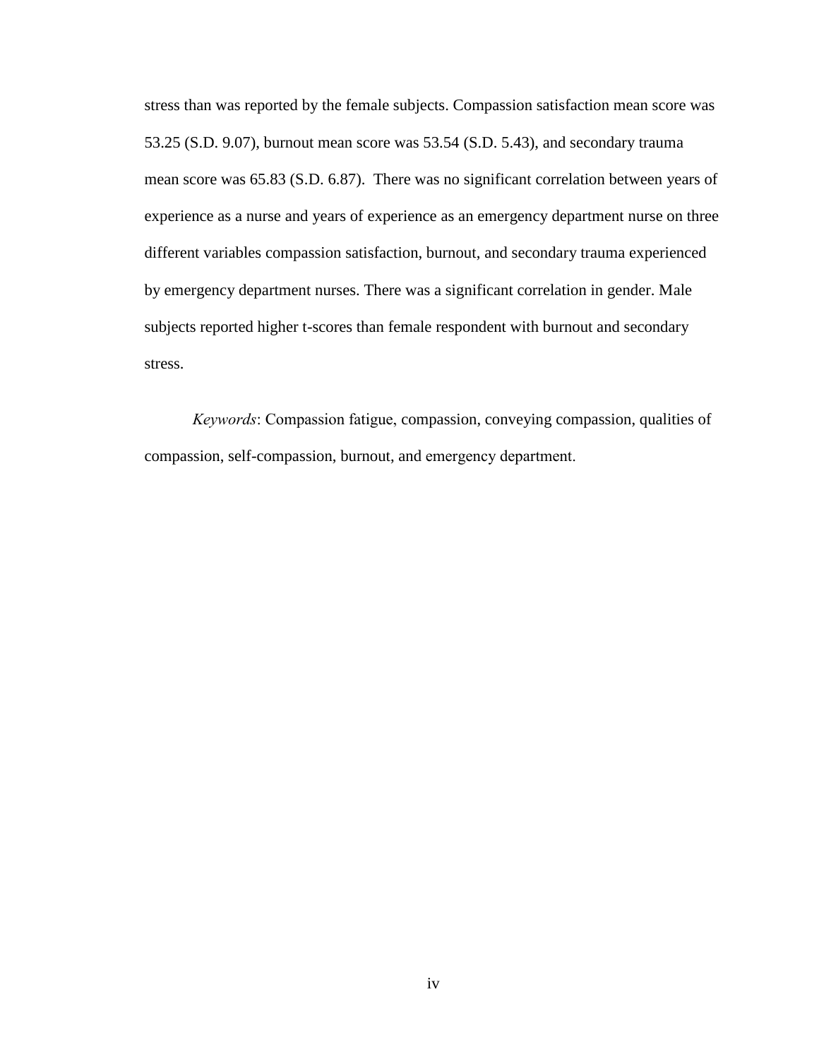stress than was reported by the female subjects. Compassion satisfaction mean score was 53.25 (S.D. 9.07), burnout mean score was 53.54 (S.D. 5.43), and secondary trauma mean score was 65.83 (S.D. 6.87). There was no significant correlation between years of experience as a nurse and years of experience as an emergency department nurse on three different variables compassion satisfaction, burnout, and secondary trauma experienced by emergency department nurses. There was a significant correlation in gender. Male subjects reported higher t-scores than female respondent with burnout and secondary stress.

*Keywords*: Compassion fatigue, compassion, conveying compassion, qualities of compassion, self-compassion, burnout, and emergency department.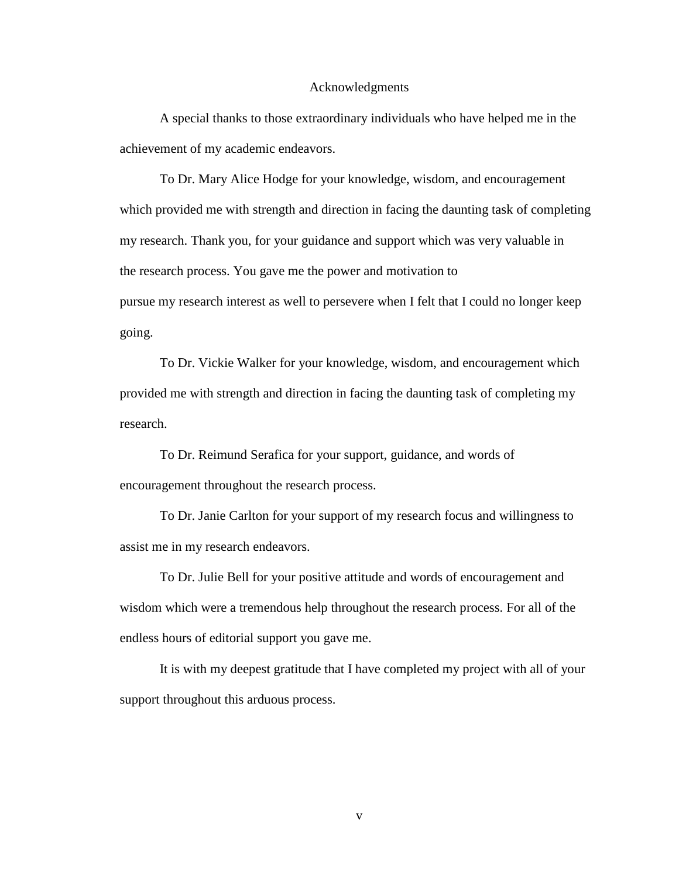# Acknowledgments

A special thanks to those extraordinary individuals who have helped me in the achievement of my academic endeavors.

To Dr. Mary Alice Hodge for your knowledge, wisdom, and encouragement which provided me with strength and direction in facing the daunting task of completing my research. Thank you, for your guidance and support which was very valuable in the research process. You gave me the power and motivation to pursue my research interest as well to persevere when I felt that I could no longer keep going.

To Dr. Vickie Walker for your knowledge, wisdom, and encouragement which provided me with strength and direction in facing the daunting task of completing my research.

To Dr. Reimund Serafica for your support, guidance, and words of encouragement throughout the research process.

To Dr. Janie Carlton for your support of my research focus and willingness to assist me in my research endeavors.

To Dr. Julie Bell for your positive attitude and words of encouragement and wisdom which were a tremendous help throughout the research process. For all of the endless hours of editorial support you gave me.

It is with my deepest gratitude that I have completed my project with all of your support throughout this arduous process.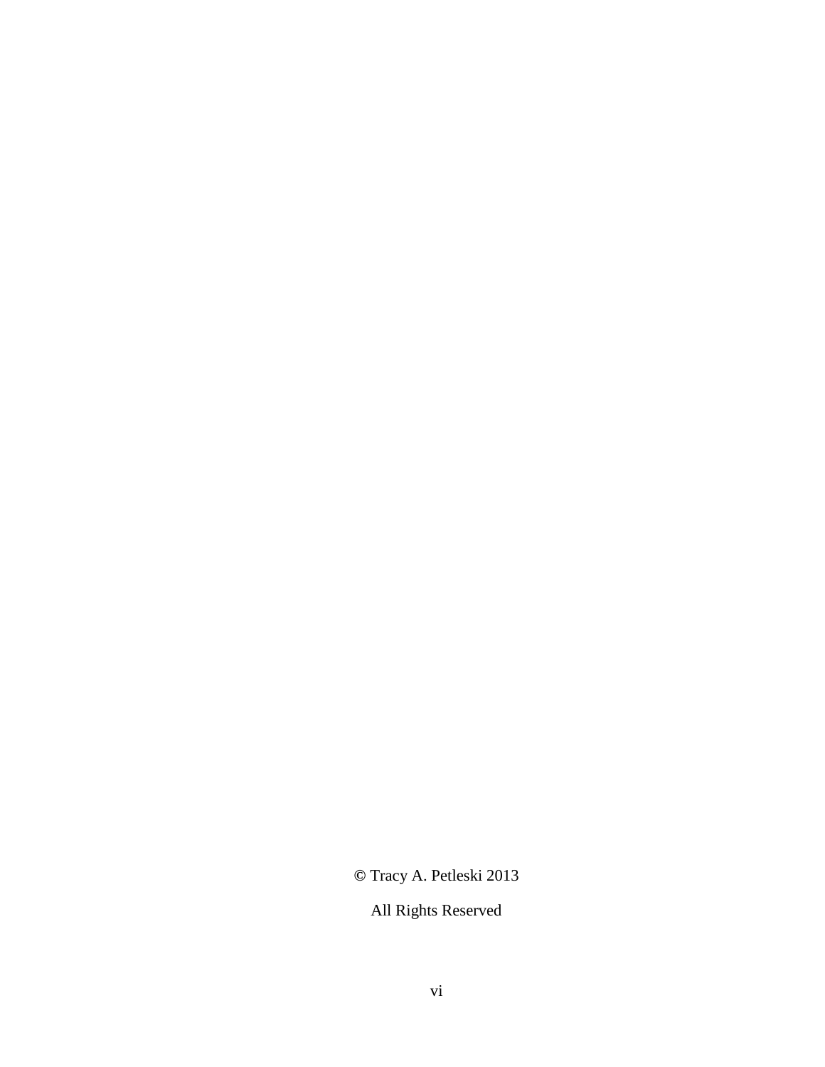© Tracy A. Petleski 2013

All Rights Reserved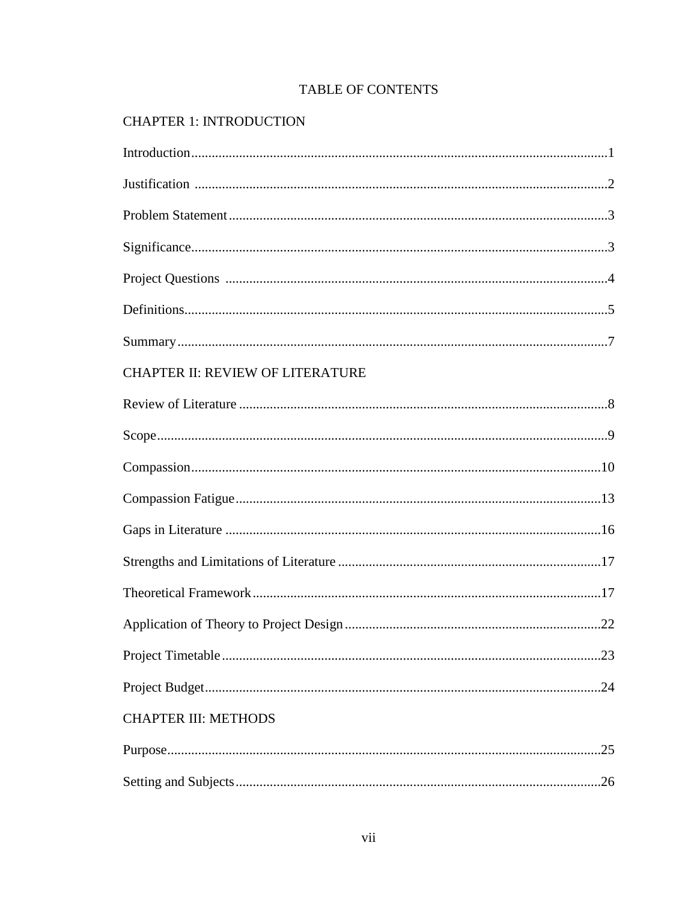# TABLE OF CONTENTS

## CHAPTER 1: INTRODUCTION

Introduction........................................................................................................1

Justification ........................................................................................................2

Problem Statement..............................................................................................3

Significance.........................................................................................................3

Project Questions ...............................................................................................4

Definitions...........................................................................................................5

Summary.............................................................................................................7

## CHAPTER II: REVIEW OF LITERATURE

Review of Literature ..........................................................................................8

Scope...................................................................................................................9

Compassion.......................................................................................................10

Compassion Fatigue..........................................................................................13

Gaps in Literature .............................................................................................16

Strengths and Limitations of Literature ............................................................17

Theoretical Framework.....................................................................................17

Application of Theory to Project Design..........................................................22

Project Timetable..............................................................................................23

Project Budget...................................................................................................24

## CHAPTER III: METHODS

Purpose..............................................................................................................25

Setting and Subjects..........................................................................................26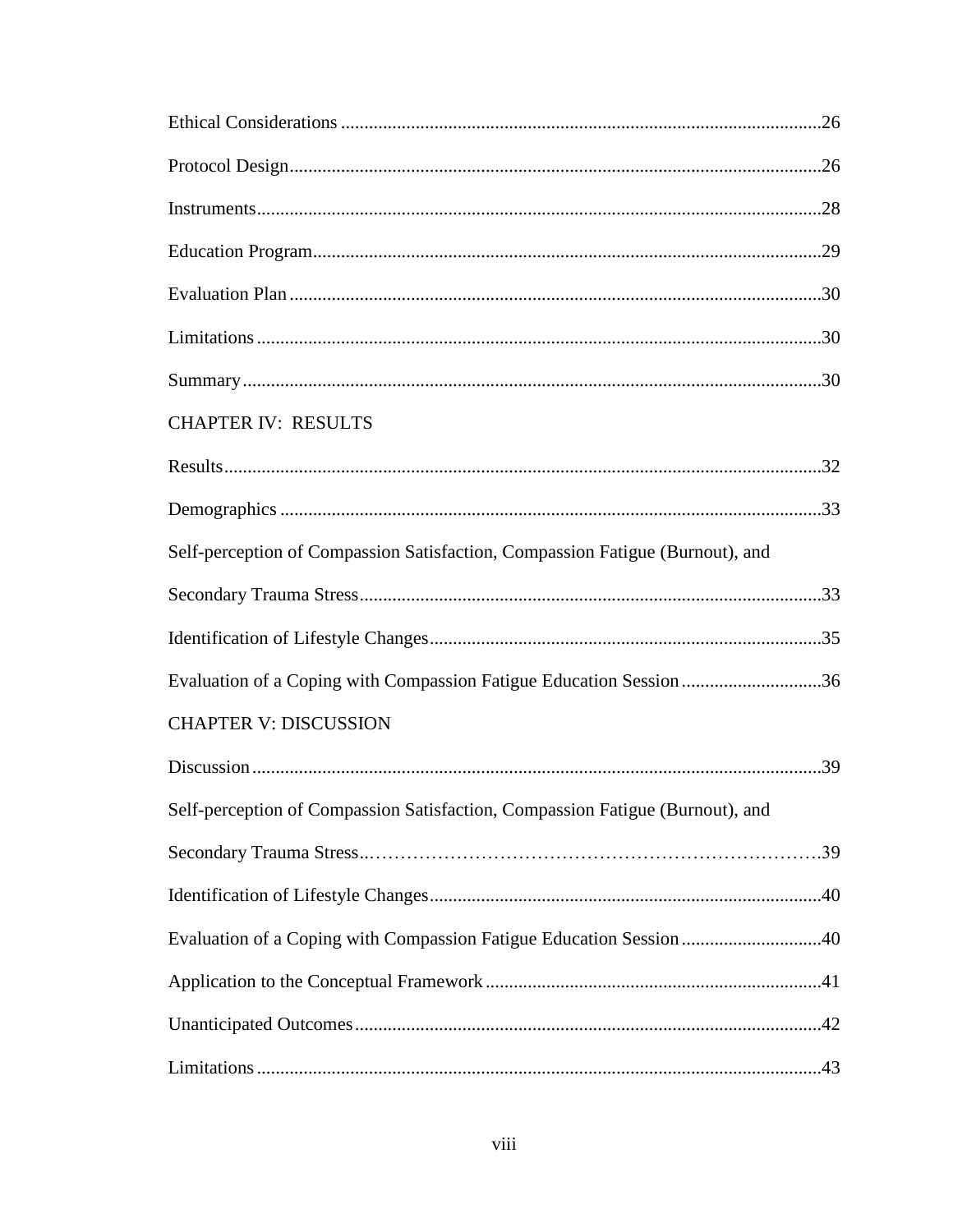Ethical Considerations ....................................................................................................26

Protocol Design...............................................................................................................26

Instruments......................................................................................................................28

Education Program..........................................................................................................29

Evaluation Plan ...............................................................................................................30

Limitations ......................................................................................................................30

Summary .........................................................................................................................30

CHAPTER IV: RESULTS

Results..............................................................................................................................32

Demographics .................................................................................................................33

Self-perception of Compassion Satisfaction, Compassion Fatigue (Burnout), and

Secondary Trauma Stress.................................................................................................33

Identification of Lifestyle Changes..................................................................................35

Evaluation of a Coping with Compassion Fatigue Education Session ............................36

CHAPTER V: DISCUSSION

Discussion .......................................................................................................................39

Self-perception of Compassion Satisfaction, Compassion Fatigue (Burnout), and

Secondary Trauma Stress..……………………………………………………………….39

Identification of Lifestyle Changes..................................................................................40

Evaluation of a Coping with Compassion Fatigue Education Session ............................40

Application to the Conceptual Framework ......................................................................41

Unanticipated Outcomes..................................................................................................42

Limitations ......................................................................................................................43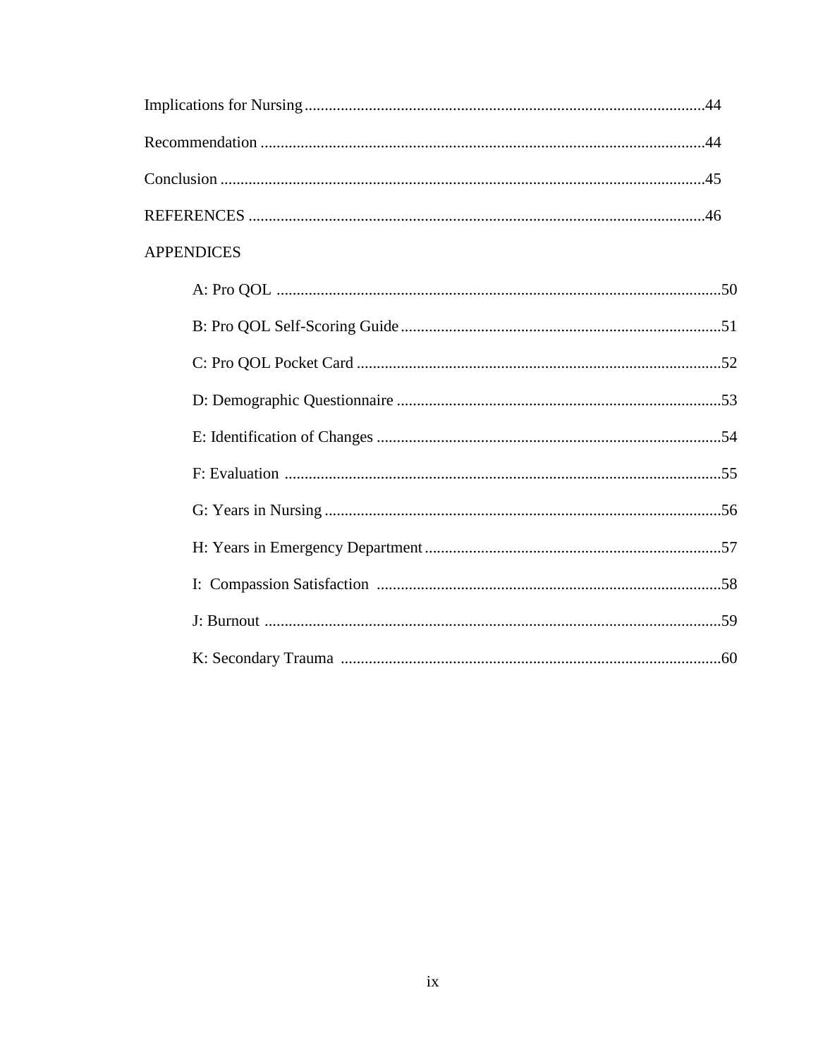Implications for Nursing ........................................................................................................44

Recommendation ..................................................................................................................44

Conclusion ...........................................................................................................................45

REFERENCES .....................................................................................................................46

APPENDICES

- A: Pro QOL .......................................................................................................................50
- B: Pro QOL Self-Scoring Guide ........................................................................................51
- C: Pro QOL Pocket Card ...................................................................................................52
- D: Demographic Questionnaire .........................................................................................53
- E: Identification of Changes ..............................................................................................54
- F: Evaluation .....................................................................................................................55
- G: Years in Nursing ...........................................................................................................56
- H: Years in Emergency Department ..................................................................................57
- I: Compassion Satisfaction ...............................................................................................58
- J: Burnout ..........................................................................................................................59
- K: Secondary Trauma ........................................................................................................60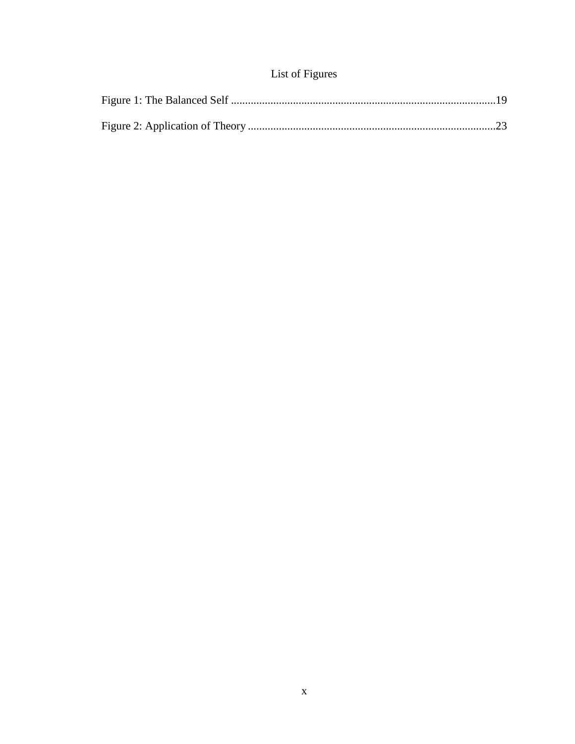# List of Figures

Figure 1: The Balanced Self ............................................................................................19

Figure 2: Application of Theory ......................................................................................23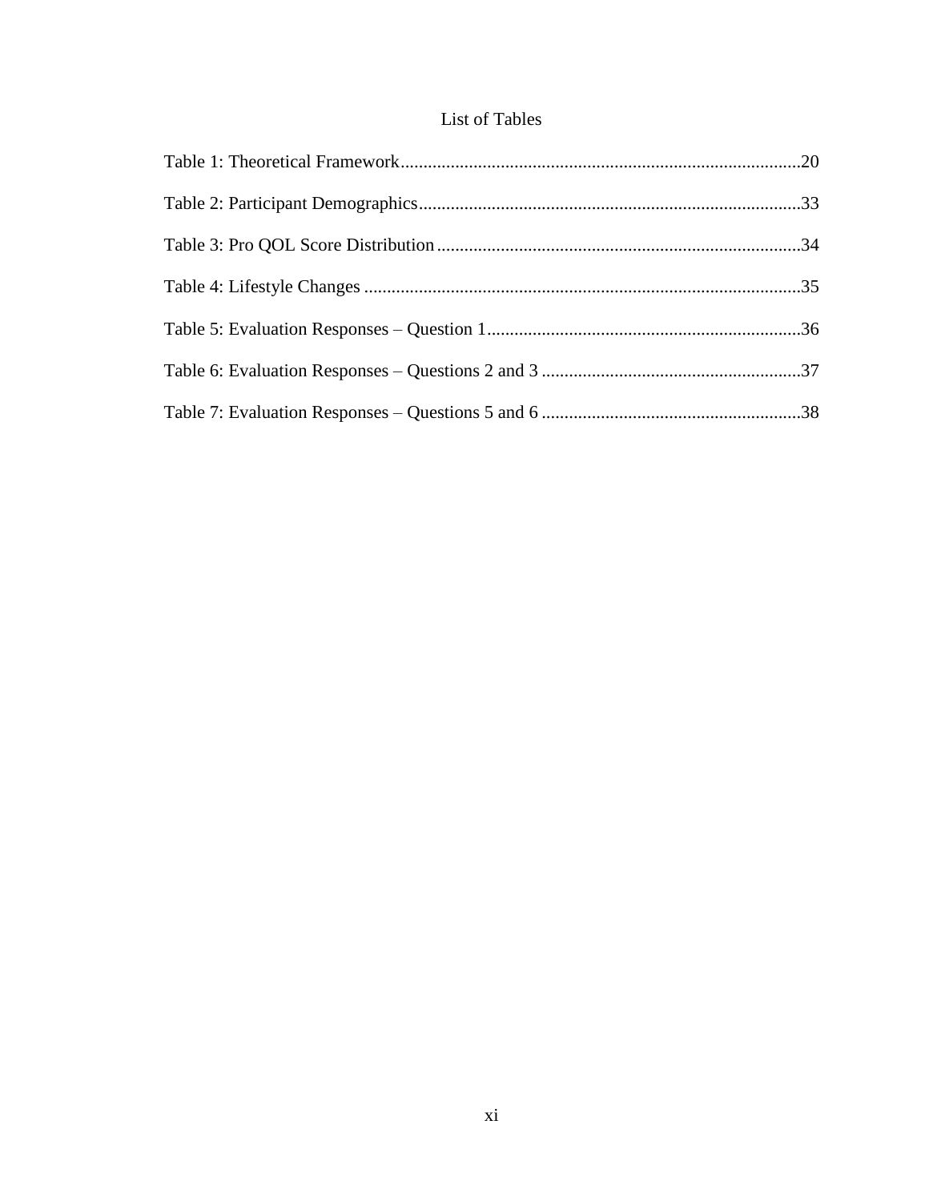# List of Tables

Table 1: Theoretical Framework....................................................................................20

Table 2: Participant Demographics................................................................................33

Table 3: Pro QOL Score Distribution.............................................................................34

Table 4: Lifestyle Changes .............................................................................................35

Table 5: Evaluation Responses – Question 1..................................................................36

Table 6: Evaluation Responses – Questions 2 and 3 ......................................................37

Table 7: Evaluation Responses – Questions 5 and 6 ......................................................38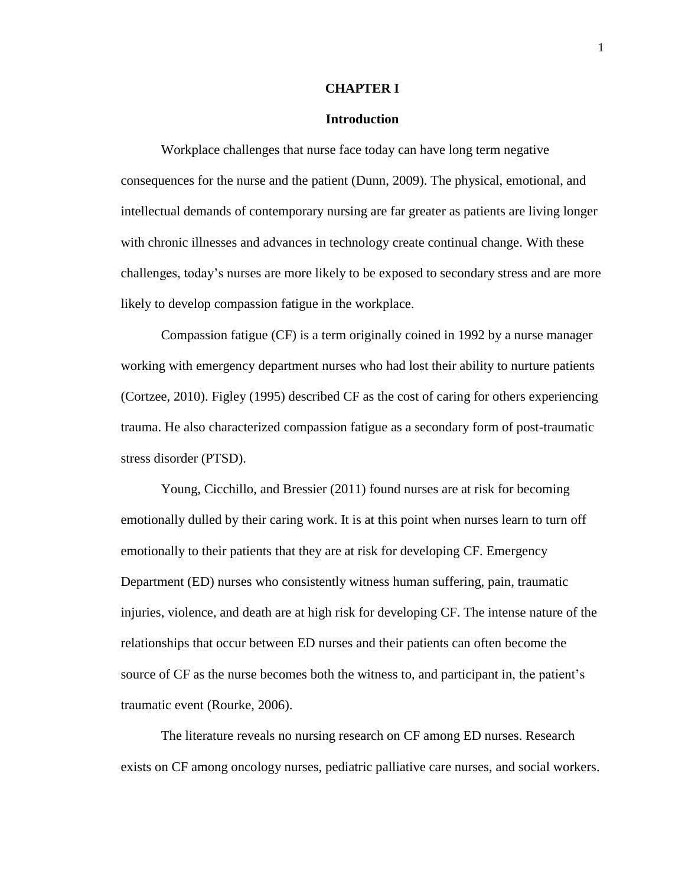# CHAPTER I

## Introduction

Workplace challenges that nurse face today can have long term negative consequences for the nurse and the patient (Dunn, 2009). The physical, emotional, and intellectual demands of contemporary nursing are far greater as patients are living longer with chronic illnesses and advances in technology create continual change. With these challenges, today's nurses are more likely to be exposed to secondary stress and are more likely to develop compassion fatigue in the workplace.

Compassion fatigue (CF) is a term originally coined in 1992 by a nurse manager working with emergency department nurses who had lost their ability to nurture patients (Cortzee, 2010). Figley (1995) described CF as the cost of caring for others experiencing trauma. He also characterized compassion fatigue as a secondary form of post-traumatic stress disorder (PTSD).

Young, Cicchillo, and Bressier (2011) found nurses are at risk for becoming emotionally dulled by their caring work. It is at this point when nurses learn to turn off emotionally to their patients that they are at risk for developing CF. Emergency Department (ED) nurses who consistently witness human suffering, pain, traumatic injuries, violence, and death are at high risk for developing CF. The intense nature of the relationships that occur between ED nurses and their patients can often become the source of CF as the nurse becomes both the witness to, and participant in, the patient's traumatic event (Rourke, 2006).

The literature reveals no nursing research on CF among ED nurses. Research exists on CF among oncology nurses, pediatric palliative care nurses, and social workers.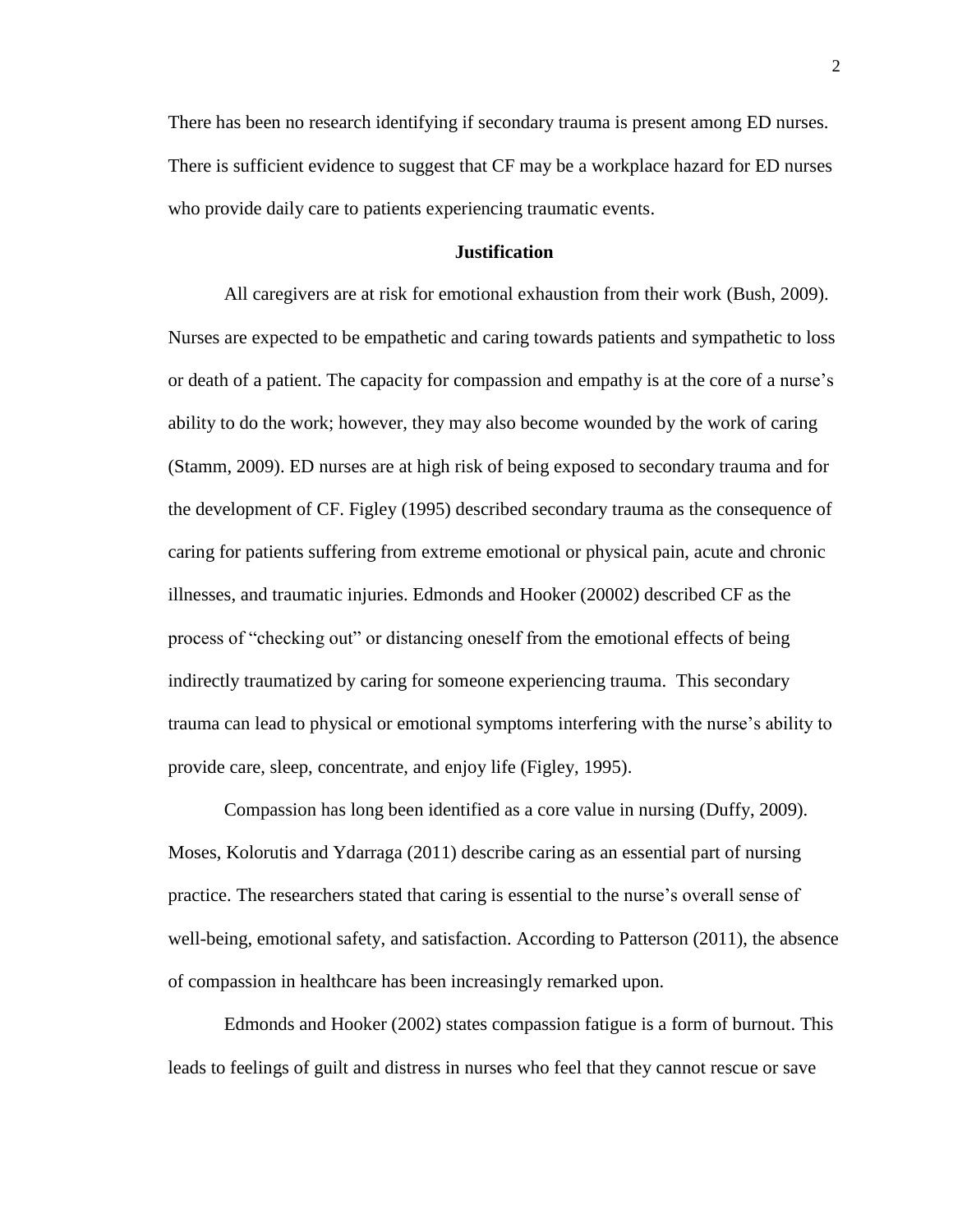There has been no research identifying if secondary trauma is present among ED nurses. There is sufficient evidence to suggest that CF may be a workplace hazard for ED nurses who provide daily care to patients experiencing traumatic events.

## Justification

All caregivers are at risk for emotional exhaustion from their work (Bush, 2009). Nurses are expected to be empathetic and caring towards patients and sympathetic to loss or death of a patient. The capacity for compassion and empathy is at the core of a nurse's ability to do the work; however, they may also become wounded by the work of caring (Stamm, 2009). ED nurses are at high risk of being exposed to secondary trauma and for the development of CF. Figley (1995) described secondary trauma as the consequence of caring for patients suffering from extreme emotional or physical pain, acute and chronic illnesses, and traumatic injuries. Edmonds and Hooker (20002) described CF as the process of "checking out" or distancing oneself from the emotional effects of being indirectly traumatized by caring for someone experiencing trauma. This secondary trauma can lead to physical or emotional symptoms interfering with the nurse's ability to provide care, sleep, concentrate, and enjoy life (Figley, 1995).

Compassion has long been identified as a core value in nursing (Duffy, 2009). Moses, Kolorutis and Ydarraga (2011) describe caring as an essential part of nursing practice. The researchers stated that caring is essential to the nurse's overall sense of well-being, emotional safety, and satisfaction. According to Patterson (2011), the absence of compassion in healthcare has been increasingly remarked upon.

Edmonds and Hooker (2002) states compassion fatigue is a form of burnout. This leads to feelings of guilt and distress in nurses who feel that they cannot rescue or save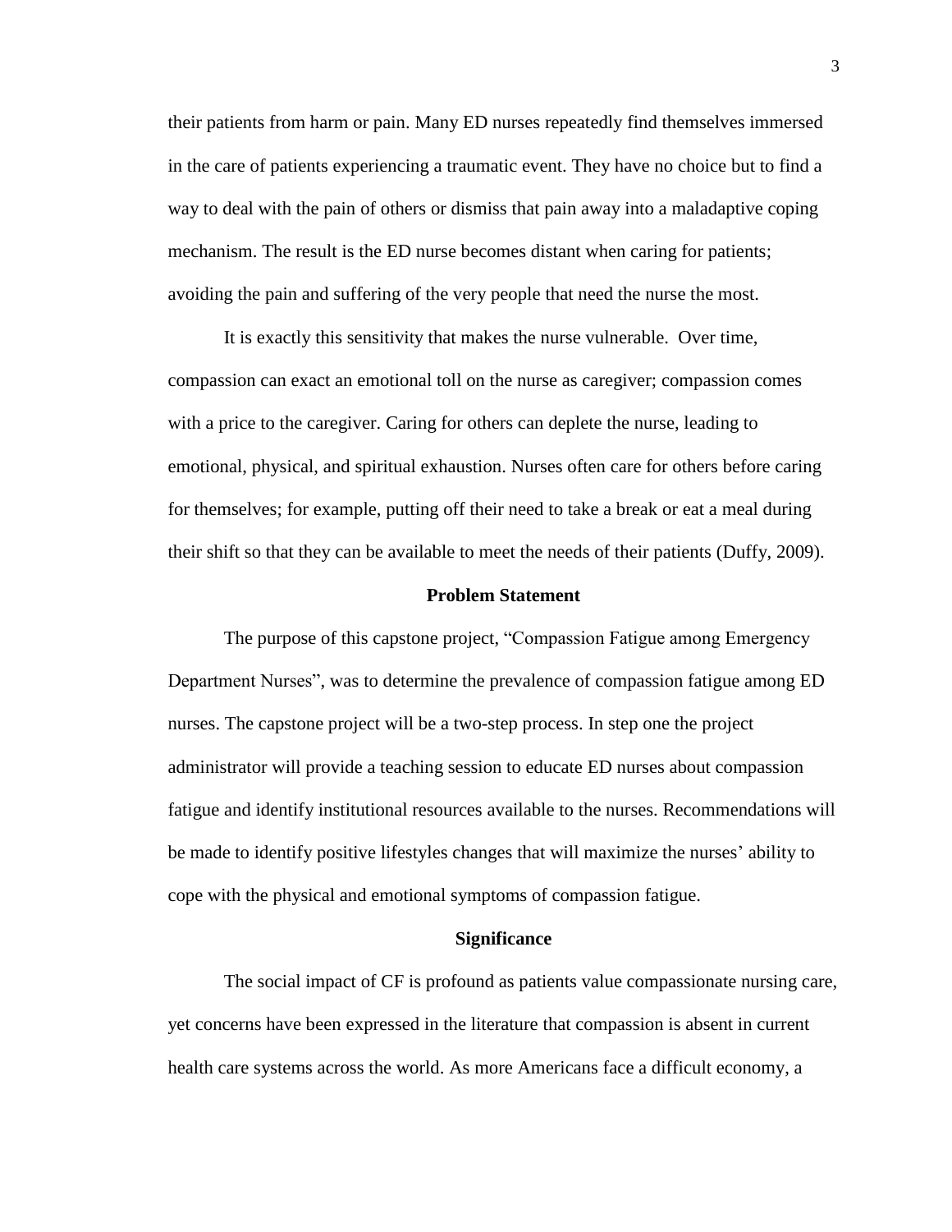their patients from harm or pain. Many ED nurses repeatedly find themselves immersed in the care of patients experiencing a traumatic event. They have no choice but to find a way to deal with the pain of others or dismiss that pain away into a maladaptive coping mechanism. The result is the ED nurse becomes distant when caring for patients; avoiding the pain and suffering of the very people that need the nurse the most.

It is exactly this sensitivity that makes the nurse vulnerable. Over time, compassion can exact an emotional toll on the nurse as caregiver; compassion comes with a price to the caregiver. Caring for others can deplete the nurse, leading to emotional, physical, and spiritual exhaustion. Nurses often care for others before caring for themselves; for example, putting off their need to take a break or eat a meal during their shift so that they can be available to meet the needs of their patients (Duffy, 2009).

## Problem Statement

The purpose of this capstone project, "Compassion Fatigue among Emergency Department Nurses", was to determine the prevalence of compassion fatigue among ED nurses. The capstone project will be a two-step process. In step one the project administrator will provide a teaching session to educate ED nurses about compassion fatigue and identify institutional resources available to the nurses. Recommendations will be made to identify positive lifestyles changes that will maximize the nurses' ability to cope with the physical and emotional symptoms of compassion fatigue.

## Significance

The social impact of CF is profound as patients value compassionate nursing care, yet concerns have been expressed in the literature that compassion is absent in current health care systems across the world. As more Americans face a difficult economy, a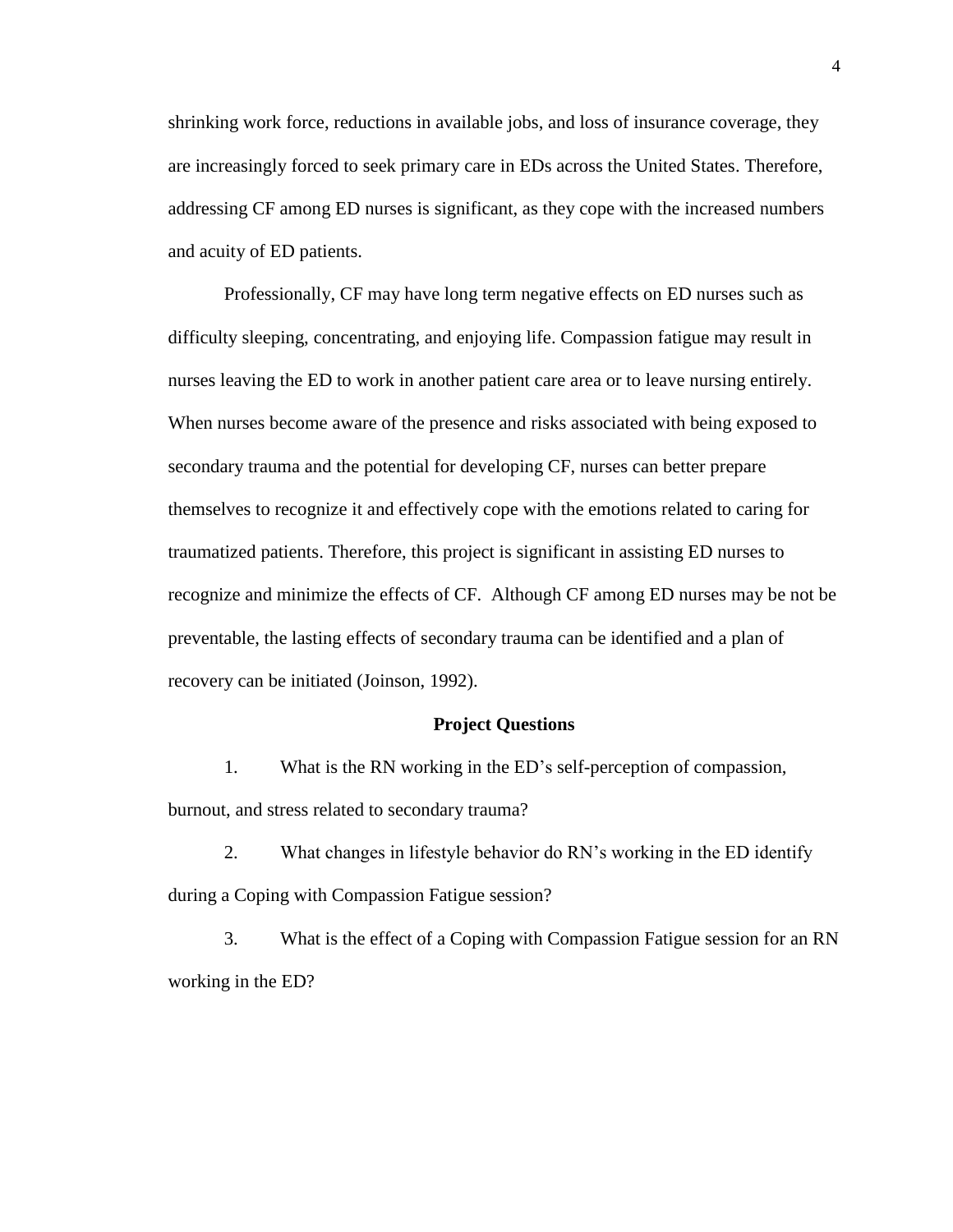shrinking work force, reductions in available jobs, and loss of insurance coverage, they are increasingly forced to seek primary care in EDs across the United States. Therefore, addressing CF among ED nurses is significant, as they cope with the increased numbers and acuity of ED patients.

Professionally, CF may have long term negative effects on ED nurses such as difficulty sleeping, concentrating, and enjoying life. Compassion fatigue may result in nurses leaving the ED to work in another patient care area or to leave nursing entirely. When nurses become aware of the presence and risks associated with being exposed to secondary trauma and the potential for developing CF, nurses can better prepare themselves to recognize it and effectively cope with the emotions related to caring for traumatized patients. Therefore, this project is significant in assisting ED nurses to recognize and minimize the effects of CF. Although CF among ED nurses may be not be preventable, the lasting effects of secondary trauma can be identified and a plan of recovery can be initiated (Joinson, 1992).

## Project Questions

1. What is the RN working in the ED's self-perception of compassion, burnout, and stress related to secondary trauma?

2. What changes in lifestyle behavior do RN's working in the ED identify during a Coping with Compassion Fatigue session?

3. What is the effect of a Coping with Compassion Fatigue session for an RN working in the ED?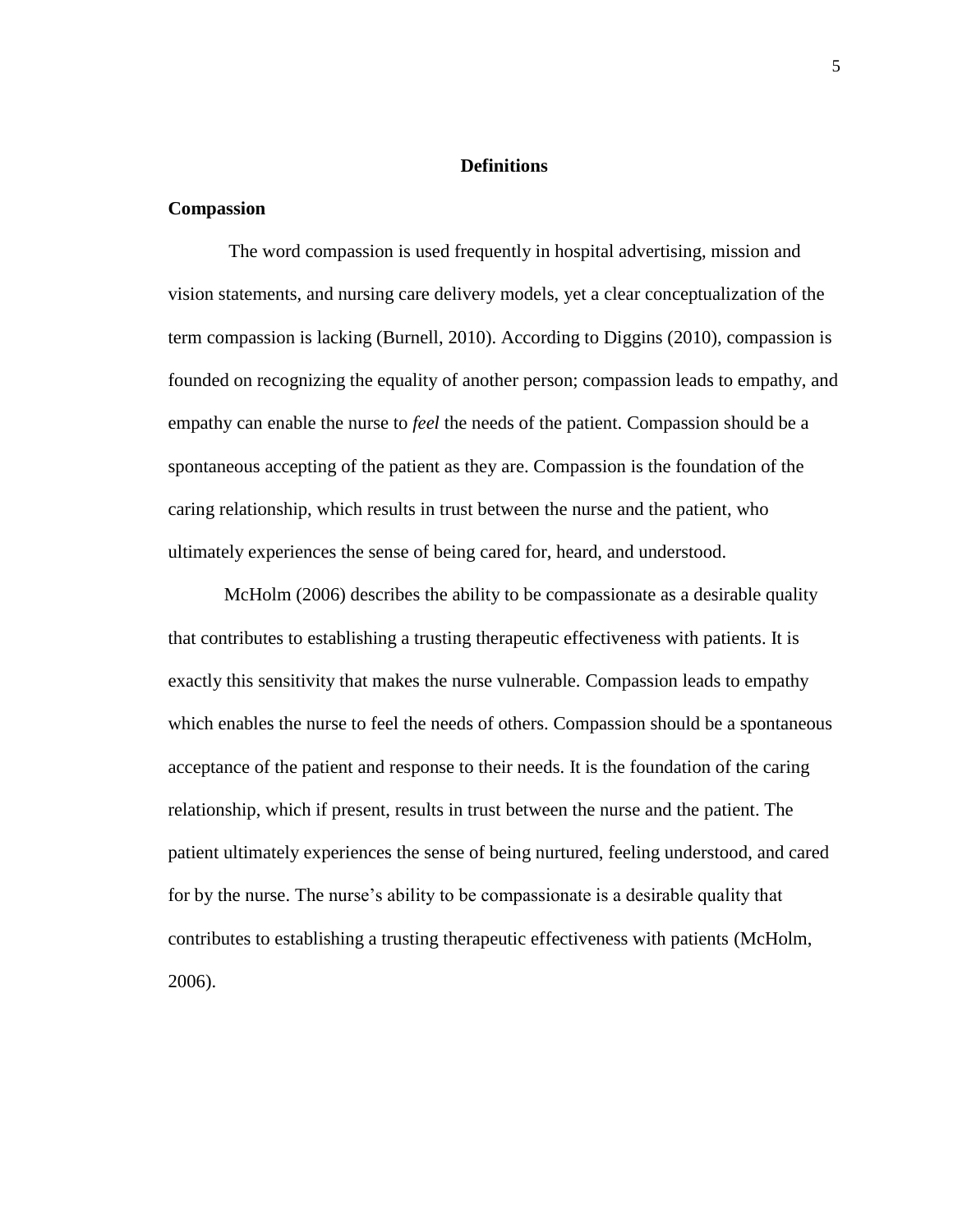## Definitions

### Compassion

The word compassion is used frequently in hospital advertising, mission and vision statements, and nursing care delivery models, yet a clear conceptualization of the term compassion is lacking (Burnell, 2010). According to Diggins (2010), compassion is founded on recognizing the equality of another person; compassion leads to empathy, and empathy can enable the nurse to *feel* the needs of the patient. Compassion should be a spontaneous accepting of the patient as they are. Compassion is the foundation of the caring relationship, which results in trust between the nurse and the patient, who ultimately experiences the sense of being cared for, heard, and understood.

McHolm (2006) describes the ability to be compassionate as a desirable quality that contributes to establishing a trusting therapeutic effectiveness with patients. It is exactly this sensitivity that makes the nurse vulnerable. Compassion leads to empathy which enables the nurse to feel the needs of others. Compassion should be a spontaneous acceptance of the patient and response to their needs. It is the foundation of the caring relationship, which if present, results in trust between the nurse and the patient. The patient ultimately experiences the sense of being nurtured, feeling understood, and cared for by the nurse. The nurse's ability to be compassionate is a desirable quality that contributes to establishing a trusting therapeutic effectiveness with patients (McHolm, 2006).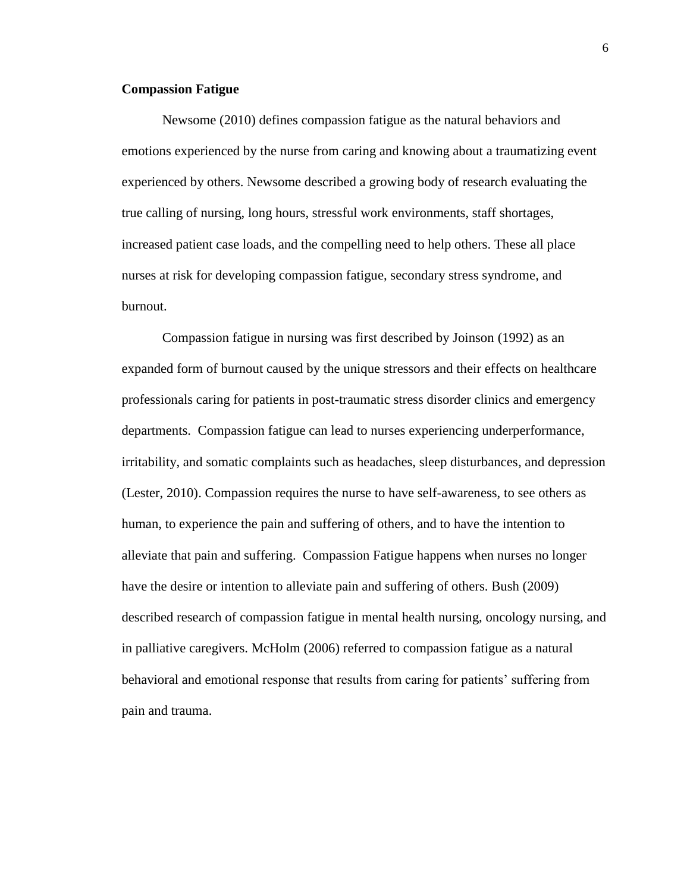**Compassion Fatigue**

Newsome (2010) defines compassion fatigue as the natural behaviors and emotions experienced by the nurse from caring and knowing about a traumatizing event experienced by others. Newsome described a growing body of research evaluating the true calling of nursing, long hours, stressful work environments, staff shortages, increased patient case loads, and the compelling need to help others. These all place nurses at risk for developing compassion fatigue, secondary stress syndrome, and burnout.

Compassion fatigue in nursing was first described by Joinson (1992) as an expanded form of burnout caused by the unique stressors and their effects on healthcare professionals caring for patients in post-traumatic stress disorder clinics and emergency departments. Compassion fatigue can lead to nurses experiencing underperformance, irritability, and somatic complaints such as headaches, sleep disturbances, and depression (Lester, 2010). Compassion requires the nurse to have self-awareness, to see others as human, to experience the pain and suffering of others, and to have the intention to alleviate that pain and suffering. Compassion Fatigue happens when nurses no longer have the desire or intention to alleviate pain and suffering of others. Bush (2009) described research of compassion fatigue in mental health nursing, oncology nursing, and in palliative caregivers. McHolm (2006) referred to compassion fatigue as a natural behavioral and emotional response that results from caring for patients' suffering from pain and trauma.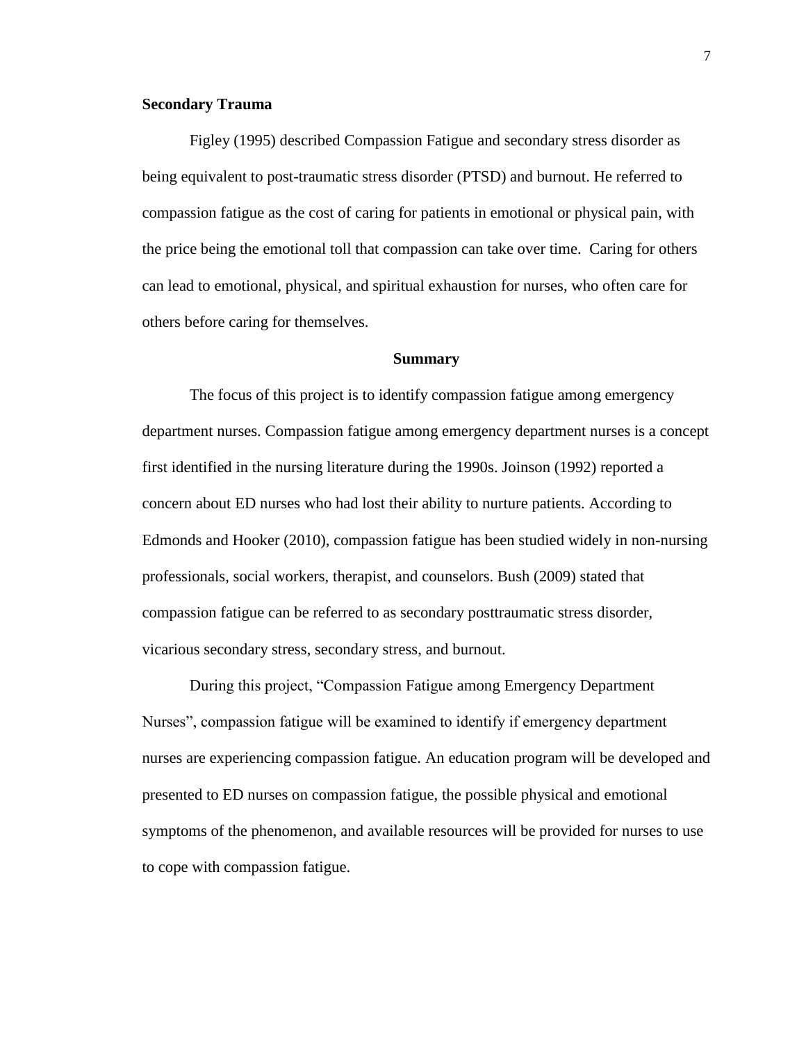**Secondary Trauma**

Figley (1995) described Compassion Fatigue and secondary stress disorder as being equivalent to post-traumatic stress disorder (PTSD) and burnout. He referred to compassion fatigue as the cost of caring for patients in emotional or physical pain, with the price being the emotional toll that compassion can take over time. Caring for others can lead to emotional, physical, and spiritual exhaustion for nurses, who often care for others before caring for themselves.

## Summary

The focus of this project is to identify compassion fatigue among emergency department nurses. Compassion fatigue among emergency department nurses is a concept first identified in the nursing literature during the 1990s. Joinson (1992) reported a concern about ED nurses who had lost their ability to nurture patients. According to Edmonds and Hooker (2010), compassion fatigue has been studied widely in non-nursing professionals, social workers, therapist, and counselors. Bush (2009) stated that compassion fatigue can be referred to as secondary posttraumatic stress disorder, vicarious secondary stress, secondary stress, and burnout.

During this project, “Compassion Fatigue among Emergency Department Nurses”, compassion fatigue will be examined to identify if emergency department nurses are experiencing compassion fatigue. An education program will be developed and presented to ED nurses on compassion fatigue, the possible physical and emotional symptoms of the phenomenon, and available resources will be provided for nurses to use to cope with compassion fatigue.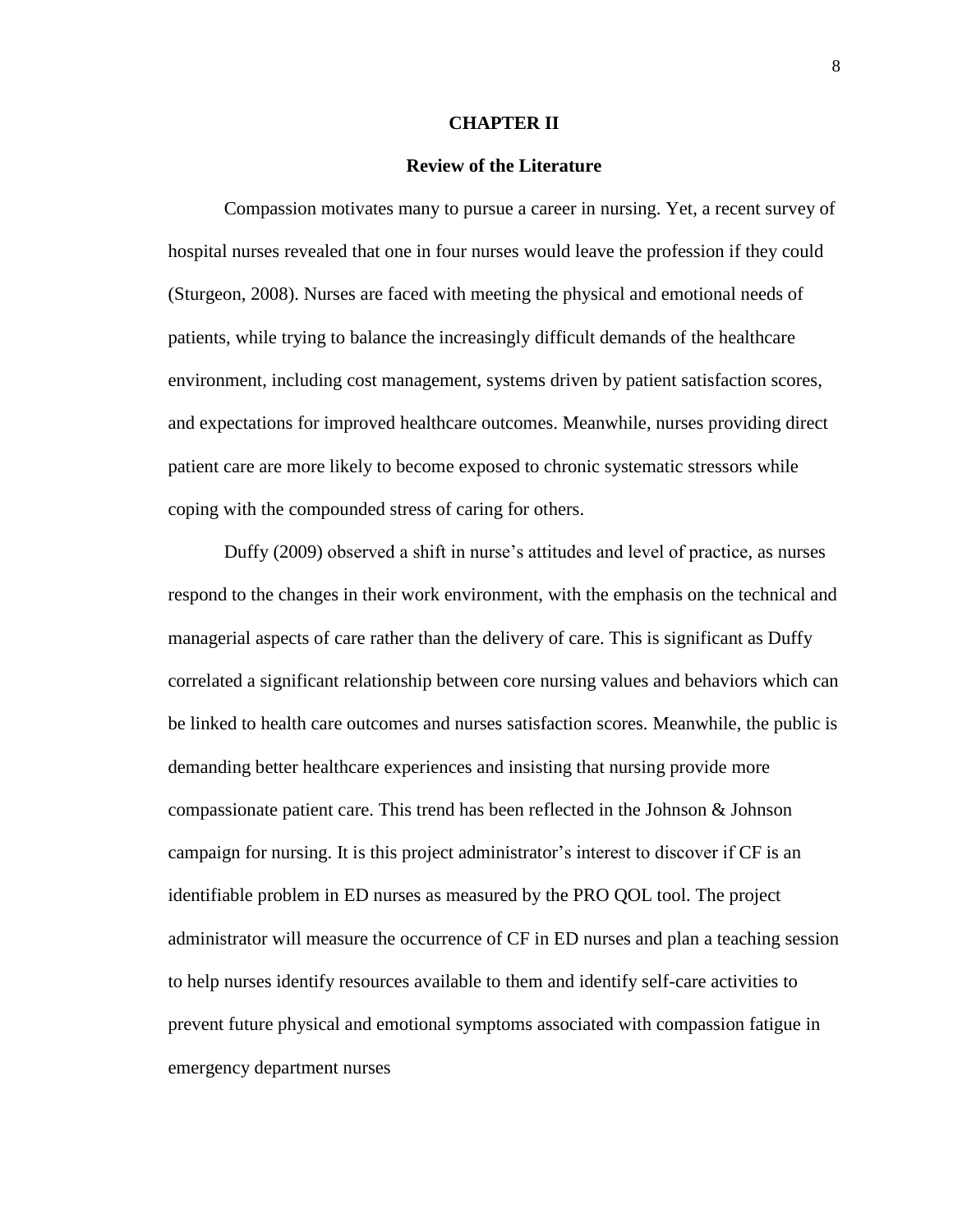# CHAPTER II

## Review of the Literature

Compassion motivates many to pursue a career in nursing. Yet, a recent survey of hospital nurses revealed that one in four nurses would leave the profession if they could (Sturgeon, 2008). Nurses are faced with meeting the physical and emotional needs of patients, while trying to balance the increasingly difficult demands of the healthcare environment, including cost management, systems driven by patient satisfaction scores, and expectations for improved healthcare outcomes. Meanwhile, nurses providing direct patient care are more likely to become exposed to chronic systematic stressors while coping with the compounded stress of caring for others.

Duffy (2009) observed a shift in nurse's attitudes and level of practice, as nurses respond to the changes in their work environment, with the emphasis on the technical and managerial aspects of care rather than the delivery of care. This is significant as Duffy correlated a significant relationship between core nursing values and behaviors which can be linked to health care outcomes and nurses satisfaction scores. Meanwhile, the public is demanding better healthcare experiences and insisting that nursing provide more compassionate patient care. This trend has been reflected in the Johnson & Johnson campaign for nursing. It is this project administrator's interest to discover if CF is an identifiable problem in ED nurses as measured by the PRO QOL tool. The project administrator will measure the occurrence of CF in ED nurses and plan a teaching session to help nurses identify resources available to them and identify self-care activities to prevent future physical and emotional symptoms associated with compassion fatigue in emergency department nurses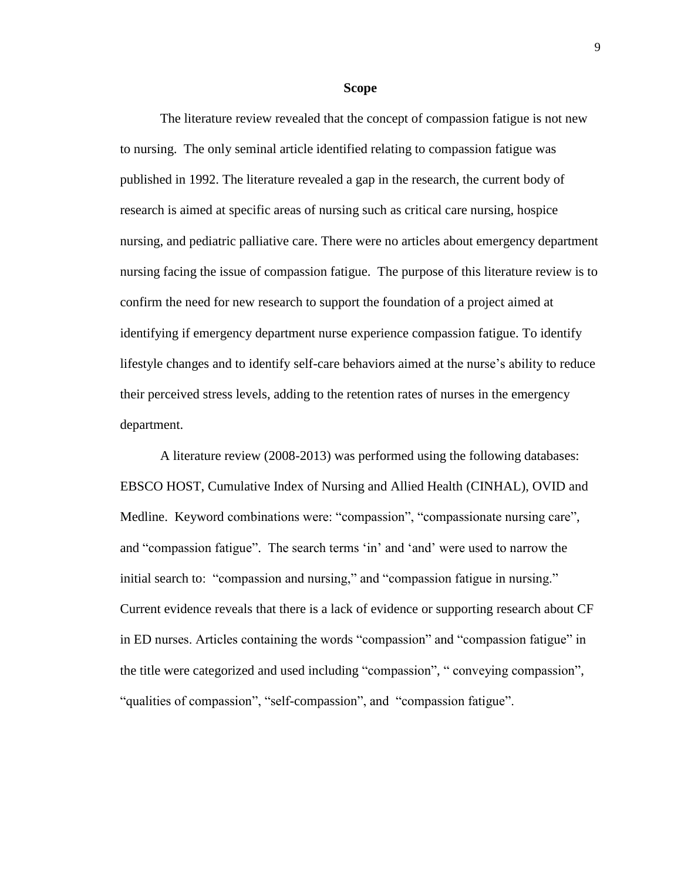## Scope

The literature review revealed that the concept of compassion fatigue is not new to nursing. The only seminal article identified relating to compassion fatigue was published in 1992. The literature revealed a gap in the research, the current body of research is aimed at specific areas of nursing such as critical care nursing, hospice nursing, and pediatric palliative care. There were no articles about emergency department nursing facing the issue of compassion fatigue. The purpose of this literature review is to confirm the need for new research to support the foundation of a project aimed at identifying if emergency department nurse experience compassion fatigue. To identify lifestyle changes and to identify self-care behaviors aimed at the nurse's ability to reduce their perceived stress levels, adding to the retention rates of nurses in the emergency department.

A literature review (2008-2013) was performed using the following databases: EBSCO HOST, Cumulative Index of Nursing and Allied Health (CINHAL), OVID and Medline. Keyword combinations were: "compassion", "compassionate nursing care", and "compassion fatigue". The search terms 'in' and 'and' were used to narrow the initial search to: "compassion and nursing," and "compassion fatigue in nursing." Current evidence reveals that there is a lack of evidence or supporting research about CF in ED nurses. Articles containing the words "compassion" and "compassion fatigue" in the title were categorized and used including "compassion", " conveying compassion", "qualities of compassion", "self-compassion", and "compassion fatigue".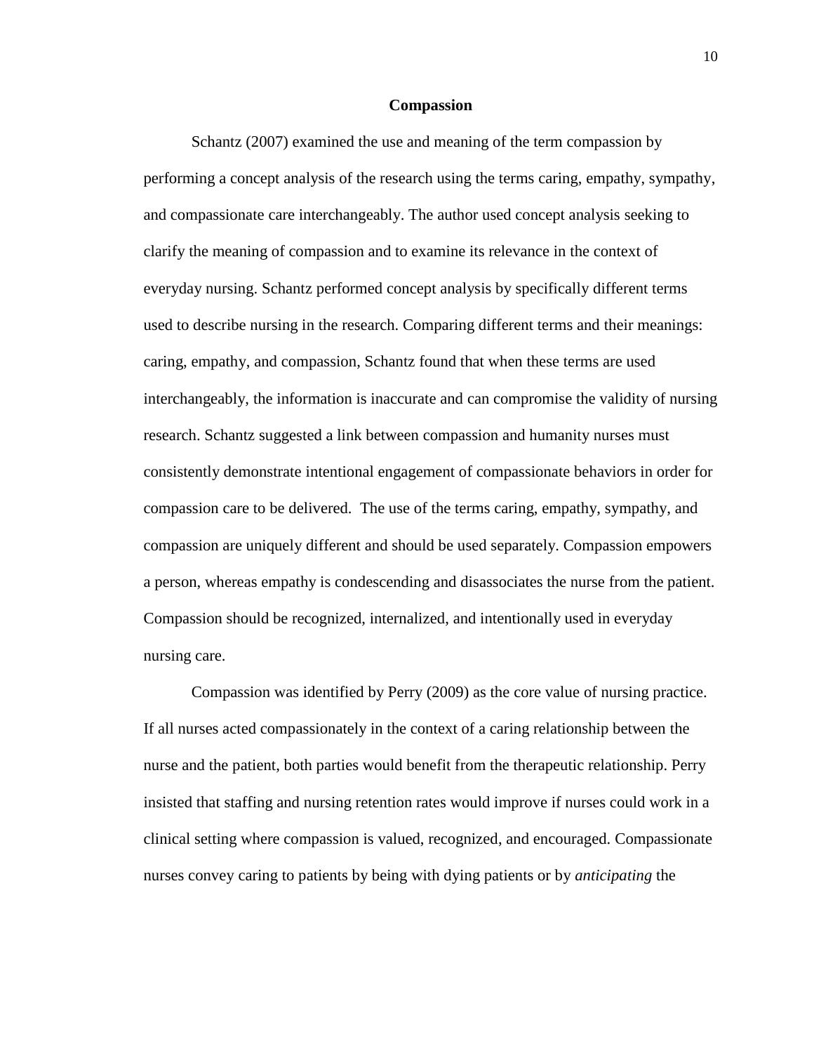## Compassion

Schantz (2007) examined the use and meaning of the term compassion by performing a concept analysis of the research using the terms caring, empathy, sympathy, and compassionate care interchangeably. The author used concept analysis seeking to clarify the meaning of compassion and to examine its relevance in the context of everyday nursing. Schantz performed concept analysis by specifically different terms used to describe nursing in the research. Comparing different terms and their meanings: caring, empathy, and compassion, Schantz found that when these terms are used interchangeably, the information is inaccurate and can compromise the validity of nursing research. Schantz suggested a link between compassion and humanity nurses must consistently demonstrate intentional engagement of compassionate behaviors in order for compassion care to be delivered.  The use of the terms caring, empathy, sympathy, and compassion are uniquely different and should be used separately. Compassion empowers a person, whereas empathy is condescending and disassociates the nurse from the patient. Compassion should be recognized, internalized, and intentionally used in everyday nursing care.

Compassion was identified by Perry (2009) as the core value of nursing practice. If all nurses acted compassionately in the context of a caring relationship between the nurse and the patient, both parties would benefit from the therapeutic relationship. Perry insisted that staffing and nursing retention rates would improve if nurses could work in a clinical setting where compassion is valued, recognized, and encouraged. Compassionate nurses convey caring to patients by being with dying patients or by *anticipating* the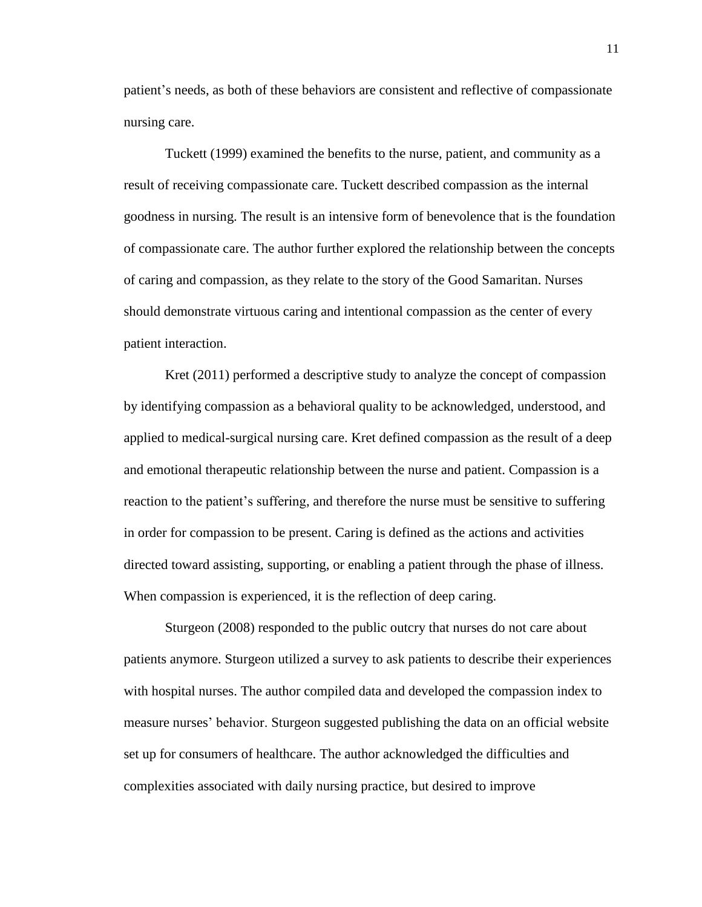patient's needs, as both of these behaviors are consistent and reflective of compassionate nursing care.

Tuckett (1999) examined the benefits to the nurse, patient, and community as a result of receiving compassionate care. Tuckett described compassion as the internal goodness in nursing. The result is an intensive form of benevolence that is the foundation of compassionate care. The author further explored the relationship between the concepts of caring and compassion, as they relate to the story of the Good Samaritan. Nurses should demonstrate virtuous caring and intentional compassion as the center of every patient interaction.

Kret (2011) performed a descriptive study to analyze the concept of compassion by identifying compassion as a behavioral quality to be acknowledged, understood, and applied to medical-surgical nursing care. Kret defined compassion as the result of a deep and emotional therapeutic relationship between the nurse and patient. Compassion is a reaction to the patient's suffering, and therefore the nurse must be sensitive to suffering in order for compassion to be present. Caring is defined as the actions and activities directed toward assisting, supporting, or enabling a patient through the phase of illness. When compassion is experienced, it is the reflection of deep caring.

Sturgeon (2008) responded to the public outcry that nurses do not care about patients anymore. Sturgeon utilized a survey to ask patients to describe their experiences with hospital nurses. The author compiled data and developed the compassion index to measure nurses' behavior. Sturgeon suggested publishing the data on an official website set up for consumers of healthcare. The author acknowledged the difficulties and complexities associated with daily nursing practice, but desired to improve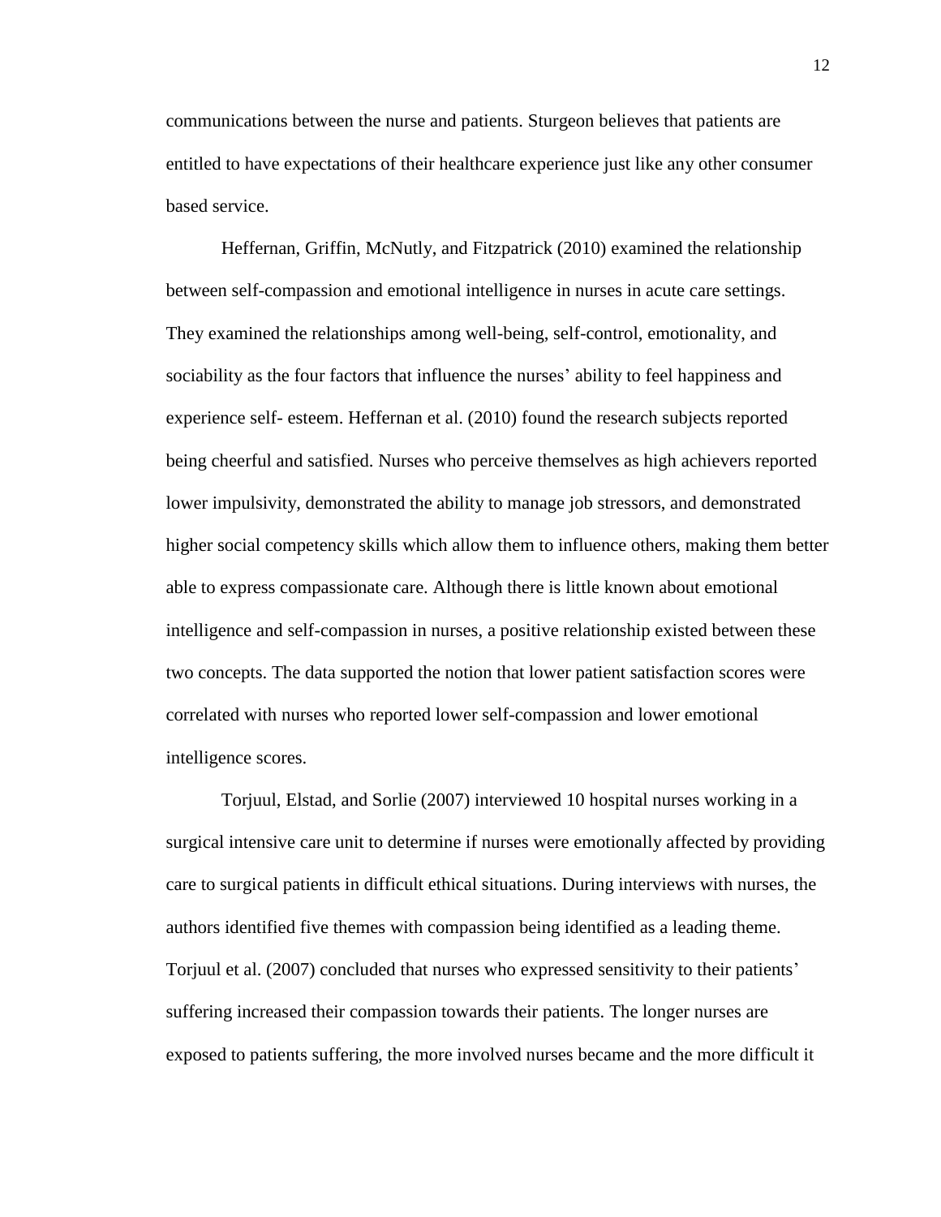communications between the nurse and patients. Sturgeon believes that patients are entitled to have expectations of their healthcare experience just like any other consumer based service.

Heffernan, Griffin, McNutly, and Fitzpatrick (2010) examined the relationship between self-compassion and emotional intelligence in nurses in acute care settings. They examined the relationships among well-being, self-control, emotionality, and sociability as the four factors that influence the nurses' ability to feel happiness and experience self- esteem. Heffernan et al. (2010) found the research subjects reported being cheerful and satisfied. Nurses who perceive themselves as high achievers reported lower impulsivity, demonstrated the ability to manage job stressors, and demonstrated higher social competency skills which allow them to influence others, making them better able to express compassionate care. Although there is little known about emotional intelligence and self-compassion in nurses, a positive relationship existed between these two concepts. The data supported the notion that lower patient satisfaction scores were correlated with nurses who reported lower self-compassion and lower emotional intelligence scores.

Torjuul, Elstad, and Sorlie (2007) interviewed 10 hospital nurses working in a surgical intensive care unit to determine if nurses were emotionally affected by providing care to surgical patients in difficult ethical situations. During interviews with nurses, the authors identified five themes with compassion being identified as a leading theme. Torjuul et al. (2007) concluded that nurses who expressed sensitivity to their patients' suffering increased their compassion towards their patients. The longer nurses are exposed to patients suffering, the more involved nurses became and the more difficult it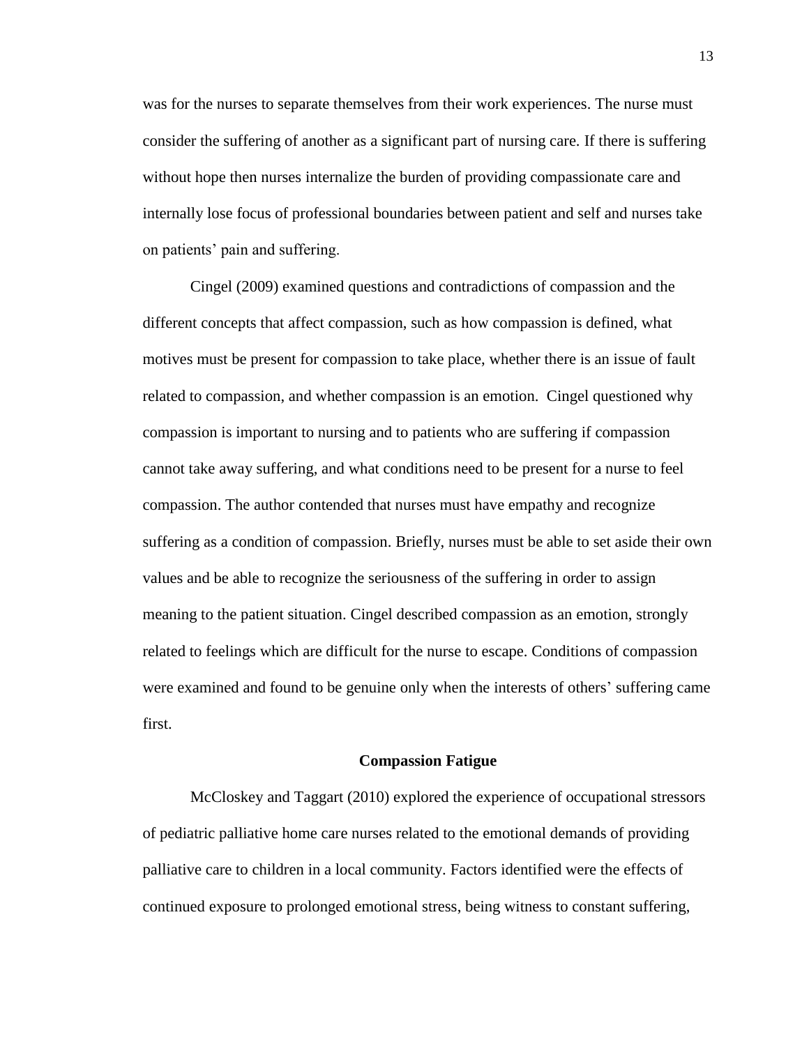was for the nurses to separate themselves from their work experiences. The nurse must consider the suffering of another as a significant part of nursing care. If there is suffering without hope then nurses internalize the burden of providing compassionate care and internally lose focus of professional boundaries between patient and self and nurses take on patients' pain and suffering.

Cingel (2009) examined questions and contradictions of compassion and the different concepts that affect compassion, such as how compassion is defined, what motives must be present for compassion to take place, whether there is an issue of fault related to compassion, and whether compassion is an emotion. Cingel questioned why compassion is important to nursing and to patients who are suffering if compassion cannot take away suffering, and what conditions need to be present for a nurse to feel compassion. The author contended that nurses must have empathy and recognize suffering as a condition of compassion. Briefly, nurses must be able to set aside their own values and be able to recognize the seriousness of the suffering in order to assign meaning to the patient situation. Cingel described compassion as an emotion, strongly related to feelings which are difficult for the nurse to escape. Conditions of compassion were examined and found to be genuine only when the interests of others' suffering came first.

## Compassion Fatigue

McCloskey and Taggart (2010) explored the experience of occupational stressors of pediatric palliative home care nurses related to the emotional demands of providing palliative care to children in a local community. Factors identified were the effects of continued exposure to prolonged emotional stress, being witness to constant suffering,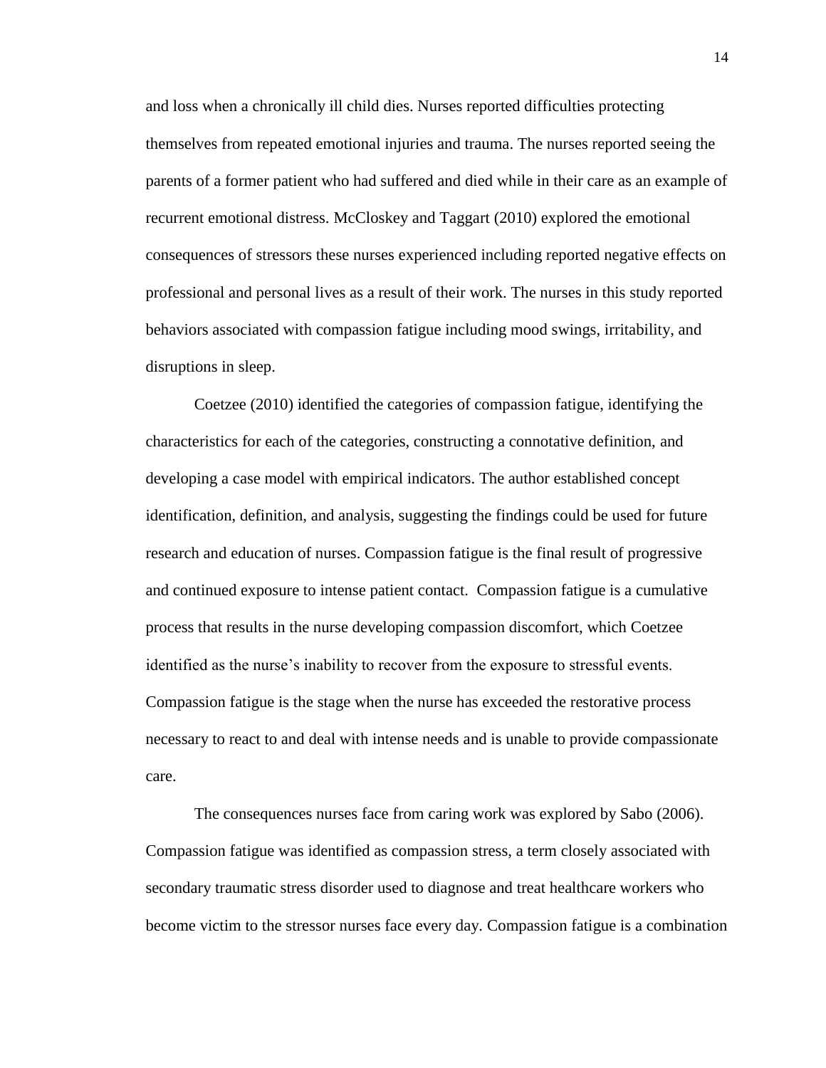and loss when a chronically ill child dies. Nurses reported difficulties protecting themselves from repeated emotional injuries and trauma. The nurses reported seeing the parents of a former patient who had suffered and died while in their care as an example of recurrent emotional distress. McCloskey and Taggart (2010) explored the emotional consequences of stressors these nurses experienced including reported negative effects on professional and personal lives as a result of their work. The nurses in this study reported behaviors associated with compassion fatigue including mood swings, irritability, and disruptions in sleep.

Coetzee (2010) identified the categories of compassion fatigue, identifying the characteristics for each of the categories, constructing a connotative definition, and developing a case model with empirical indicators. The author established concept identification, definition, and analysis, suggesting the findings could be used for future research and education of nurses. Compassion fatigue is the final result of progressive and continued exposure to intense patient contact. Compassion fatigue is a cumulative process that results in the nurse developing compassion discomfort, which Coetzee identified as the nurse's inability to recover from the exposure to stressful events. Compassion fatigue is the stage when the nurse has exceeded the restorative process necessary to react to and deal with intense needs and is unable to provide compassionate care.

The consequences nurses face from caring work was explored by Sabo (2006). Compassion fatigue was identified as compassion stress, a term closely associated with secondary traumatic stress disorder used to diagnose and treat healthcare workers who become victim to the stressor nurses face every day. Compassion fatigue is a combination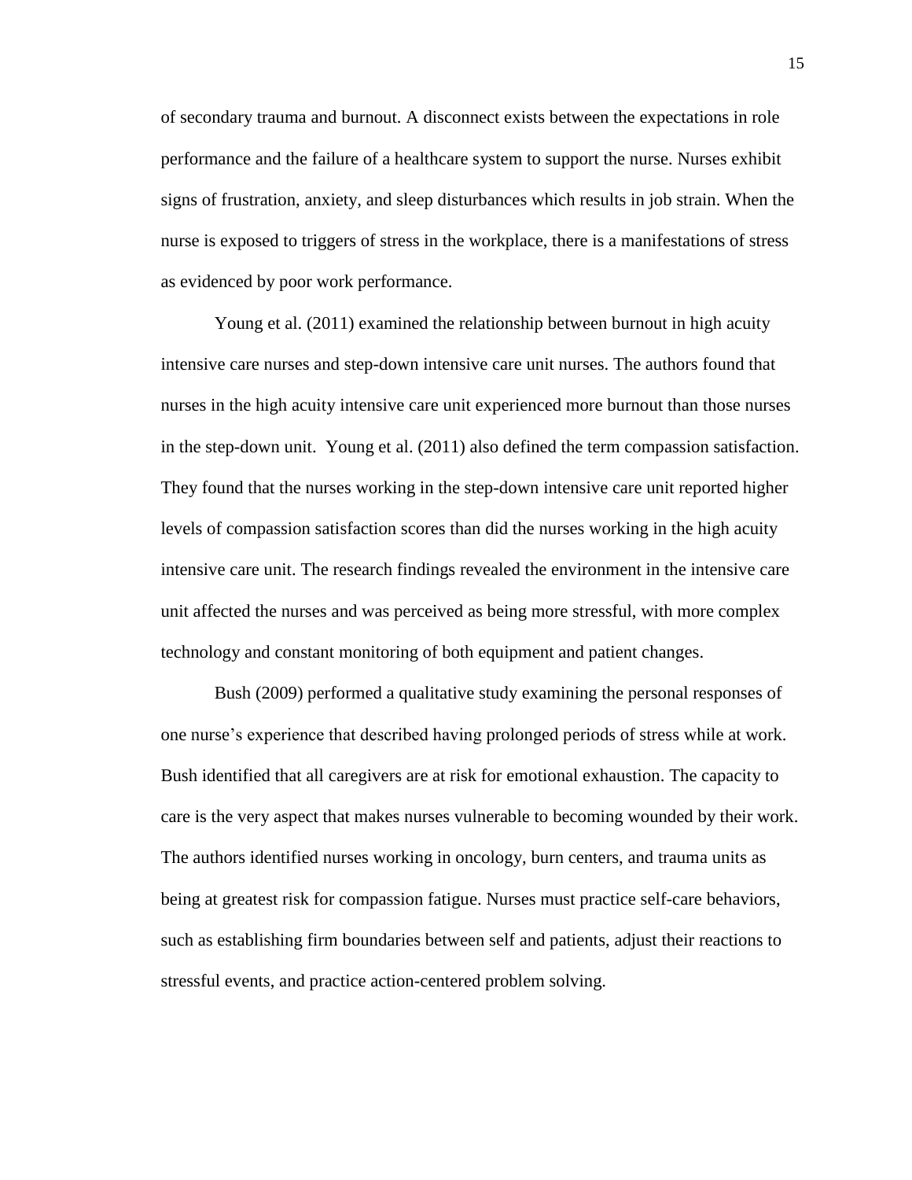of secondary trauma and burnout. A disconnect exists between the expectations in role performance and the failure of a healthcare system to support the nurse. Nurses exhibit signs of frustration, anxiety, and sleep disturbances which results in job strain. When the nurse is exposed to triggers of stress in the workplace, there is a manifestations of stress as evidenced by poor work performance.

Young et al. (2011) examined the relationship between burnout in high acuity intensive care nurses and step-down intensive care unit nurses. The authors found that nurses in the high acuity intensive care unit experienced more burnout than those nurses in the step-down unit. Young et al. (2011) also defined the term compassion satisfaction. They found that the nurses working in the step-down intensive care unit reported higher levels of compassion satisfaction scores than did the nurses working in the high acuity intensive care unit. The research findings revealed the environment in the intensive care unit affected the nurses and was perceived as being more stressful, with more complex technology and constant monitoring of both equipment and patient changes.

Bush (2009) performed a qualitative study examining the personal responses of one nurse's experience that described having prolonged periods of stress while at work. Bush identified that all caregivers are at risk for emotional exhaustion. The capacity to care is the very aspect that makes nurses vulnerable to becoming wounded by their work. The authors identified nurses working in oncology, burn centers, and trauma units as being at greatest risk for compassion fatigue. Nurses must practice self-care behaviors, such as establishing firm boundaries between self and patients, adjust their reactions to stressful events, and practice action-centered problem solving.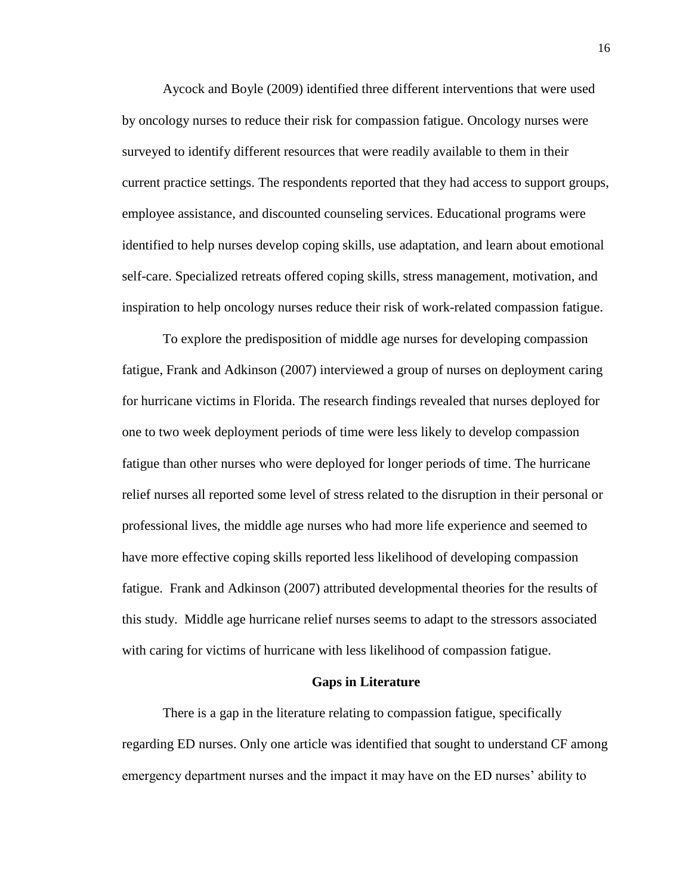Aycock and Boyle (2009) identified three different interventions that were used by oncology nurses to reduce their risk for compassion fatigue. Oncology nurses were surveyed to identify different resources that were readily available to them in their current practice settings. The respondents reported that they had access to support groups, employee assistance, and discounted counseling services. Educational programs were identified to help nurses develop coping skills, use adaptation, and learn about emotional self-care. Specialized retreats offered coping skills, stress management, motivation, and inspiration to help oncology nurses reduce their risk of work-related compassion fatigue.

To explore the predisposition of middle age nurses for developing compassion fatigue, Frank and Adkinson (2007) interviewed a group of nurses on deployment caring for hurricane victims in Florida. The research findings revealed that nurses deployed for one to two week deployment periods of time were less likely to develop compassion fatigue than other nurses who were deployed for longer periods of time. The hurricane relief nurses all reported some level of stress related to the disruption in their personal or professional lives, the middle age nurses who had more life experience and seemed to have more effective coping skills reported less likelihood of developing compassion fatigue. Frank and Adkinson (2007) attributed developmental theories for the results of this study. Middle age hurricane relief nurses seems to adapt to the stressors associated with caring for victims of hurricane with less likelihood of compassion fatigue.

**Gaps in Literature**

There is a gap in the literature relating to compassion fatigue, specifically regarding ED nurses. Only one article was identified that sought to understand CF among emergency department nurses and the impact it may have on the ED nurses' ability to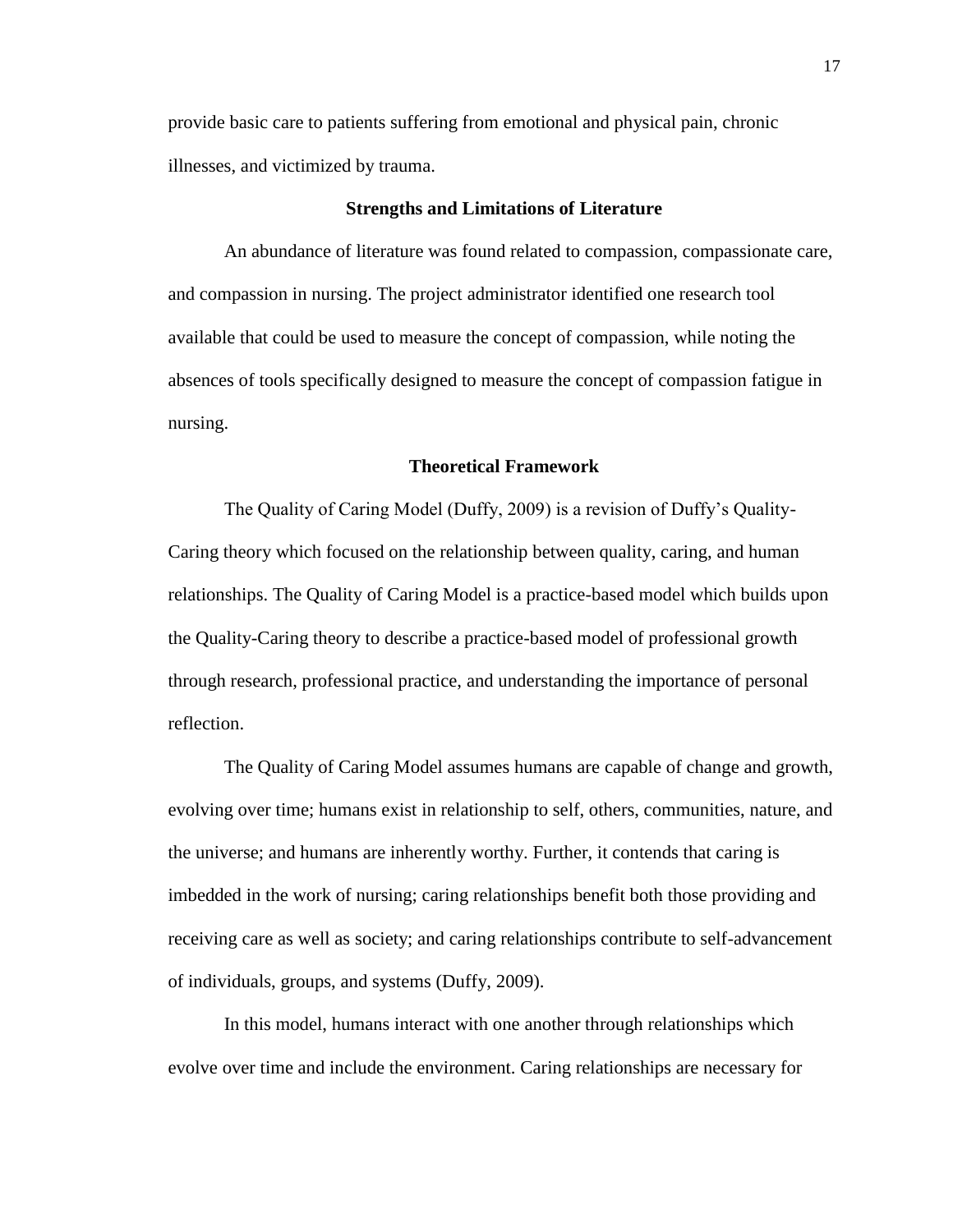provide basic care to patients suffering from emotional and physical pain, chronic illnesses, and victimized by trauma.

## Strengths and Limitations of Literature

An abundance of literature was found related to compassion, compassionate care, and compassion in nursing. The project administrator identified one research tool available that could be used to measure the concept of compassion, while noting the absences of tools specifically designed to measure the concept of compassion fatigue in nursing.

## Theoretical Framework

The Quality of Caring Model (Duffy, 2009) is a revision of Duffy's Quality-Caring theory which focused on the relationship between quality, caring, and human relationships. The Quality of Caring Model is a practice-based model which builds upon the Quality-Caring theory to describe a practice-based model of professional growth through research, professional practice, and understanding the importance of personal reflection.

The Quality of Caring Model assumes humans are capable of change and growth, evolving over time; humans exist in relationship to self, others, communities, nature, and the universe; and humans are inherently worthy. Further, it contends that caring is imbedded in the work of nursing; caring relationships benefit both those providing and receiving care as well as society; and caring relationships contribute to self-advancement of individuals, groups, and systems (Duffy, 2009).

In this model, humans interact with one another through relationships which evolve over time and include the environment. Caring relationships are necessary for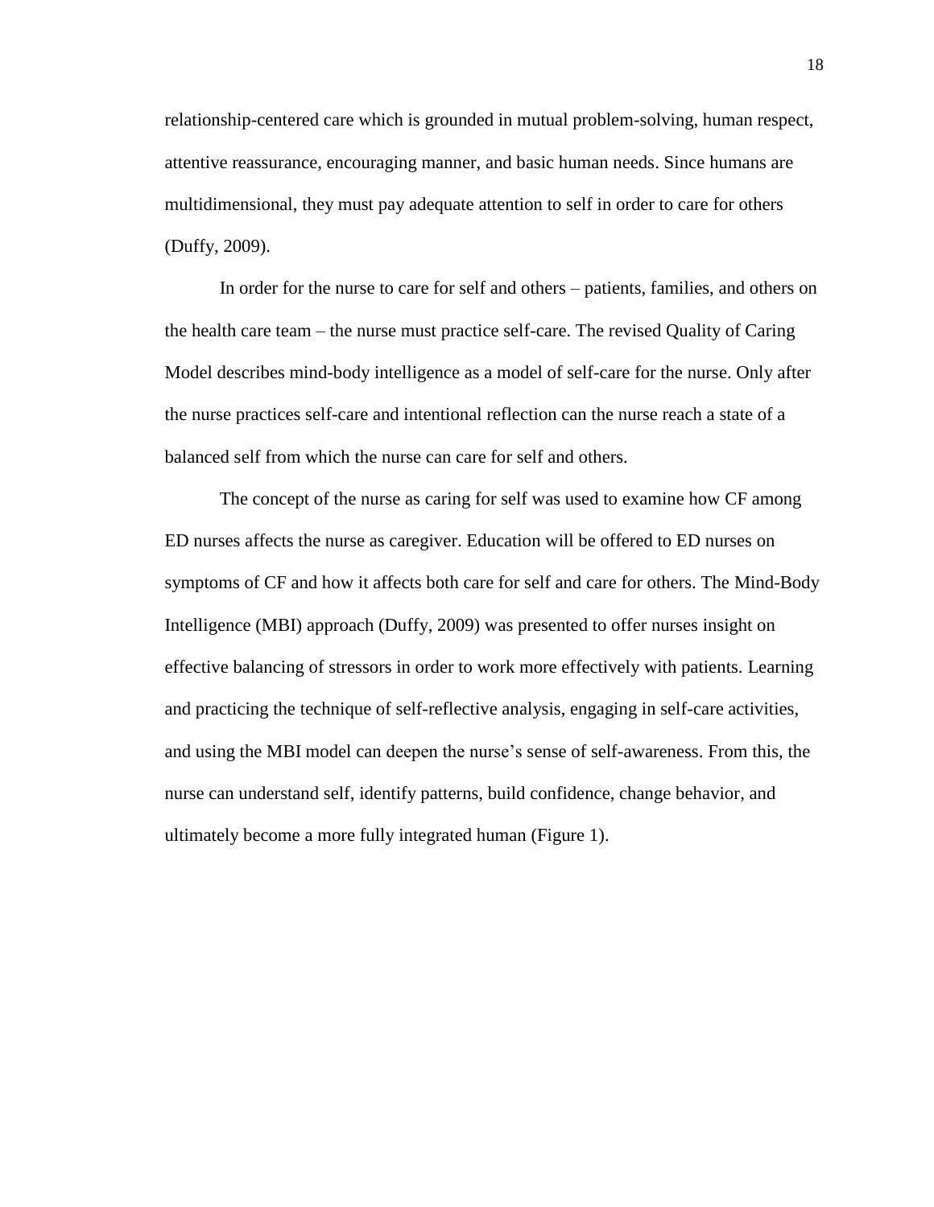relationship-centered care which is grounded in mutual problem-solving, human respect, attentive reassurance, encouraging manner, and basic human needs. Since humans are multidimensional, they must pay adequate attention to self in order to care for others (Duffy, 2009).

In order for the nurse to care for self and others – patients, families, and others on the health care team – the nurse must practice self-care. The revised Quality of Caring Model describes mind-body intelligence as a model of self-care for the nurse. Only after the nurse practices self-care and intentional reflection can the nurse reach a state of a balanced self from which the nurse can care for self and others.

The concept of the nurse as caring for self was used to examine how CF among ED nurses affects the nurse as caregiver. Education will be offered to ED nurses on symptoms of CF and how it affects both care for self and care for others. The Mind-Body Intelligence (MBI) approach (Duffy, 2009) was presented to offer nurses insight on effective balancing of stressors in order to work more effectively with patients. Learning and practicing the technique of self-reflective analysis, engaging in self-care activities, and using the MBI model can deepen the nurse's sense of self-awareness. From this, the nurse can understand self, identify patterns, build confidence, change behavior, and ultimately become a more fully integrated human (Figure 1).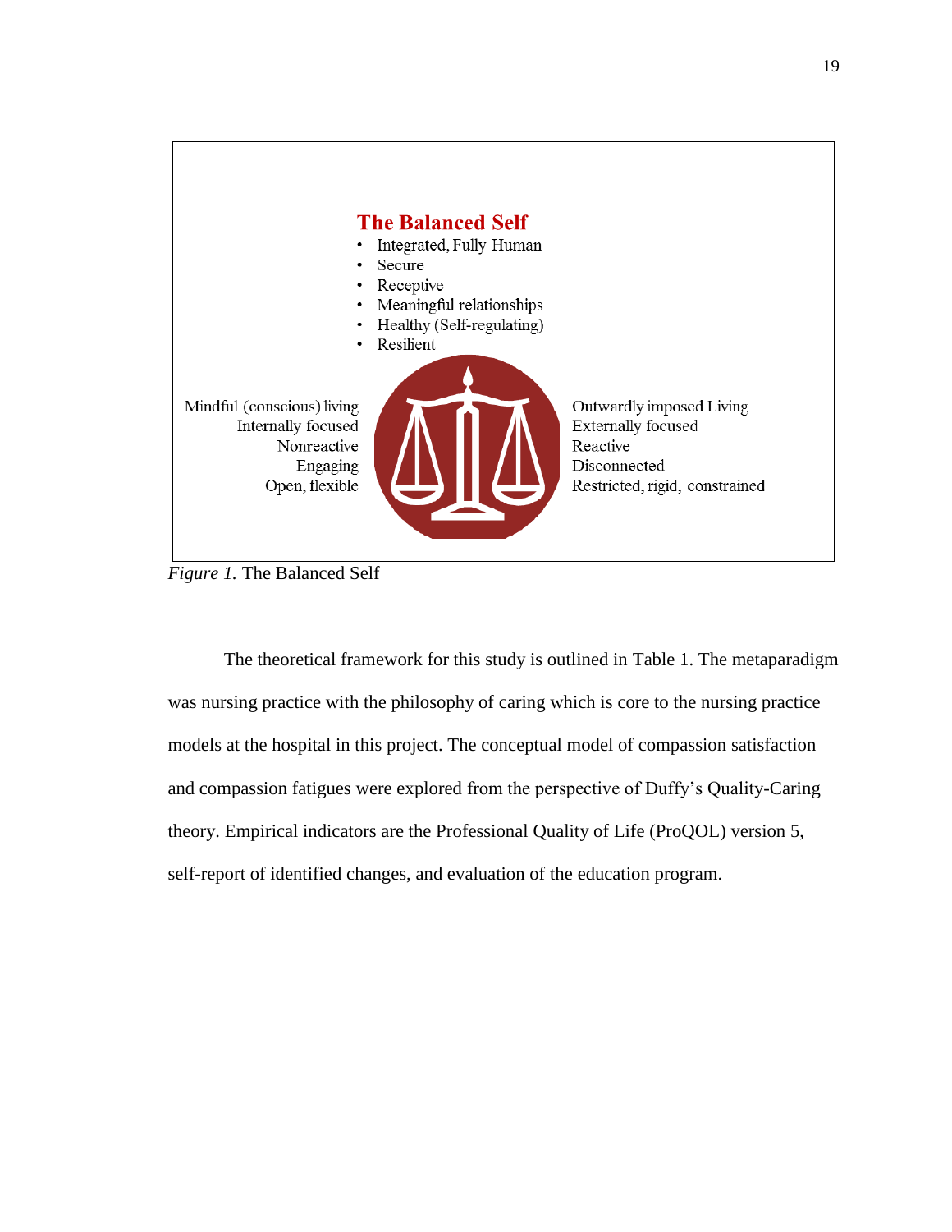**The Balanced Self**

- Integrated, Fully Human
- Secure
- Receptive
- Meaningful relationships
- Healthy (Self-regulating)
- Resilient

Mindful (conscious) living
Internally focused
Nonreactive
Engaging
Open, flexible

Outwardly imposed Living
Externally focused
Reactive
Disconnected
Restricted, rigid, constrained

*Figure 1.* The Balanced Self

The theoretical framework for this study is outlined in Table 1. The metaparadigm was nursing practice with the philosophy of caring which is core to the nursing practice models at the hospital in this project. The conceptual model of compassion satisfaction and compassion fatigues were explored from the perspective of Duffy's Quality-Caring theory. Empirical indicators are the Professional Quality of Life (ProQOL) version 5, self-report of identified changes, and evaluation of the education program.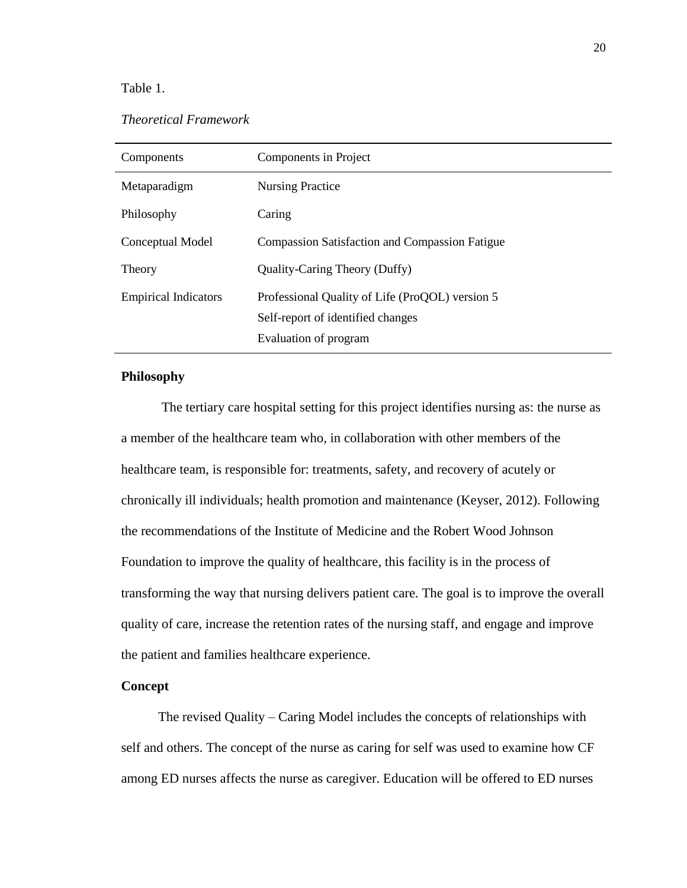Table 1.

*Theoretical Framework*

| Components | Components in Project |
|---|---|
| Metaparadigm | Nursing Practice |
| Philosophy | Caring |
| Conceptual Model | Compassion Satisfaction and Compassion Fatigue |
| Theory | Quality-Caring Theory (Duffy) |
| Empirical Indicators | Professional Quality of Life (ProQOL) version 5<br>Self-report of identified changes<br>Evaluation of program |

**Philosophy**

The tertiary care hospital setting for this project identifies nursing as: the nurse as a member of the healthcare team who, in collaboration with other members of the healthcare team, is responsible for: treatments, safety, and recovery of acutely or chronically ill individuals; health promotion and maintenance (Keyser, 2012). Following the recommendations of the Institute of Medicine and the Robert Wood Johnson Foundation to improve the quality of healthcare, this facility is in the process of transforming the way that nursing delivers patient care. The goal is to improve the overall quality of care, increase the retention rates of the nursing staff, and engage and improve the patient and families healthcare experience.

**Concept**

The revised Quality – Caring Model includes the concepts of relationships with self and others. The concept of the nurse as caring for self was used to examine how CF among ED nurses affects the nurse as caregiver. Education will be offered to ED nurses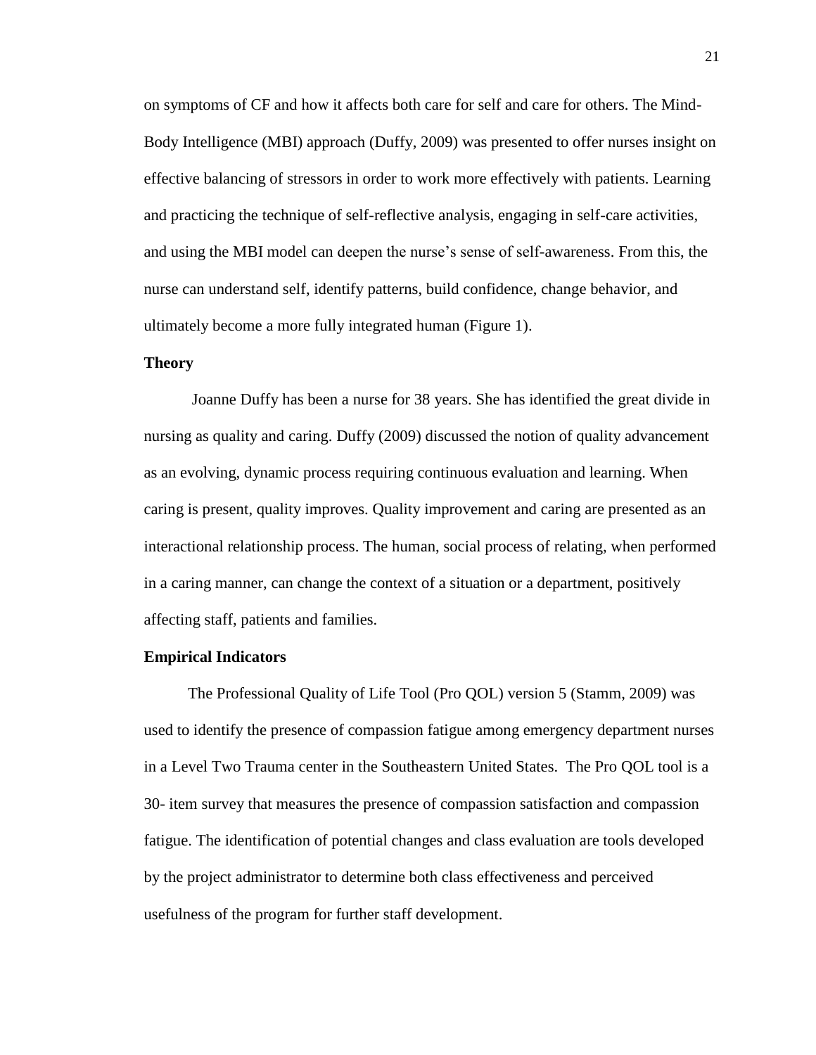on symptoms of CF and how it affects both care for self and care for others. The Mind-Body Intelligence (MBI) approach (Duffy, 2009) was presented to offer nurses insight on effective balancing of stressors in order to work more effectively with patients. Learning and practicing the technique of self-reflective analysis, engaging in self-care activities, and using the MBI model can deepen the nurse's sense of self-awareness. From this, the nurse can understand self, identify patterns, build confidence, change behavior, and ultimately become a more fully integrated human (Figure 1).

**Theory**

Joanne Duffy has been a nurse for 38 years. She has identified the great divide in nursing as quality and caring. Duffy (2009) discussed the notion of quality advancement as an evolving, dynamic process requiring continuous evaluation and learning. When caring is present, quality improves. Quality improvement and caring are presented as an interactional relationship process. The human, social process of relating, when performed in a caring manner, can change the context of a situation or a department, positively affecting staff, patients and families.

**Empirical Indicators**

The Professional Quality of Life Tool (Pro QOL) version 5 (Stamm, 2009) was used to identify the presence of compassion fatigue among emergency department nurses in a Level Two Trauma center in the Southeastern United States. The Pro QOL tool is a 30- item survey that measures the presence of compassion satisfaction and compassion fatigue. The identification of potential changes and class evaluation are tools developed by the project administrator to determine both class effectiveness and perceived usefulness of the program for further staff development.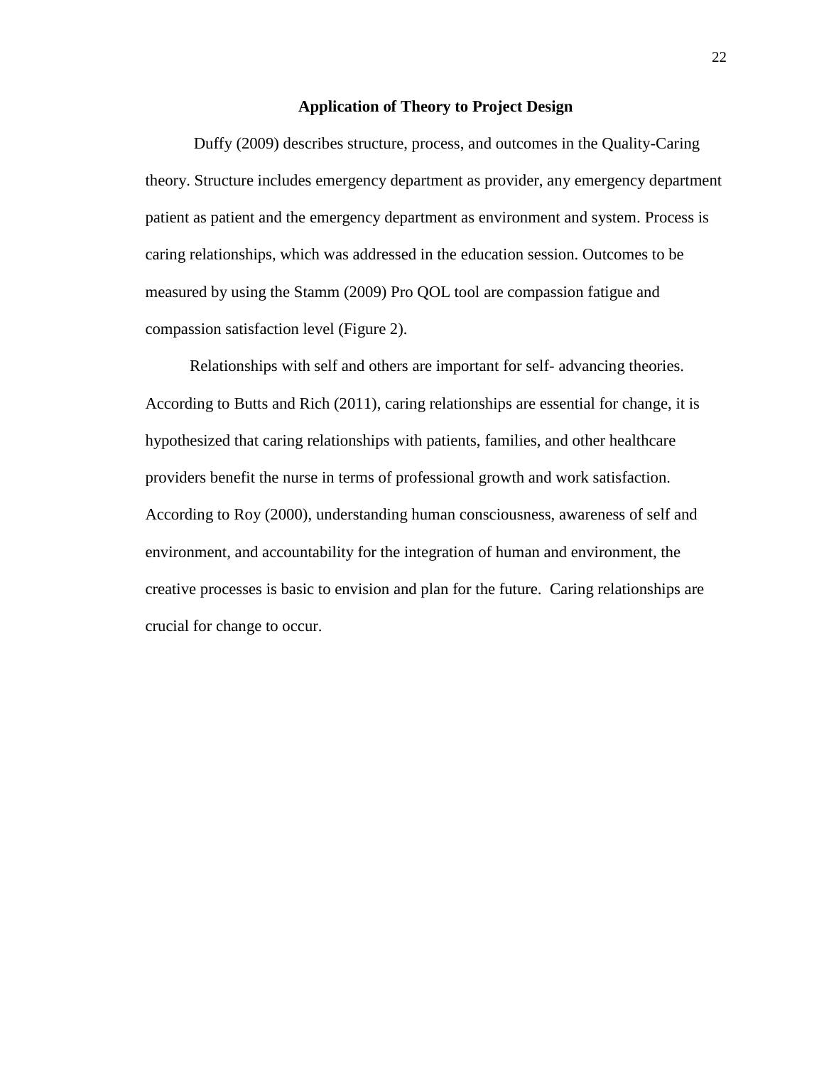## Application of Theory to Project Design

Duffy (2009) describes structure, process, and outcomes in the Quality-Caring theory. Structure includes emergency department as provider, any emergency department patient as patient and the emergency department as environment and system. Process is caring relationships, which was addressed in the education session. Outcomes to be measured by using the Stamm (2009) Pro QOL tool are compassion fatigue and compassion satisfaction level (Figure 2).

Relationships with self and others are important for self- advancing theories. According to Butts and Rich (2011), caring relationships are essential for change, it is hypothesized that caring relationships with patients, families, and other healthcare providers benefit the nurse in terms of professional growth and work satisfaction. According to Roy (2000), understanding human consciousness, awareness of self and environment, and accountability for the integration of human and environment, the creative processes is basic to envision and plan for the future. Caring relationships are crucial for change to occur.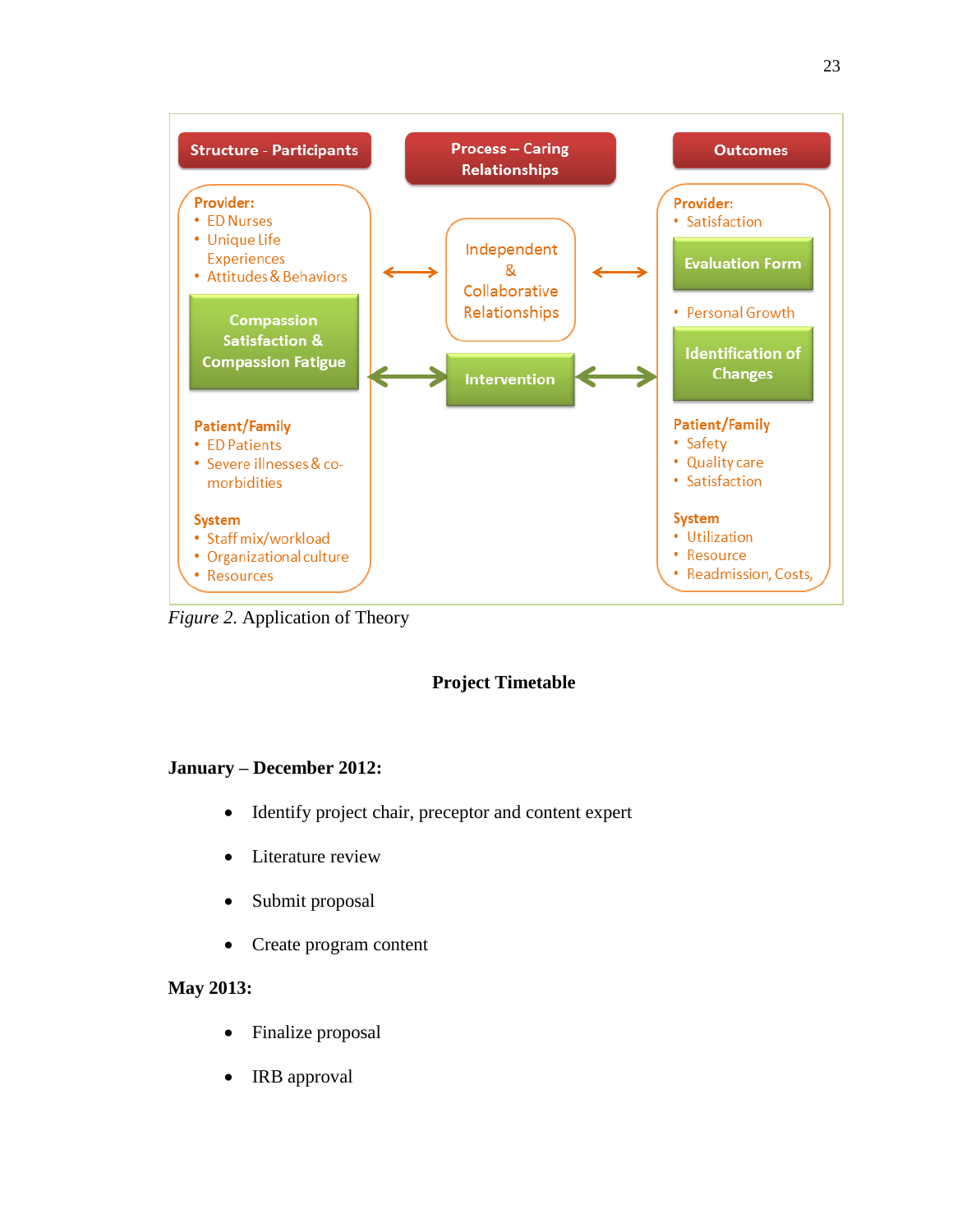Structure - Participants

Provider:
- ED Nurses
- Unique Life Experiences
- Attitudes & Behaviors

Compassion Satisfaction & Compassion Fatigue

Patient/Family
- ED Patients
- Severe illnesses & co-morbidities

System
- Staff mix/workload
- Organizational culture
- Resources

Process – Caring Relationships

Independent & Collaborative Relationships

Intervention

Outcomes

Provider:
- Satisfaction

Evaluation Form

- Personal Growth

Identification of Changes

Patient/Family
- Safety
- Quality care
- Satisfaction

System
- Utilization
- Resource
- Readmission, Costs,

*Figure 2.* Application of Theory

## Project Timetable

**January – December 2012:**

- Identify project chair, preceptor and content expert
- Literature review
- Submit proposal
- Create program content

**May 2013:**

- Finalize proposal
- IRB approval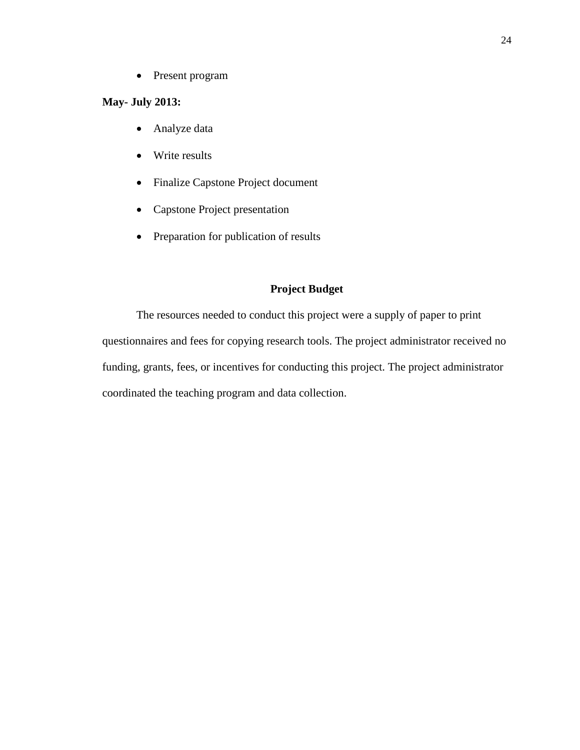- Present program

**May- July 2013:**

- Analyze data
- Write results
- Finalize Capstone Project document
- Capstone Project presentation
- Preparation for publication of results

## Project Budget

The resources needed to conduct this project were a supply of paper to print questionnaires and fees for copying research tools. The project administrator received no funding, grants, fees, or incentives for conducting this project. The project administrator coordinated the teaching program and data collection.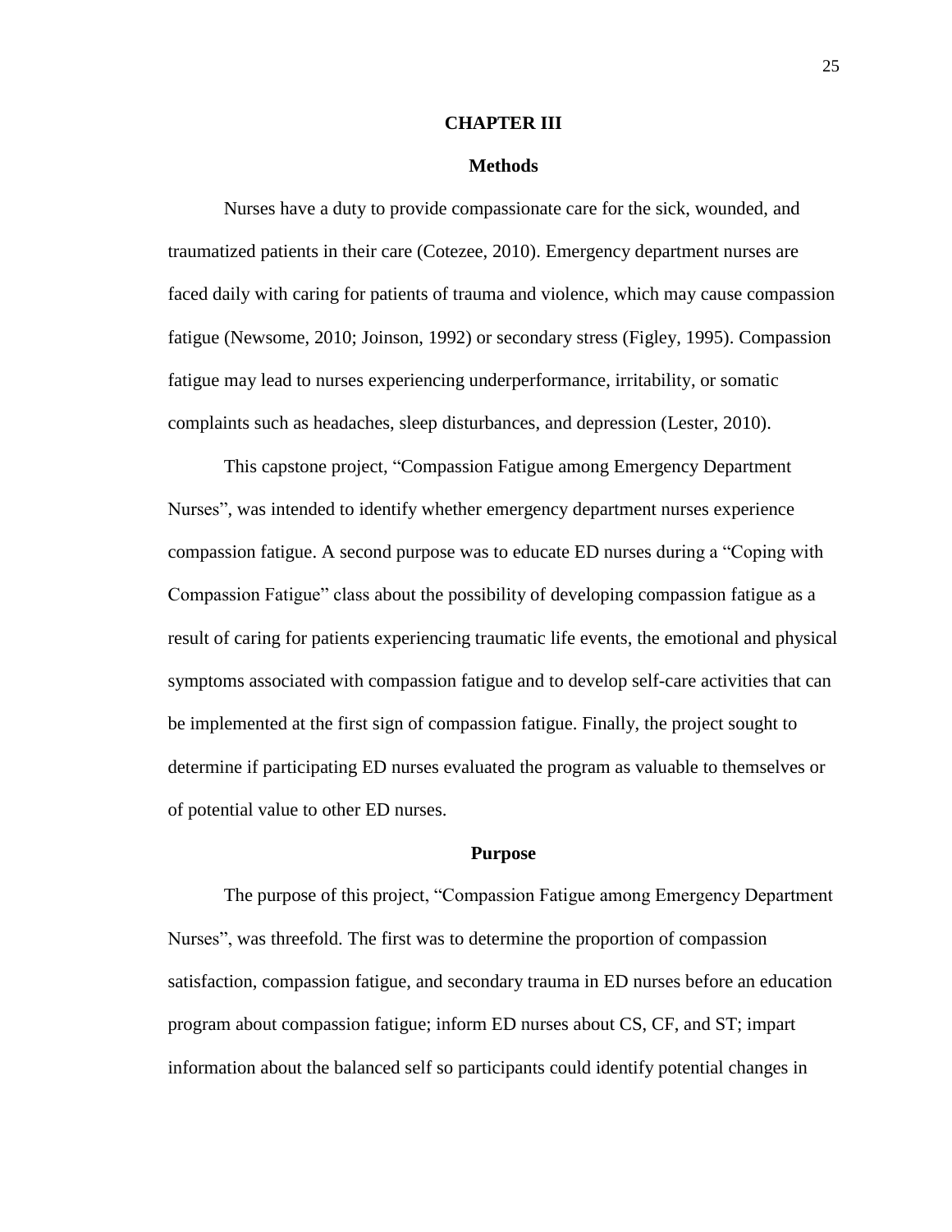# CHAPTER III

## Methods

Nurses have a duty to provide compassionate care for the sick, wounded, and traumatized patients in their care (Cotezee, 2010). Emergency department nurses are faced daily with caring for patients of trauma and violence, which may cause compassion fatigue (Newsome, 2010; Joinson, 1992) or secondary stress (Figley, 1995). Compassion fatigue may lead to nurses experiencing underperformance, irritability, or somatic complaints such as headaches, sleep disturbances, and depression (Lester, 2010).

This capstone project, "Compassion Fatigue among Emergency Department Nurses", was intended to identify whether emergency department nurses experience compassion fatigue. A second purpose was to educate ED nurses during a "Coping with Compassion Fatigue" class about the possibility of developing compassion fatigue as a result of caring for patients experiencing traumatic life events, the emotional and physical symptoms associated with compassion fatigue and to develop self-care activities that can be implemented at the first sign of compassion fatigue. Finally, the project sought to determine if participating ED nurses evaluated the program as valuable to themselves or of potential value to other ED nurses.

## Purpose

The purpose of this project, "Compassion Fatigue among Emergency Department Nurses", was threefold. The first was to determine the proportion of compassion satisfaction, compassion fatigue, and secondary trauma in ED nurses before an education program about compassion fatigue; inform ED nurses about CS, CF, and ST; impart information about the balanced self so participants could identify potential changes in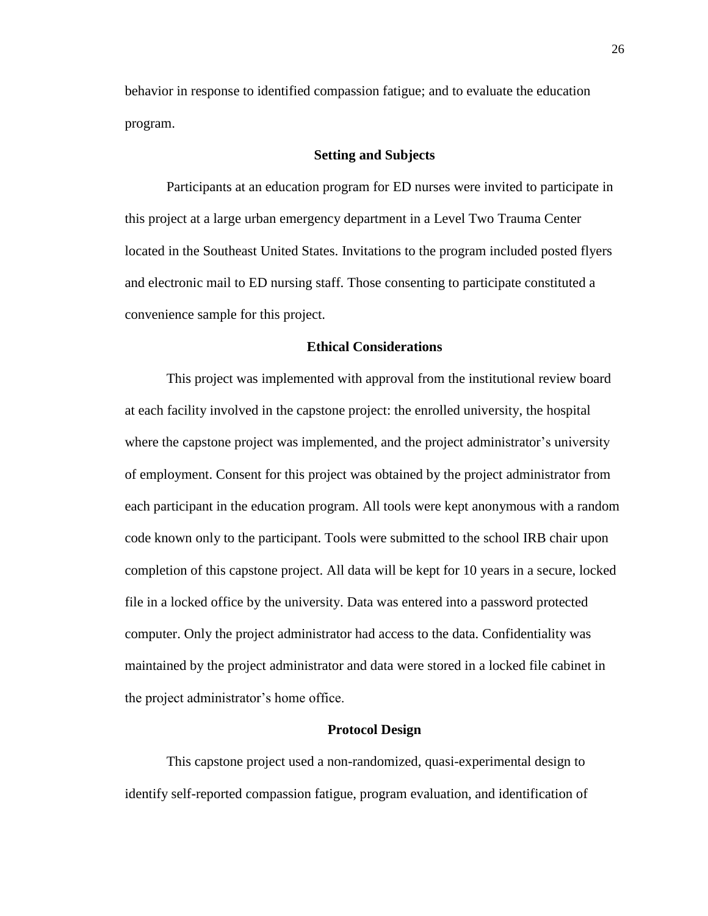behavior in response to identified compassion fatigue; and to evaluate the education program.

## Setting and Subjects

Participants at an education program for ED nurses were invited to participate in this project at a large urban emergency department in a Level Two Trauma Center located in the Southeast United States. Invitations to the program included posted flyers and electronic mail to ED nursing staff. Those consenting to participate constituted a convenience sample for this project.

## Ethical Considerations

This project was implemented with approval from the institutional review board at each facility involved in the capstone project: the enrolled university, the hospital where the capstone project was implemented, and the project administrator's university of employment. Consent for this project was obtained by the project administrator from each participant in the education program. All tools were kept anonymous with a random code known only to the participant. Tools were submitted to the school IRB chair upon completion of this capstone project. All data will be kept for 10 years in a secure, locked file in a locked office by the university. Data was entered into a password protected computer. Only the project administrator had access to the data. Confidentiality was maintained by the project administrator and data were stored in a locked file cabinet in the project administrator's home office.

## Protocol Design

This capstone project used a non-randomized, quasi-experimental design to identify self-reported compassion fatigue, program evaluation, and identification of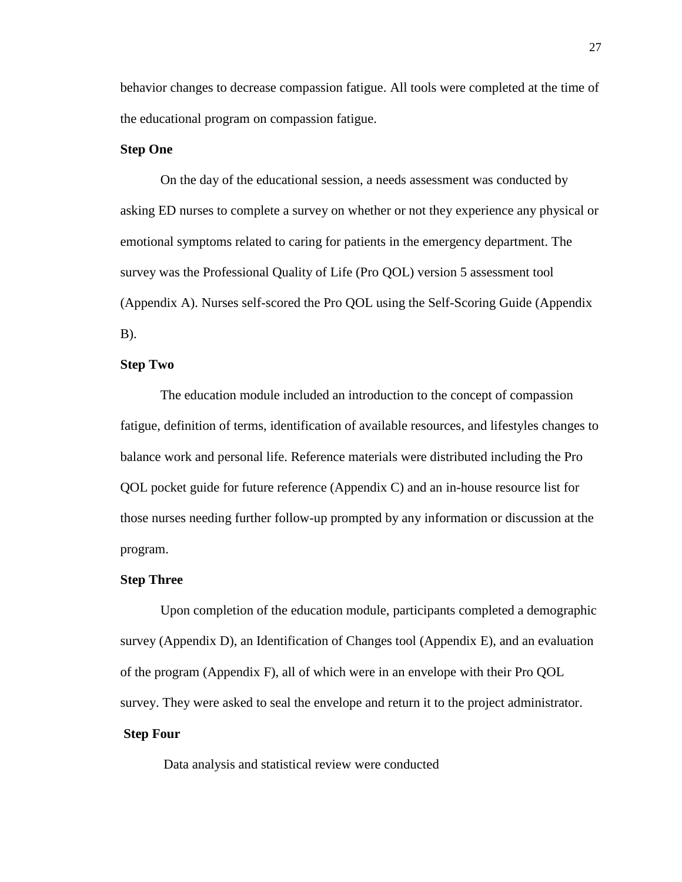behavior changes to decrease compassion fatigue. All tools were completed at the time of the educational program on compassion fatigue.

**Step One**

On the day of the educational session, a needs assessment was conducted by asking ED nurses to complete a survey on whether or not they experience any physical or emotional symptoms related to caring for patients in the emergency department. The survey was the Professional Quality of Life (Pro QOL) version 5 assessment tool (Appendix A). Nurses self-scored the Pro QOL using the Self-Scoring Guide (Appendix B).

**Step Two**

The education module included an introduction to the concept of compassion fatigue, definition of terms, identification of available resources, and lifestyles changes to balance work and personal life. Reference materials were distributed including the Pro QOL pocket guide for future reference (Appendix C) and an in-house resource list for those nurses needing further follow-up prompted by any information or discussion at the program.

**Step Three**

Upon completion of the education module, participants completed a demographic survey (Appendix D), an Identification of Changes tool (Appendix E), and an evaluation of the program (Appendix F), all of which were in an envelope with their Pro QOL survey. They were asked to seal the envelope and return it to the project administrator.

**Step Four**

Data analysis and statistical review were conducted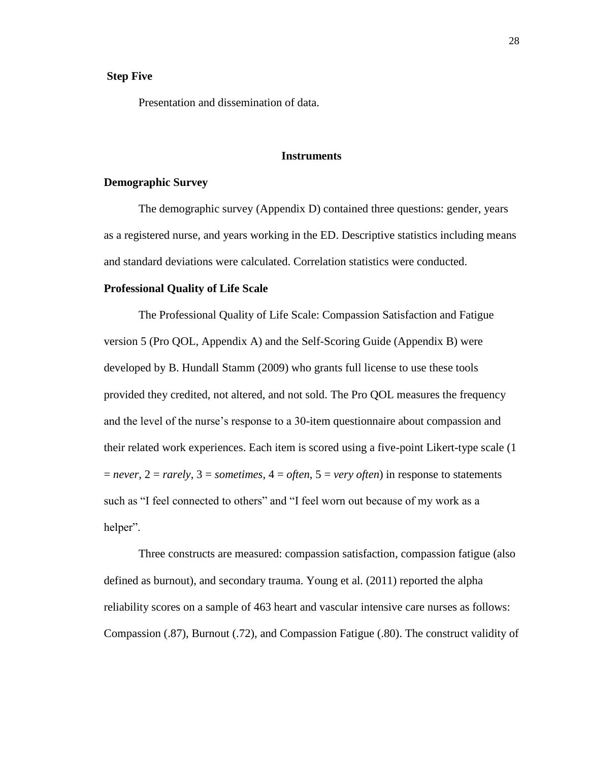**Step Five**

Presentation and dissemination of data.

## Instruments

### Demographic Survey

The demographic survey (Appendix D) contained three questions: gender, years as a registered nurse, and years working in the ED. Descriptive statistics including means and standard deviations were calculated. Correlation statistics were conducted.

### Professional Quality of Life Scale

The Professional Quality of Life Scale: Compassion Satisfaction and Fatigue version 5 (Pro QOL, Appendix A) and the Self-Scoring Guide (Appendix B) were developed by B. Hundall Stamm (2009) who grants full license to use these tools provided they credited, not altered, and not sold. The Pro QOL measures the frequency and the level of the nurse's response to a 30-item questionnaire about compassion and their related work experiences. Each item is scored using a five-point Likert-type scale (1 = *never*, 2 = *rarely*, 3 = *sometimes*, 4 = *often*, 5 = *very often*) in response to statements such as "I feel connected to others" and "I feel worn out because of my work as a helper".

Three constructs are measured: compassion satisfaction, compassion fatigue (also defined as burnout), and secondary trauma. Young et al. (2011) reported the alpha reliability scores on a sample of 463 heart and vascular intensive care nurses as follows: Compassion (.87), Burnout (.72), and Compassion Fatigue (.80). The construct validity of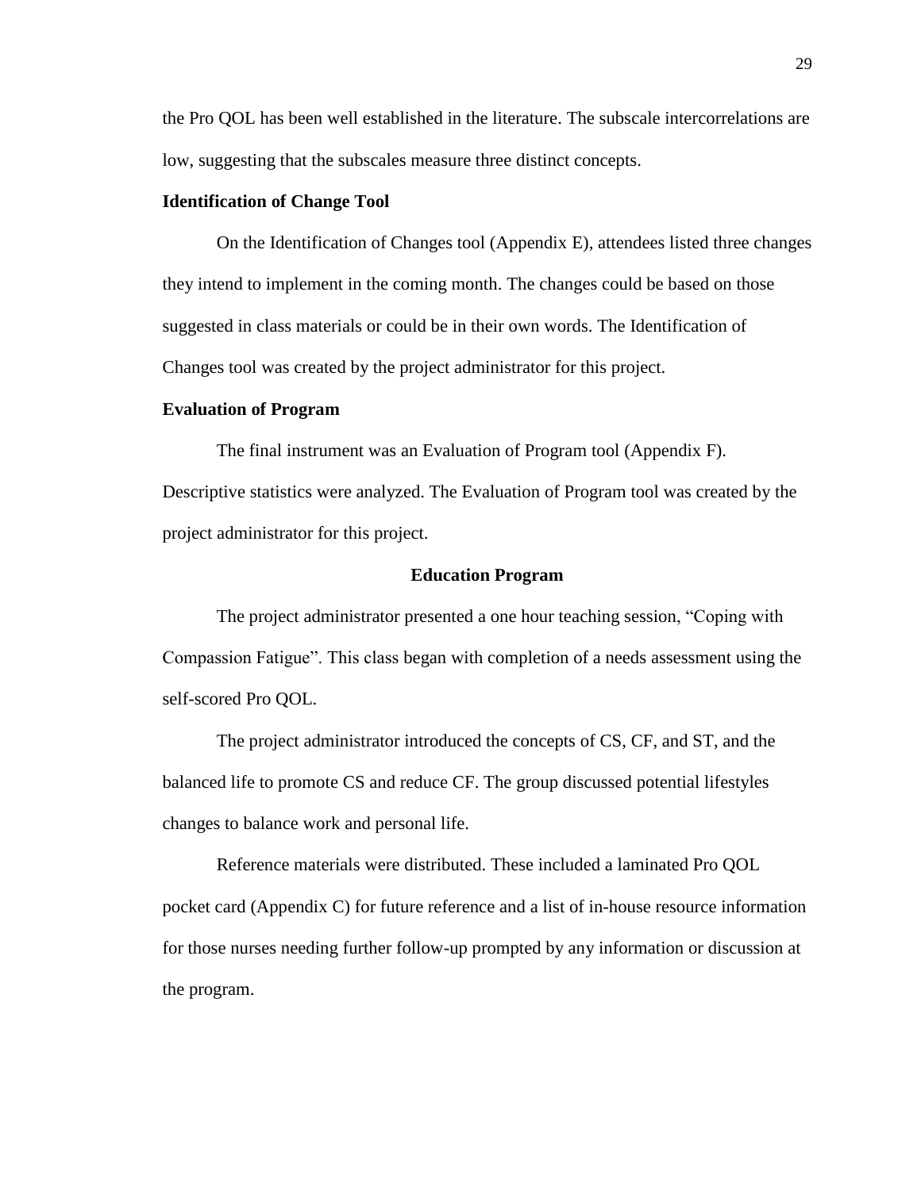the Pro QOL has been well established in the literature. The subscale intercorrelations are low, suggesting that the subscales measure three distinct concepts.

### Identification of Change Tool

On the Identification of Changes tool (Appendix E), attendees listed three changes they intend to implement in the coming month. The changes could be based on those suggested in class materials or could be in their own words. The Identification of Changes tool was created by the project administrator for this project.

### Evaluation of Program

The final instrument was an Evaluation of Program tool (Appendix F). Descriptive statistics were analyzed. The Evaluation of Program tool was created by the project administrator for this project.

## Education Program

The project administrator presented a one hour teaching session, “Coping with Compassion Fatigue”. This class began with completion of a needs assessment using the self-scored Pro QOL.

The project administrator introduced the concepts of CS, CF, and ST, and the balanced life to promote CS and reduce CF. The group discussed potential lifestyles changes to balance work and personal life.

Reference materials were distributed. These included a laminated Pro QOL pocket card (Appendix C) for future reference and a list of in-house resource information for those nurses needing further follow-up prompted by any information or discussion at the program.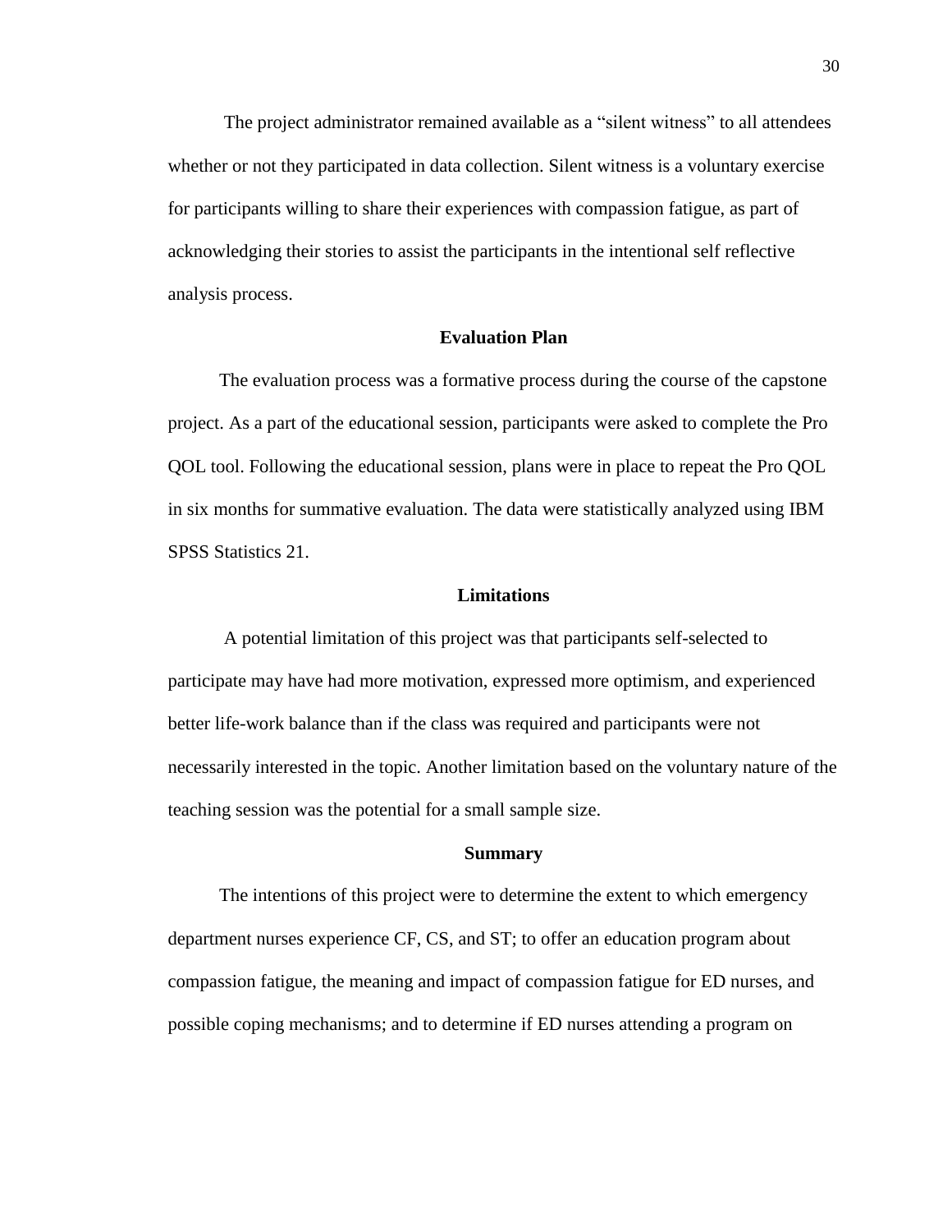The project administrator remained available as a "silent witness" to all attendees whether or not they participated in data collection. Silent witness is a voluntary exercise for participants willing to share their experiences with compassion fatigue, as part of acknowledging their stories to assist the participants in the intentional self reflective analysis process.

## Evaluation Plan

The evaluation process was a formative process during the course of the capstone project. As a part of the educational session, participants were asked to complete the Pro QOL tool. Following the educational session, plans were in place to repeat the Pro QOL in six months for summative evaluation. The data were statistically analyzed using IBM SPSS Statistics 21.

## Limitations

A potential limitation of this project was that participants self-selected to participate may have had more motivation, expressed more optimism, and experienced better life-work balance than if the class was required and participants were not necessarily interested in the topic. Another limitation based on the voluntary nature of the teaching session was the potential for a small sample size.

## Summary

The intentions of this project were to determine the extent to which emergency department nurses experience CF, CS, and ST; to offer an education program about compassion fatigue, the meaning and impact of compassion fatigue for ED nurses, and possible coping mechanisms; and to determine if ED nurses attending a program on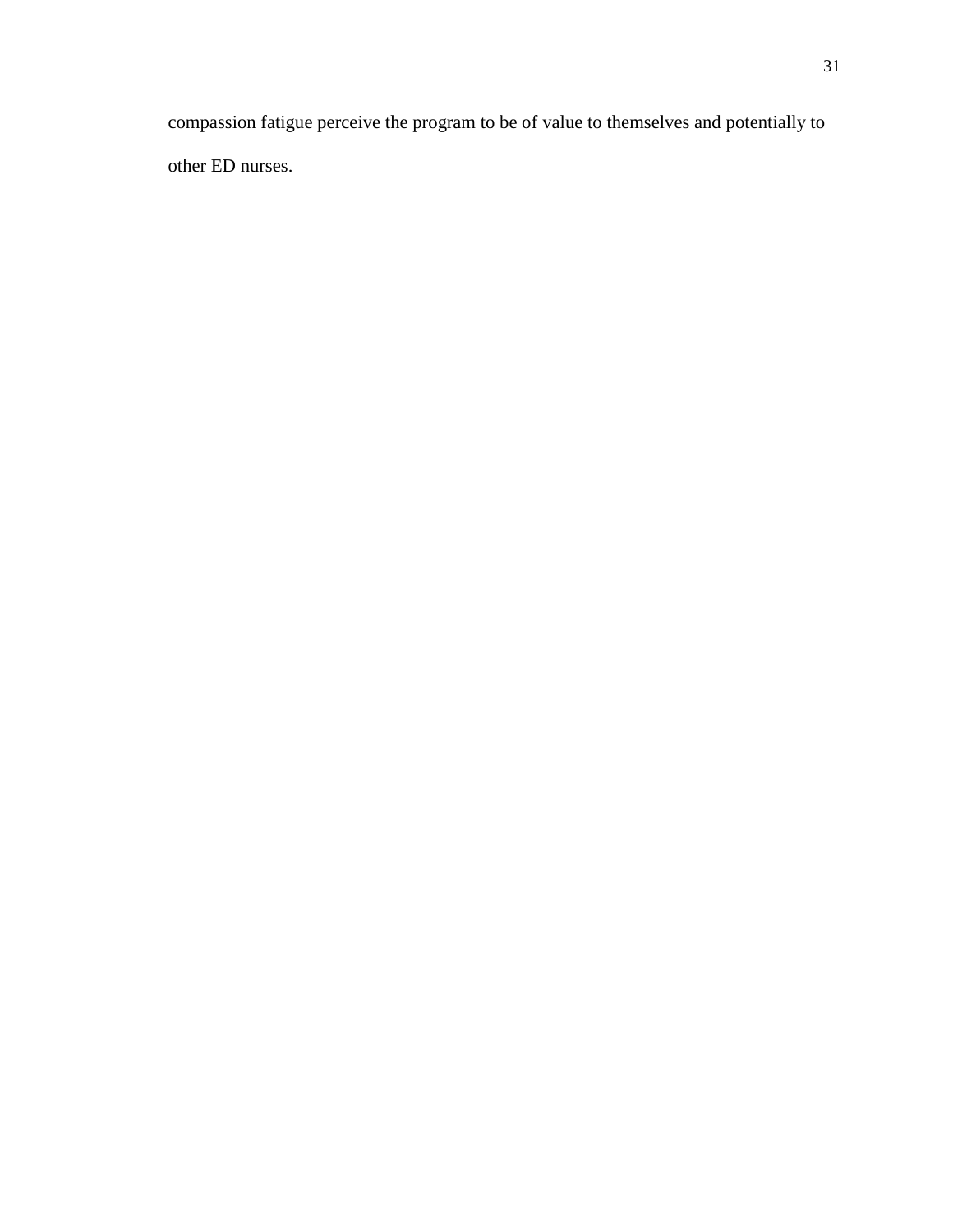compassion fatigue perceive the program to be of value to themselves and potentially to other ED nurses.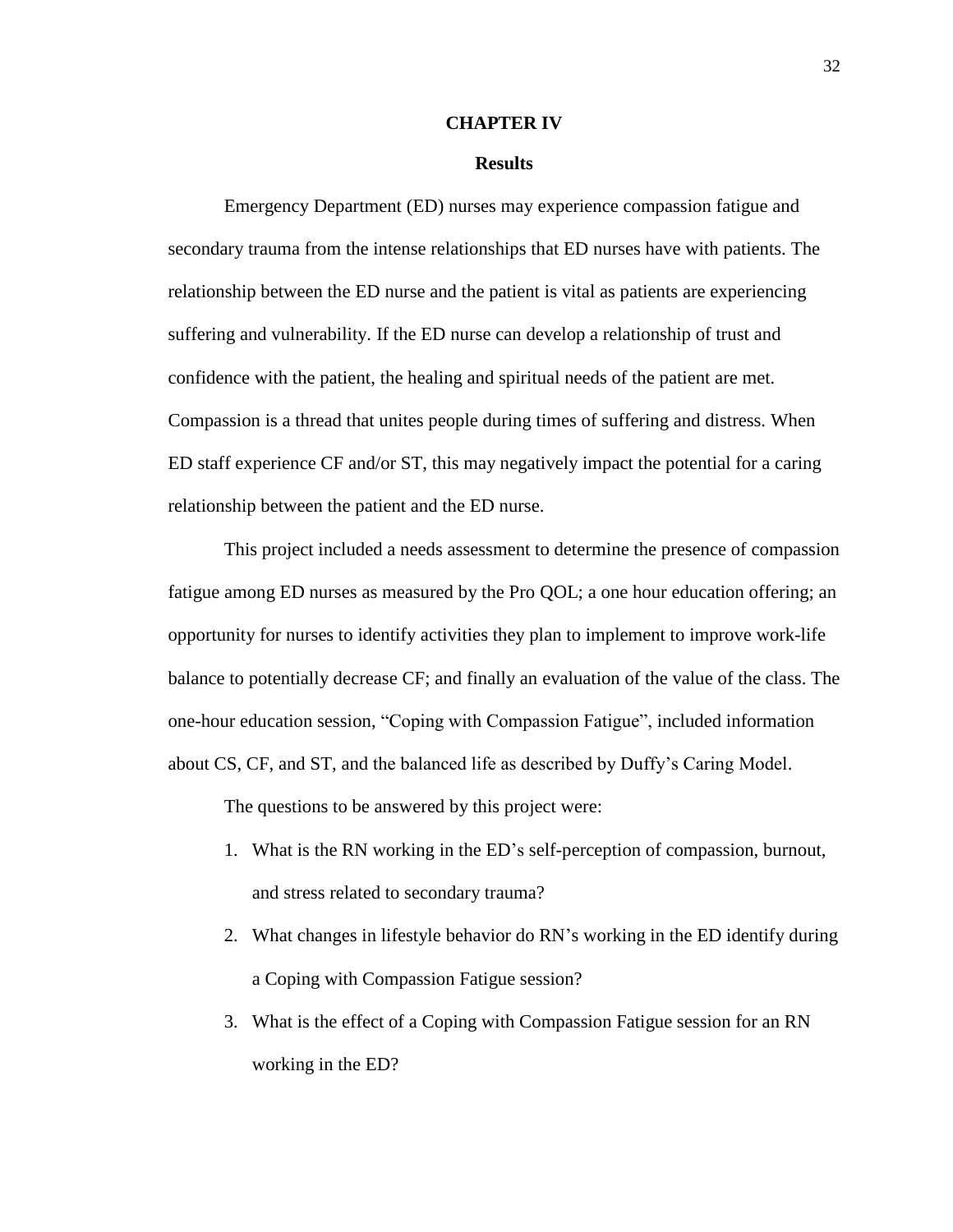# CHAPTER IV

## Results

Emergency Department (ED) nurses may experience compassion fatigue and secondary trauma from the intense relationships that ED nurses have with patients. The relationship between the ED nurse and the patient is vital as patients are experiencing suffering and vulnerability. If the ED nurse can develop a relationship of trust and confidence with the patient, the healing and spiritual needs of the patient are met. Compassion is a thread that unites people during times of suffering and distress. When ED staff experience CF and/or ST, this may negatively impact the potential for a caring relationship between the patient and the ED nurse.

This project included a needs assessment to determine the presence of compassion fatigue among ED nurses as measured by the Pro QOL; a one hour education offering; an opportunity for nurses to identify activities they plan to implement to improve work-life balance to potentially decrease CF; and finally an evaluation of the value of the class. The one-hour education session, "Coping with Compassion Fatigue", included information about CS, CF, and ST, and the balanced life as described by Duffy's Caring Model.

The questions to be answered by this project were:

1. What is the RN working in the ED's self-perception of compassion, burnout, and stress related to secondary trauma?
2. What changes in lifestyle behavior do RN's working in the ED identify during a Coping with Compassion Fatigue session?
3. What is the effect of a Coping with Compassion Fatigue session for an RN working in the ED?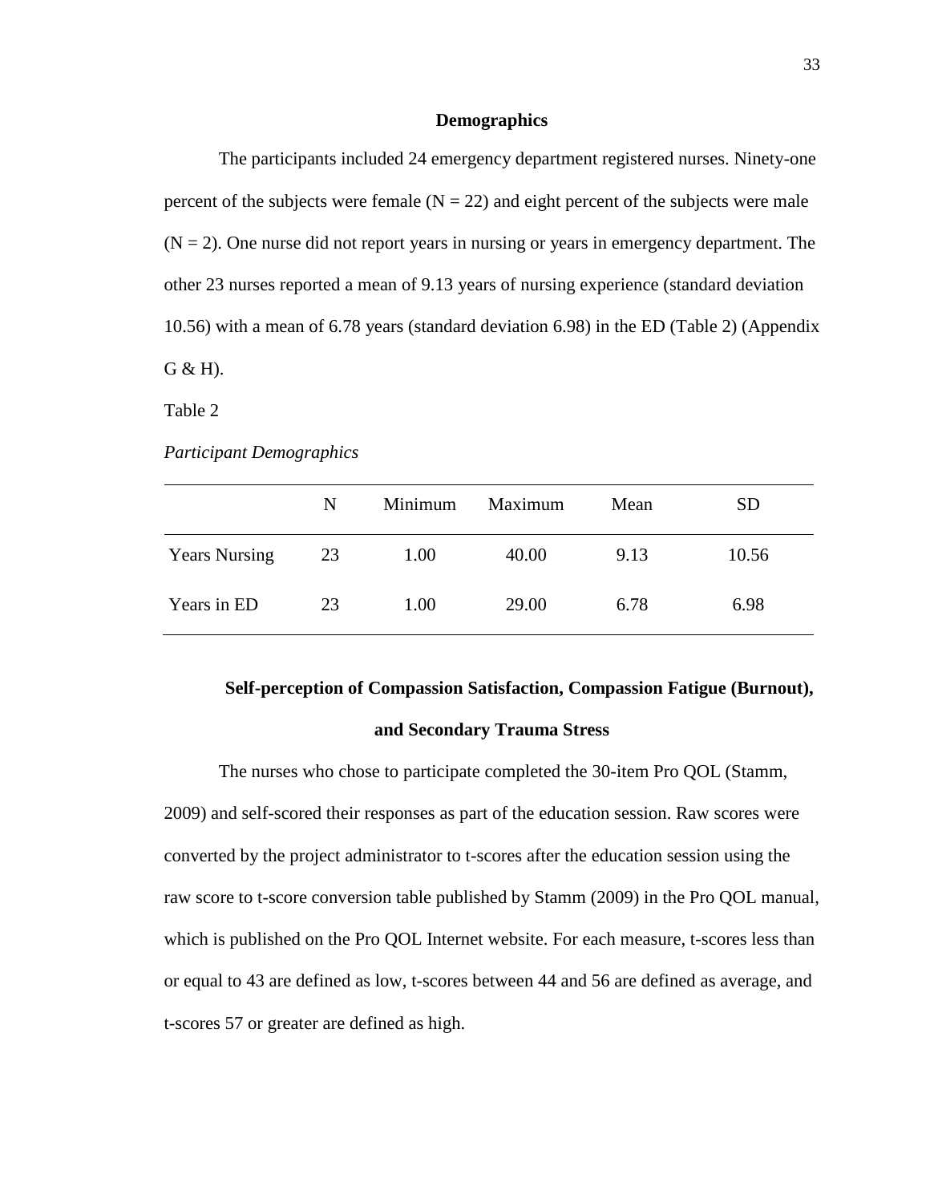## Demographics

The participants included 24 emergency department registered nurses. Ninety-one percent of the subjects were female ($N = 22$) and eight percent of the subjects were male ($N = 2$). One nurse did not report years in nursing or years in emergency department. The other 23 nurses reported a mean of 9.13 years of nursing experience (standard deviation 10.56) with a mean of 6.78 years (standard deviation 6.98) in the ED (Table 2) (Appendix G & H).

Table 2

*Participant Demographics*

| | N | Minimum | Maximum | Mean | SD |
|---|---|---|---|---|---|
| Years Nursing | 23 | 1.00 | 40.00 | 9.13 | 10.56 |
| Years in ED | 23 | 1.00 | 29.00 | 6.78 | 6.98 |

## Self-perception of Compassion Satisfaction, Compassion Fatigue (Burnout), and Secondary Trauma Stress

The nurses who chose to participate completed the 30-item Pro QOL (Stamm, 2009) and self-scored their responses as part of the education session. Raw scores were converted by the project administrator to t-scores after the education session using the raw score to t-score conversion table published by Stamm (2009) in the Pro QOL manual, which is published on the Pro QOL Internet website. For each measure, t-scores less than or equal to 43 are defined as low, t-scores between 44 and 56 are defined as average, and t-scores 57 or greater are defined as high.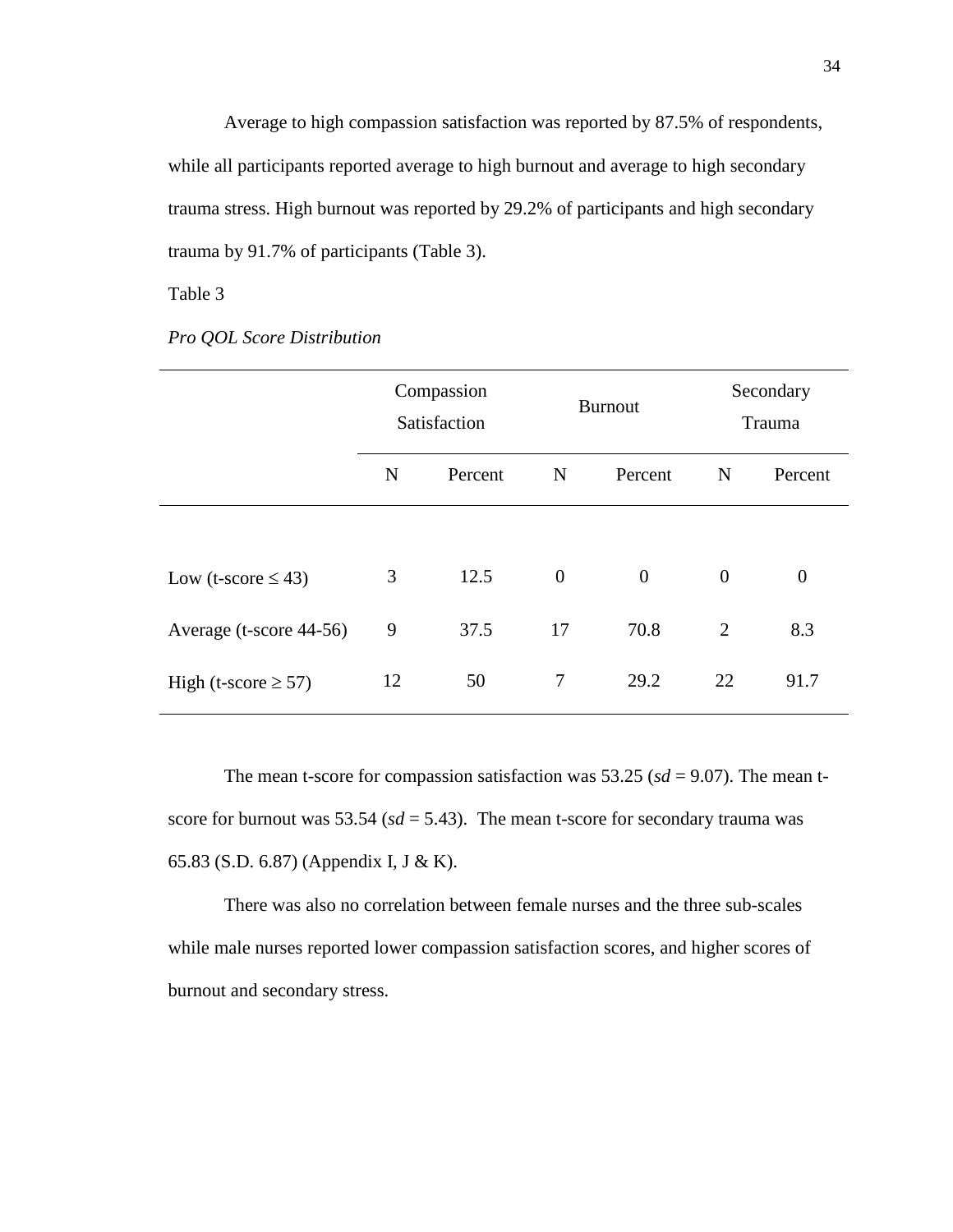Average to high compassion satisfaction was reported by 87.5% of respondents, while all participants reported average to high burnout and average to high secondary trauma stress. High burnout was reported by 29.2% of participants and high secondary trauma by 91.7% of participants (Table 3).

Table 3

*Pro QOL Score Distribution*

| | Compassion Satisfaction | | Burnout | | Secondary Trauma | |
|---|---|---|---|---|---|---|
| | N | Percent | N | Percent | N | Percent |
| Low (t-score ≤ 43) | 3 | 12.5 | 0 | 0 | 0 | 0 |
| Average (t-score 44-56) | 9 | 37.5 | 17 | 70.8 | 2 | 8.3 |
| High (t-score ≥ 57) | 12 | 50 | 7 | 29.2 | 22 | 91.7 |

The mean t-score for compassion satisfaction was 53.25 (*sd* = 9.07). The mean t-score for burnout was 53.54 (*sd* = 5.43). The mean t-score for secondary trauma was 65.83 (S.D. 6.87) (Appendix I, J & K).

There was also no correlation between female nurses and the three sub-scales while male nurses reported lower compassion satisfaction scores, and higher scores of burnout and secondary stress.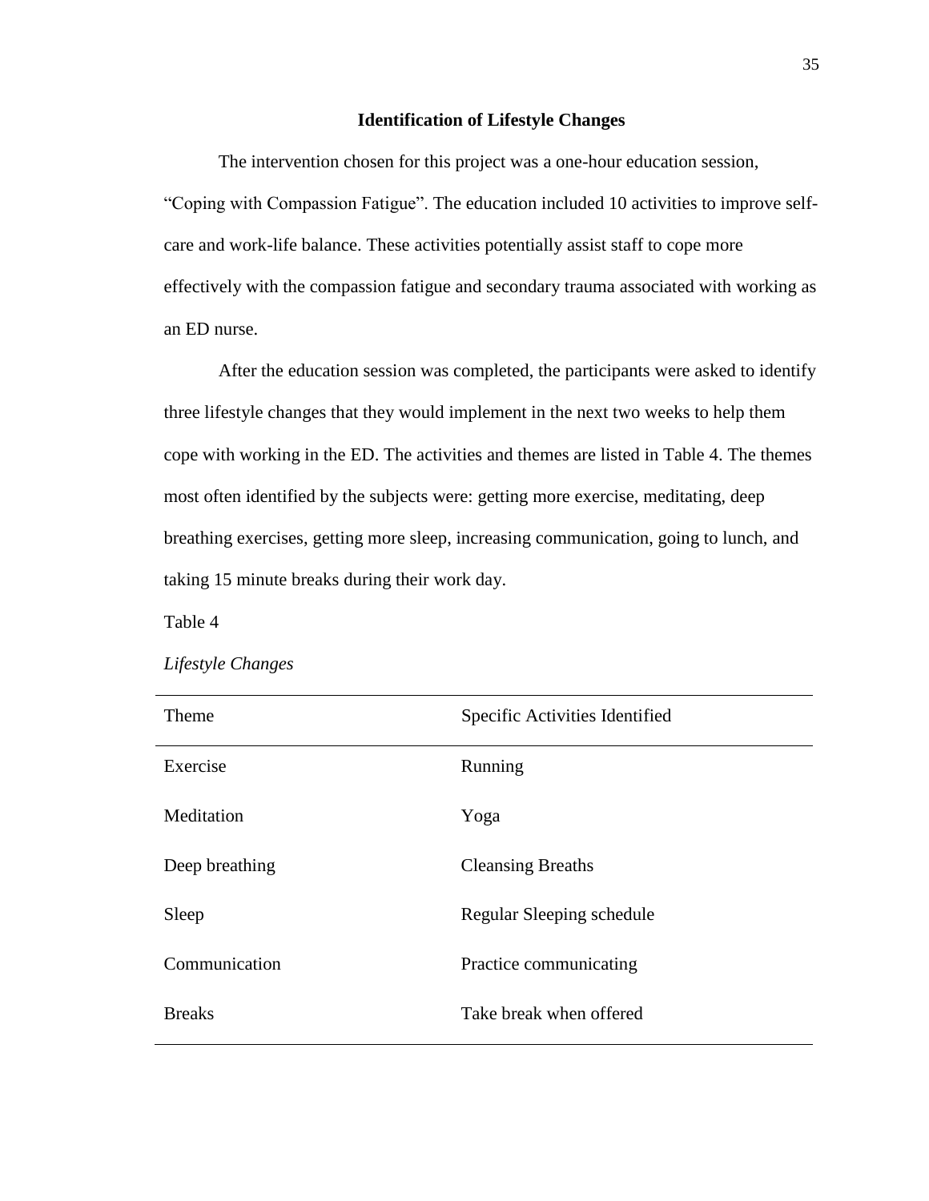## Identification of Lifestyle Changes

The intervention chosen for this project was a one-hour education session, "Coping with Compassion Fatigue". The education included 10 activities to improve self-care and work-life balance. These activities potentially assist staff to cope more effectively with the compassion fatigue and secondary trauma associated with working as an ED nurse.

After the education session was completed, the participants were asked to identify three lifestyle changes that they would implement in the next two weeks to help them cope with working in the ED. The activities and themes are listed in Table 4. The themes most often identified by the subjects were: getting more exercise, meditating, deep breathing exercises, getting more sleep, increasing communication, going to lunch, and taking 15 minute breaks during their work day.

Table 4

*Lifestyle Changes*

| Theme | Specific Activities Identified |
|---|---|
| Exercise | Running |
| Meditation | Yoga |
| Deep breathing | Cleansing Breaths |
| Sleep | Regular Sleeping schedule |
| Communication | Practice communicating |
| Breaks | Take break when offered |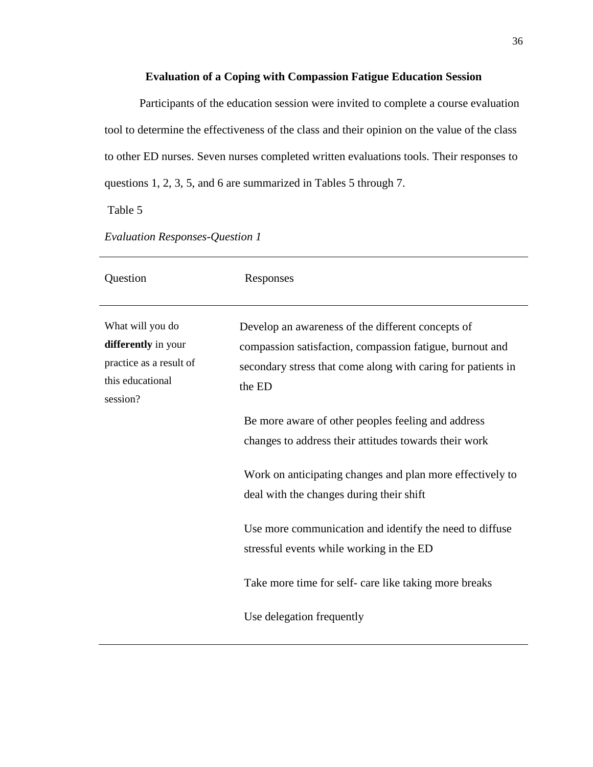**Evaluation of a Coping with Compassion Fatigue Education Session**

Participants of the education session were invited to complete a course evaluation tool to determine the effectiveness of the class and their opinion on the value of the class to other ED nurses. Seven nurses completed written evaluations tools. Their responses to questions 1, 2, 3, 5, and 6 are summarized in Tables 5 through 7.

Table 5

*Evaluation Responses-Question 1*

| Question | Responses |
|---|---|
| What will you do **differently** in your practice as a result of this educational session? | Develop an awareness of the different concepts of compassion satisfaction, compassion fatigue, burnout and secondary stress that come along with caring for patients in the ED |
| | Be more aware of other peoples feeling and address changes to address their attitudes towards their work |
| | Work on anticipating changes and plan more effectively to deal with the changes during their shift |
| | Use more communication and identify the need to diffuse stressful events while working in the ED |
| | Take more time for self- care like taking more breaks |
| | Use delegation frequently |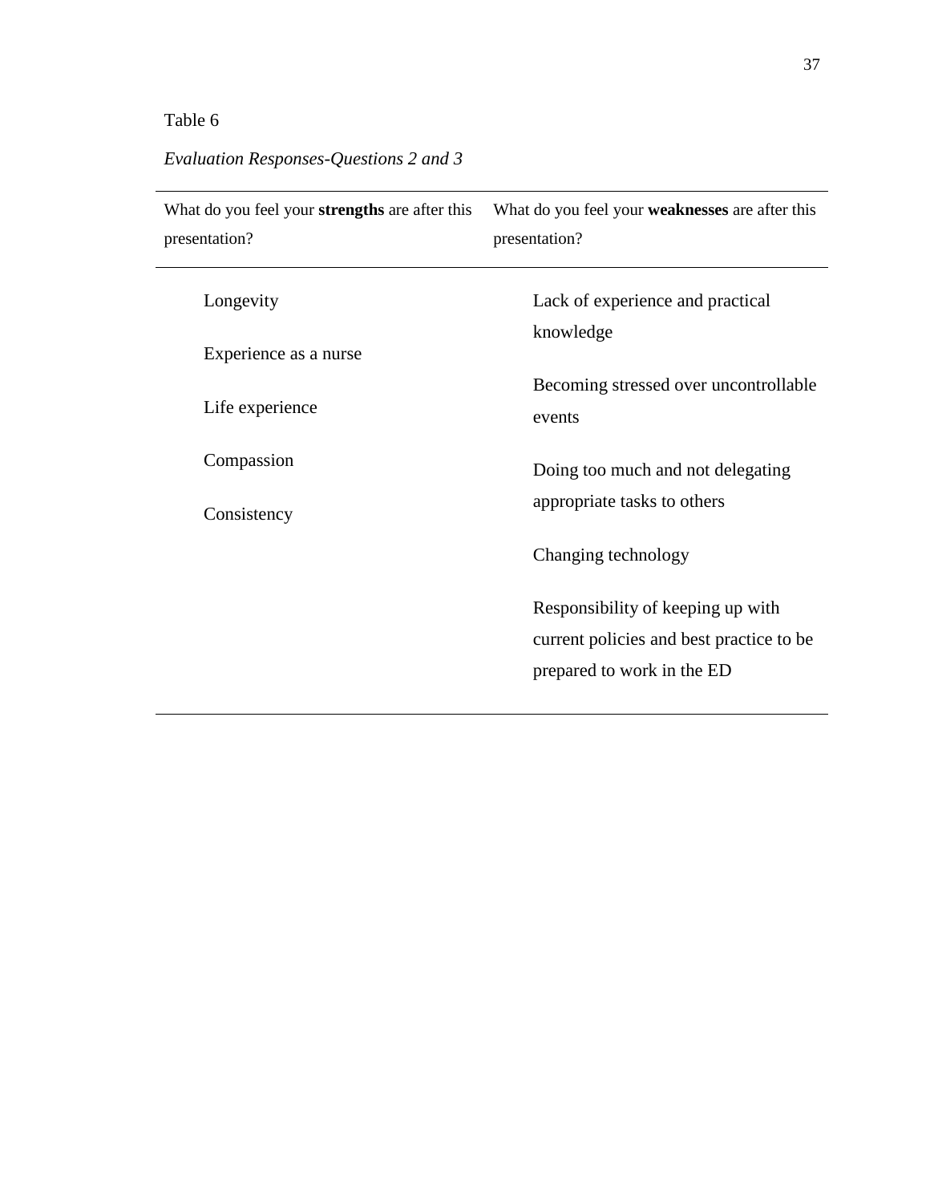Table 6

*Evaluation Responses-Questions 2 and 3*

| What do you feel your **strengths** are after this presentation? | What do you feel your **weaknesses** are after this presentation? |
|---|---|
| Longevity | Lack of experience and practical knowledge |
| Experience as a nurse | Becoming stressed over uncontrollable events |
| Life experience | Doing too much and not delegating appropriate tasks to others |
| Compassion | Changing technology |
| Consistency | Responsibility of keeping up with current policies and best practice to be prepared to work in the ED |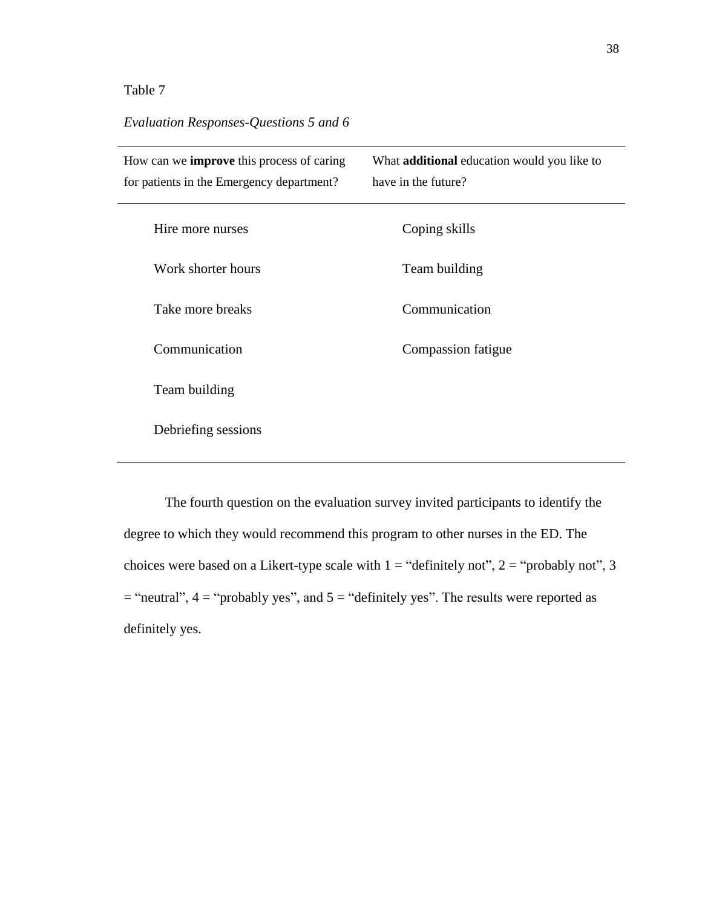Table 7

*Evaluation Responses-Questions 5 and 6*

| How can we **improve** this process of caring for patients in the Emergency department? | What **additional** education would you like to have in the future? |
| --- | --- |
| Hire more nurses | Coping skills |
| Work shorter hours | Team building |
| Take more breaks | Communication |
| Communication | Compassion fatigue |
| Team building | |
| Debriefing sessions | |

The fourth question on the evaluation survey invited participants to identify the degree to which they would recommend this program to other nurses in the ED. The choices were based on a Likert-type scale with 1 = "definitely not", 2 = "probably not", 3 = "neutral", 4 = "probably yes", and 5 = "definitely yes". The results were reported as definitely yes.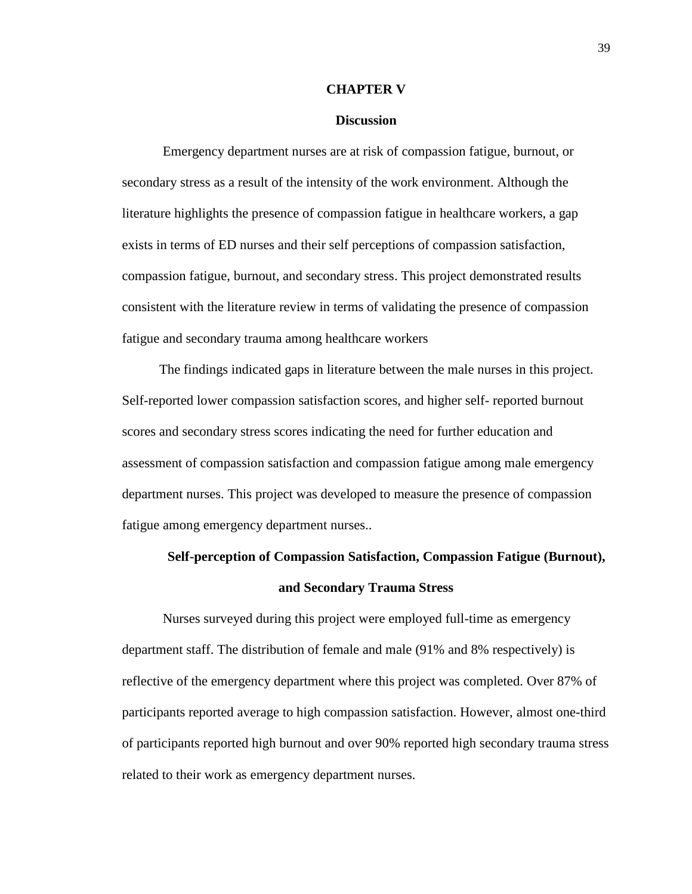# CHAPTER V

## Discussion

Emergency department nurses are at risk of compassion fatigue, burnout, or secondary stress as a result of the intensity of the work environment. Although the literature highlights the presence of compassion fatigue in healthcare workers, a gap exists in terms of ED nurses and their self perceptions of compassion satisfaction, compassion fatigue, burnout, and secondary stress. This project demonstrated results consistent with the literature review in terms of validating the presence of compassion fatigue and secondary trauma among healthcare workers

The findings indicated gaps in literature between the male nurses in this project. Self-reported lower compassion satisfaction scores, and higher self- reported burnout scores and secondary stress scores indicating the need for further education and assessment of compassion satisfaction and compassion fatigue among male emergency department nurses. This project was developed to measure the presence of compassion fatigue among emergency department nurses..

### Self-perception of Compassion Satisfaction, Compassion Fatigue (Burnout), and Secondary Trauma Stress

Nurses surveyed during this project were employed full-time as emergency department staff. The distribution of female and male (91% and 8% respectively) is reflective of the emergency department where this project was completed. Over 87% of participants reported average to high compassion satisfaction. However, almost one-third of participants reported high burnout and over 90% reported high secondary trauma stress related to their work as emergency department nurses.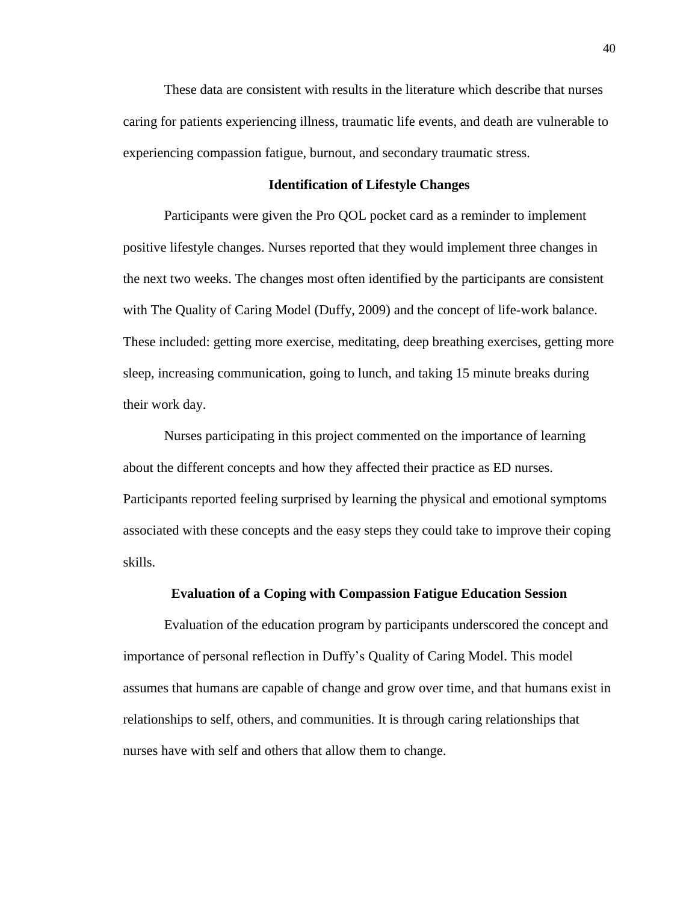These data are consistent with results in the literature which describe that nurses caring for patients experiencing illness, traumatic life events, and death are vulnerable to experiencing compassion fatigue, burnout, and secondary traumatic stress.

### Identification of Lifestyle Changes

Participants were given the Pro QOL pocket card as a reminder to implement positive lifestyle changes. Nurses reported that they would implement three changes in the next two weeks. The changes most often identified by the participants are consistent with The Quality of Caring Model (Duffy, 2009) and the concept of life-work balance. These included: getting more exercise, meditating, deep breathing exercises, getting more sleep, increasing communication, going to lunch, and taking 15 minute breaks during their work day.

Nurses participating in this project commented on the importance of learning about the different concepts and how they affected their practice as ED nurses. Participants reported feeling surprised by learning the physical and emotional symptoms associated with these concepts and the easy steps they could take to improve their coping skills.

### Evaluation of a Coping with Compassion Fatigue Education Session

Evaluation of the education program by participants underscored the concept and importance of personal reflection in Duffy's Quality of Caring Model. This model assumes that humans are capable of change and grow over time, and that humans exist in relationships to self, others, and communities. It is through caring relationships that nurses have with self and others that allow them to change.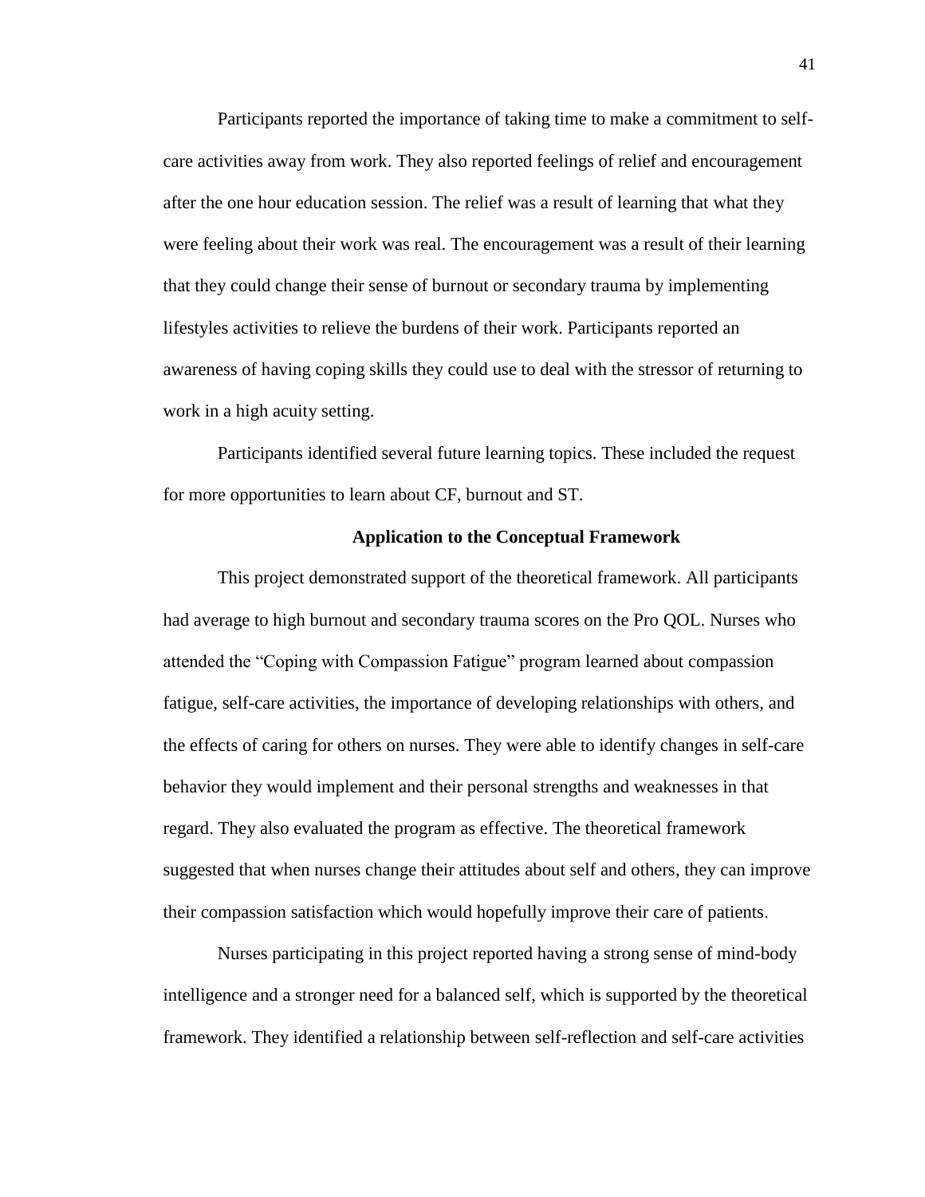Participants reported the importance of taking time to make a commitment to self-care activities away from work. They also reported feelings of relief and encouragement after the one hour education session. The relief was a result of learning that what they were feeling about their work was real. The encouragement was a result of their learning that they could change their sense of burnout or secondary trauma by implementing lifestyles activities to relieve the burdens of their work. Participants reported an awareness of having coping skills they could use to deal with the stressor of returning to work in a high acuity setting.

Participants identified several future learning topics. These included the request for more opportunities to learn about CF, burnout and ST.

## Application to the Conceptual Framework

This project demonstrated support of the theoretical framework. All participants had average to high burnout and secondary trauma scores on the Pro QOL. Nurses who attended the "Coping with Compassion Fatigue" program learned about compassion fatigue, self-care activities, the importance of developing relationships with others, and the effects of caring for others on nurses. They were able to identify changes in self-care behavior they would implement and their personal strengths and weaknesses in that regard. They also evaluated the program as effective. The theoretical framework suggested that when nurses change their attitudes about self and others, they can improve their compassion satisfaction which would hopefully improve their care of patients.

Nurses participating in this project reported having a strong sense of mind-body intelligence and a stronger need for a balanced self, which is supported by the theoretical framework. They identified a relationship between self-reflection and self-care activities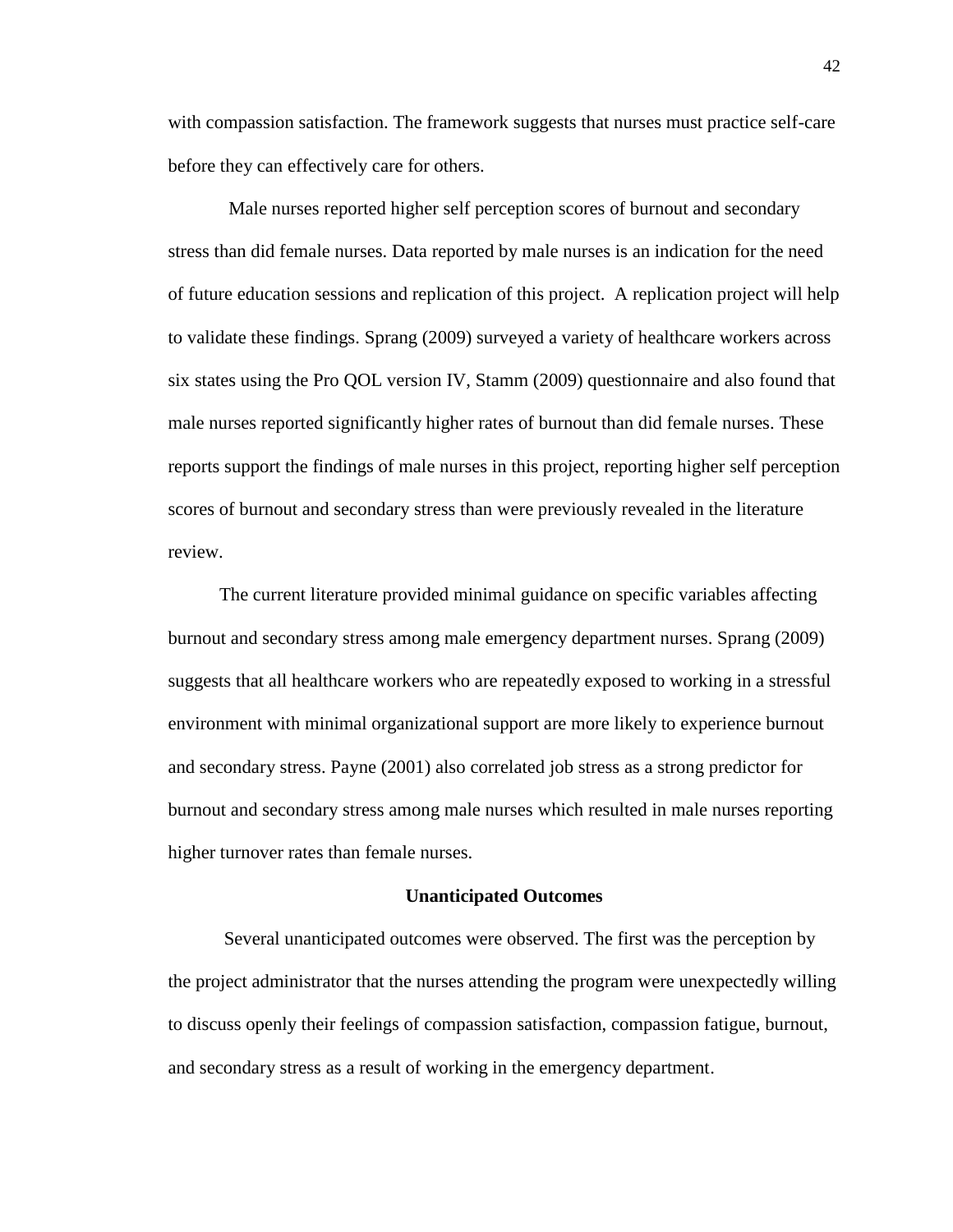with compassion satisfaction. The framework suggests that nurses must practice self-care before they can effectively care for others.

Male nurses reported higher self perception scores of burnout and secondary stress than did female nurses. Data reported by male nurses is an indication for the need of future education sessions and replication of this project. A replication project will help to validate these findings. Sprang (2009) surveyed a variety of healthcare workers across six states using the Pro QOL version IV, Stamm (2009) questionnaire and also found that male nurses reported significantly higher rates of burnout than did female nurses. These reports support the findings of male nurses in this project, reporting higher self perception scores of burnout and secondary stress than were previously revealed in the literature review.

The current literature provided minimal guidance on specific variables affecting burnout and secondary stress among male emergency department nurses. Sprang (2009) suggests that all healthcare workers who are repeatedly exposed to working in a stressful environment with minimal organizational support are more likely to experience burnout and secondary stress. Payne (2001) also correlated job stress as a strong predictor for burnout and secondary stress among male nurses which resulted in male nurses reporting higher turnover rates than female nurses.

## Unanticipated Outcomes

Several unanticipated outcomes were observed. The first was the perception by the project administrator that the nurses attending the program were unexpectedly willing to discuss openly their feelings of compassion satisfaction, compassion fatigue, burnout, and secondary stress as a result of working in the emergency department.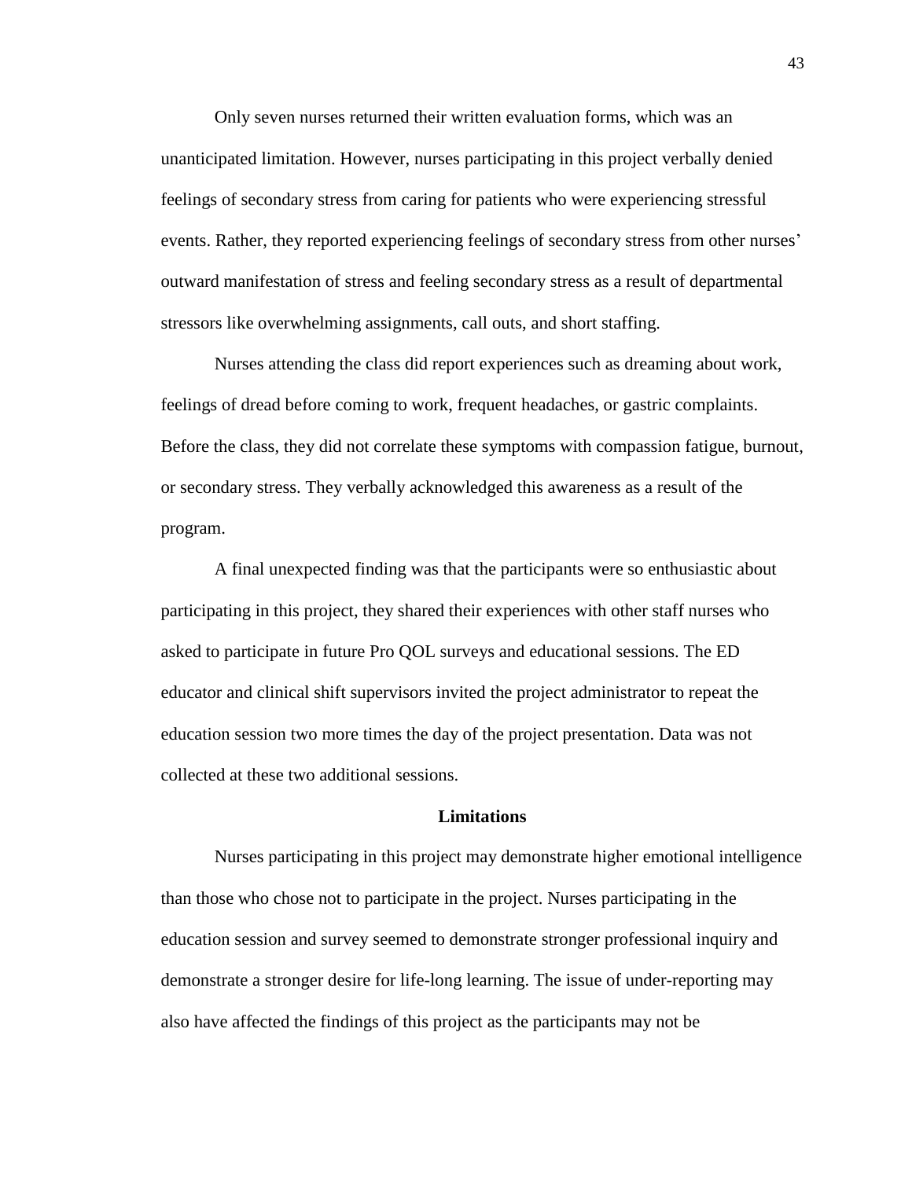Only seven nurses returned their written evaluation forms, which was an unanticipated limitation. However, nurses participating in this project verbally denied feelings of secondary stress from caring for patients who were experiencing stressful events. Rather, they reported experiencing feelings of secondary stress from other nurses' outward manifestation of stress and feeling secondary stress as a result of departmental stressors like overwhelming assignments, call outs, and short staffing.

Nurses attending the class did report experiences such as dreaming about work, feelings of dread before coming to work, frequent headaches, or gastric complaints. Before the class, they did not correlate these symptoms with compassion fatigue, burnout, or secondary stress. They verbally acknowledged this awareness as a result of the program.

A final unexpected finding was that the participants were so enthusiastic about participating in this project, they shared their experiences with other staff nurses who asked to participate in future Pro QOL surveys and educational sessions. The ED educator and clinical shift supervisors invited the project administrator to repeat the education session two more times the day of the project presentation. Data was not collected at these two additional sessions.

## Limitations

Nurses participating in this project may demonstrate higher emotional intelligence than those who chose not to participate in the project. Nurses participating in the education session and survey seemed to demonstrate stronger professional inquiry and demonstrate a stronger desire for life-long learning. The issue of under-reporting may also have affected the findings of this project as the participants may not be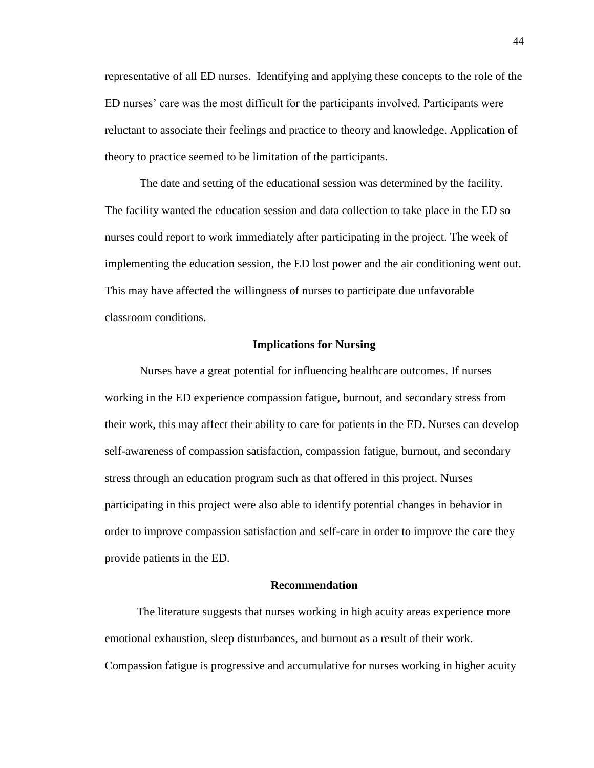representative of all ED nurses. Identifying and applying these concepts to the role of the ED nurses' care was the most difficult for the participants involved. Participants were reluctant to associate their feelings and practice to theory and knowledge. Application of theory to practice seemed to be limitation of the participants.

The date and setting of the educational session was determined by the facility. The facility wanted the education session and data collection to take place in the ED so nurses could report to work immediately after participating in the project. The week of implementing the education session, the ED lost power and the air conditioning went out. This may have affected the willingness of nurses to participate due unfavorable classroom conditions.

## Implications for Nursing

Nurses have a great potential for influencing healthcare outcomes. If nurses working in the ED experience compassion fatigue, burnout, and secondary stress from their work, this may affect their ability to care for patients in the ED. Nurses can develop self-awareness of compassion satisfaction, compassion fatigue, burnout, and secondary stress through an education program such as that offered in this project. Nurses participating in this project were also able to identify potential changes in behavior in order to improve compassion satisfaction and self-care in order to improve the care they provide patients in the ED.

## Recommendation

The literature suggests that nurses working in high acuity areas experience more emotional exhaustion, sleep disturbances, and burnout as a result of their work. Compassion fatigue is progressive and accumulative for nurses working in higher acuity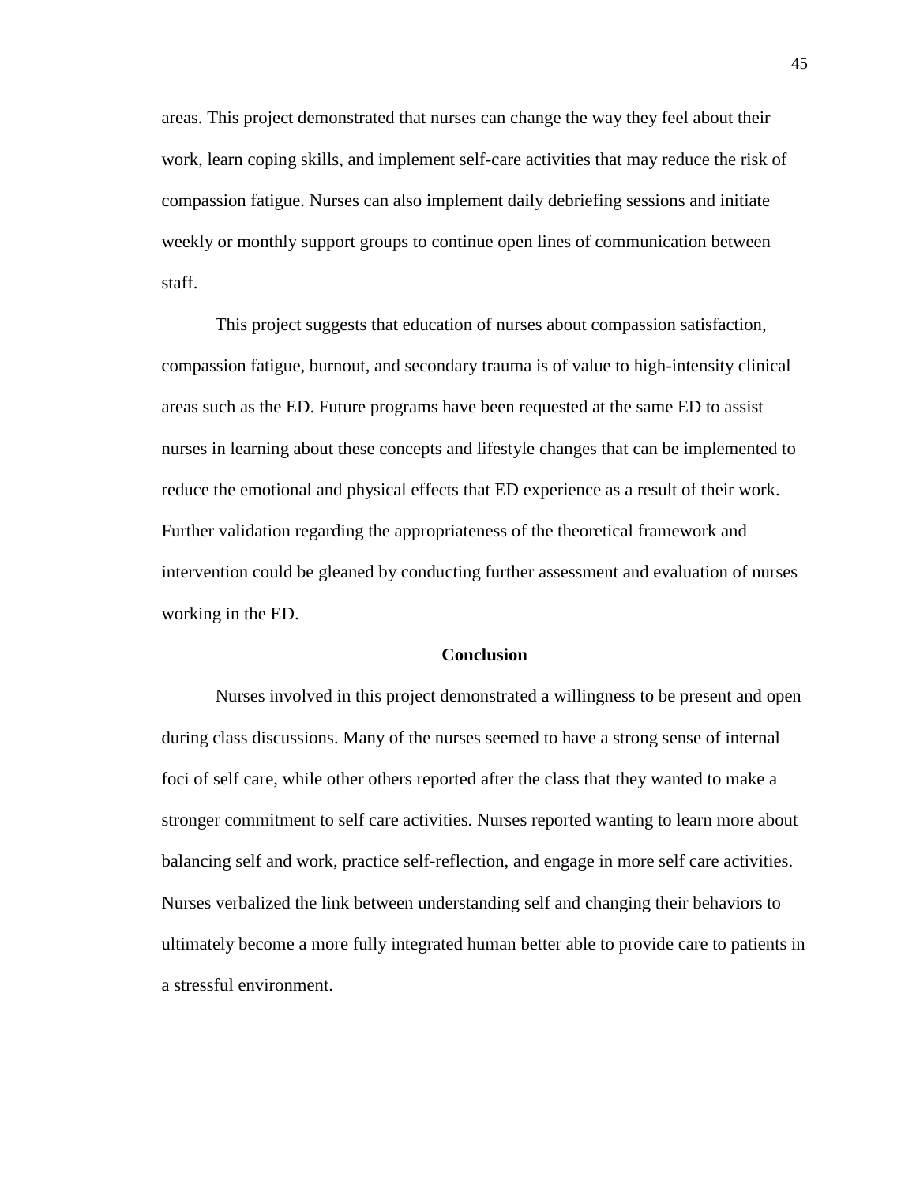areas. This project demonstrated that nurses can change the way they feel about their work, learn coping skills, and implement self-care activities that may reduce the risk of compassion fatigue. Nurses can also implement daily debriefing sessions and initiate weekly or monthly support groups to continue open lines of communication between staff.

This project suggests that education of nurses about compassion satisfaction, compassion fatigue, burnout, and secondary trauma is of value to high-intensity clinical areas such as the ED. Future programs have been requested at the same ED to assist nurses in learning about these concepts and lifestyle changes that can be implemented to reduce the emotional and physical effects that ED experience as a result of their work. Further validation regarding the appropriateness of the theoretical framework and intervention could be gleaned by conducting further assessment and evaluation of nurses working in the ED.

## Conclusion

Nurses involved in this project demonstrated a willingness to be present and open during class discussions. Many of the nurses seemed to have a strong sense of internal foci of self care, while other others reported after the class that they wanted to make a stronger commitment to self care activities. Nurses reported wanting to learn more about balancing self and work, practice self-reflection, and engage in more self care activities. Nurses verbalized the link between understanding self and changing their behaviors to ultimately become a more fully integrated human better able to provide care to patients in a stressful environment.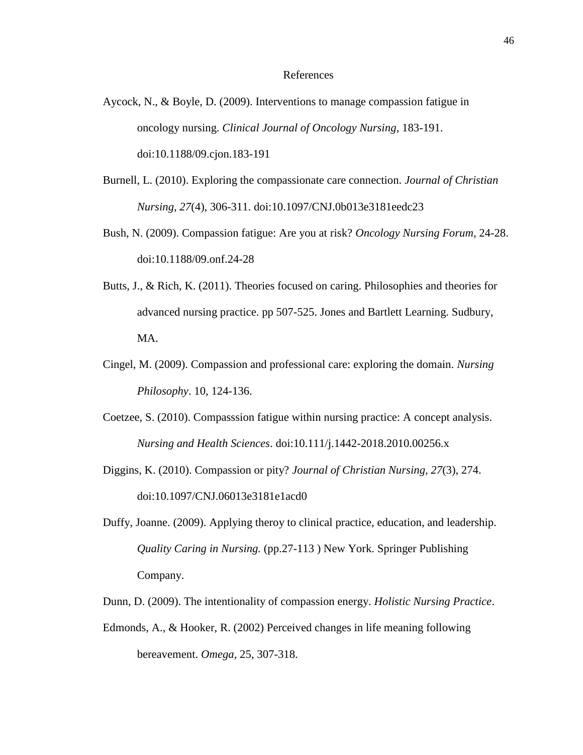# References

Aycock, N., & Boyle, D. (2009). Interventions to manage compassion fatigue in oncology nursing. *Clinical Journal of Oncology Nursing*, 183-191. doi:10.1188/09.cjon.183-191

Burnell, L. (2010). Exploring the compassionate care connection. *Journal of Christian Nursing, 27*(4), 306-311. doi:10.1097/CNJ.0b013e3181eedc23

Bush, N. (2009). Compassion fatigue: Are you at risk? *Oncology Nursing Forum*, 24-28. doi:10.1188/09.onf.24-28

Butts, J., & Rich, K. (2011). Theories focused on caring. Philosophies and theories for advanced nursing practice. pp 507-525. Jones and Bartlett Learning. Sudbury, MA.

Cingel, M. (2009). Compassion and professional care: exploring the domain. *Nursing Philosophy*. 10, 124-136.

Coetzee, S. (2010). Compasssion fatigue within nursing practice: A concept analysis. *Nursing and Health Sciences*. doi:10.111/j.1442-2018.2010.00256.x

Diggins, K. (2010). Compassion or pity? *Journal of Christian Nursing, 27*(3), 274. doi:10.1097/CNJ.06013e3181e1acd0

Duffy, Joanne. (2009). Applying theroy to clinical practice, education, and leadership. *Quality Caring in Nursing.* (pp.27-113 ) New York. Springer Publishing Company.

Dunn, D. (2009). The intentionality of compassion energy. *Holistic Nursing Practice*.

Edmonds, A., & Hooker, R. (2002) Perceived changes in life meaning following bereavement. *Omega*, 25, 307-318.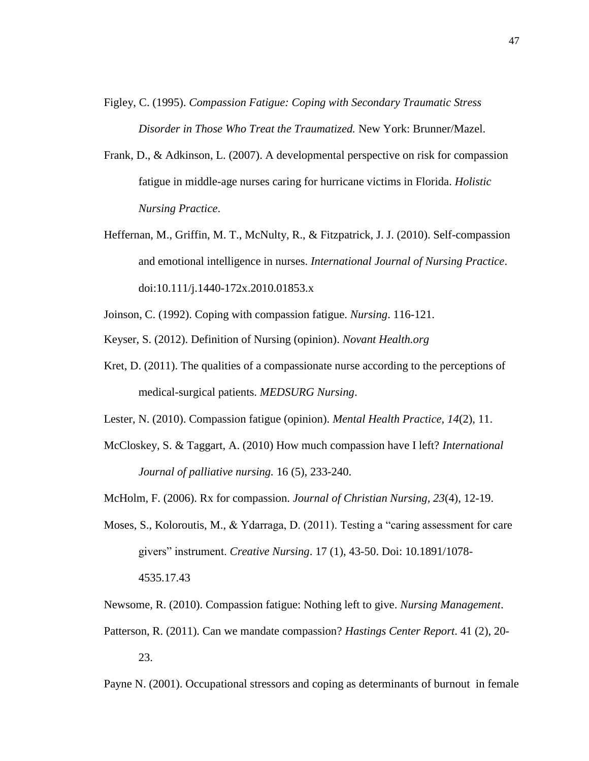Figley, C. (1995). *Compassion Fatigue: Coping with Secondary Traumatic Stress Disorder in Those Who Treat the Traumatized.* New York: Brunner/Mazel.

Frank, D., & Adkinson, L. (2007). A developmental perspective on risk for compassion fatigue in middle-age nurses caring for hurricane victims in Florida. *Holistic Nursing Practice*.

Heffernan, M., Griffin, M. T., McNulty, R., & Fitzpatrick, J. J. (2010). Self-compassion and emotional intelligence in nurses. *International Journal of Nursing Practice*. doi:10.111/j.1440-172x.2010.01853.x

Joinson, C. (1992). Coping with compassion fatigue. *Nursing*. 116-121.

Keyser, S. (2012). Definition of Nursing (opinion). *Novant Health.org*

Kret, D. (2011). The qualities of a compassionate nurse according to the perceptions of medical-surgical patients. *MEDSURG Nursing*.

Lester, N. (2010). Compassion fatigue (opinion). *Mental Health Practice, 14*(2), 11.

McCloskey, S. & Taggart, A. (2010) How much compassion have I left? *International Journal of palliative nursing.* 16 (5), 233-240.

McHolm, F. (2006). Rx for compassion. *Journal of Christian Nursing*, *23*(4), 12-19.

Moses, S., Koloroutis, M., & Ydarraga, D. (2011). Testing a "caring assessment for care givers" instrument. *Creative Nursing*. 17 (1), 43-50. Doi: 10.1891/1078-4535.17.43

Newsome, R. (2010). Compassion fatigue: Nothing left to give. *Nursing Management*.

Patterson, R. (2011). Can we mandate compassion? *Hastings Center Report*. 41 (2), 20-23.

Payne N. (2001). Occupational stressors and coping as determinants of burnout in female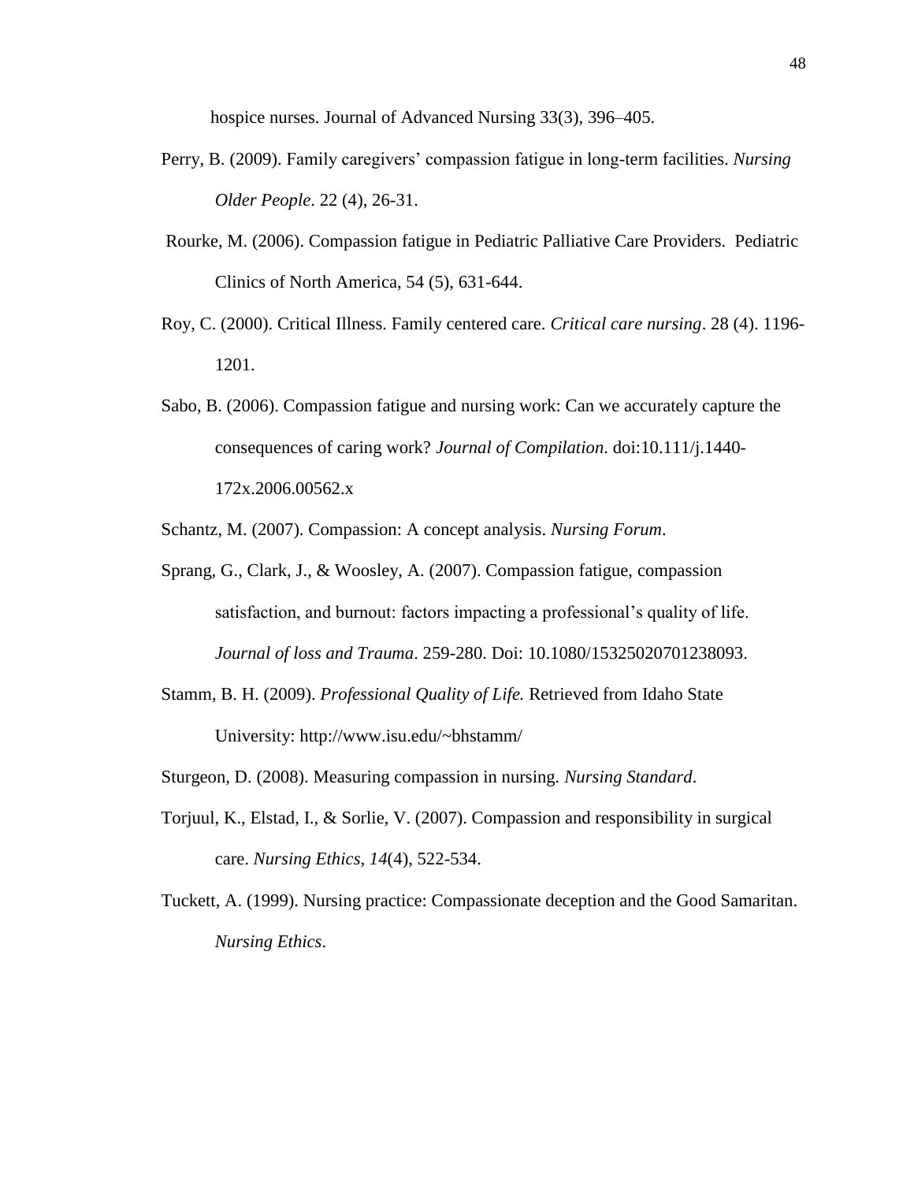hospice nurses. Journal of Advanced Nursing 33(3), 396–405.

Perry, B. (2009). Family caregivers' compassion fatigue in long-term facilities. *Nursing Older People*. 22 (4), 26-31.

Rourke, M. (2006). Compassion fatigue in Pediatric Palliative Care Providers. Pediatric Clinics of North America, 54 (5), 631-644.

Roy, C. (2000). Critical Illness. Family centered care. *Critical care nursing*. 28 (4). 1196-1201.

Sabo, B. (2006). Compassion fatigue and nursing work: Can we accurately capture the consequences of caring work? *Journal of Compilation*. doi:10.111/j.1440-172x.2006.00562.x

Schantz, M. (2007). Compassion: A concept analysis. *Nursing Forum*.

Sprang, G., Clark, J., & Woosley, A. (2007). Compassion fatigue, compassion satisfaction, and burnout: factors impacting a professional's quality of life. *Journal of loss and Trauma*. 259-280. Doi: 10.1080/15325020701238093.

Stamm, B. H. (2009). *Professional Quality of Life.* Retrieved from Idaho State University: http://www.isu.edu/~bhstamm/

Sturgeon, D. (2008). Measuring compassion in nursing. *Nursing Standard*.

Torjuul, K., Elstad, I., & Sorlie, V. (2007). Compassion and responsibility in surgical care. *Nursing Ethics, 14*(4), 522-534.

Tuckett, A. (1999). Nursing practice: Compassionate deception and the Good Samaritan. *Nursing Ethics*.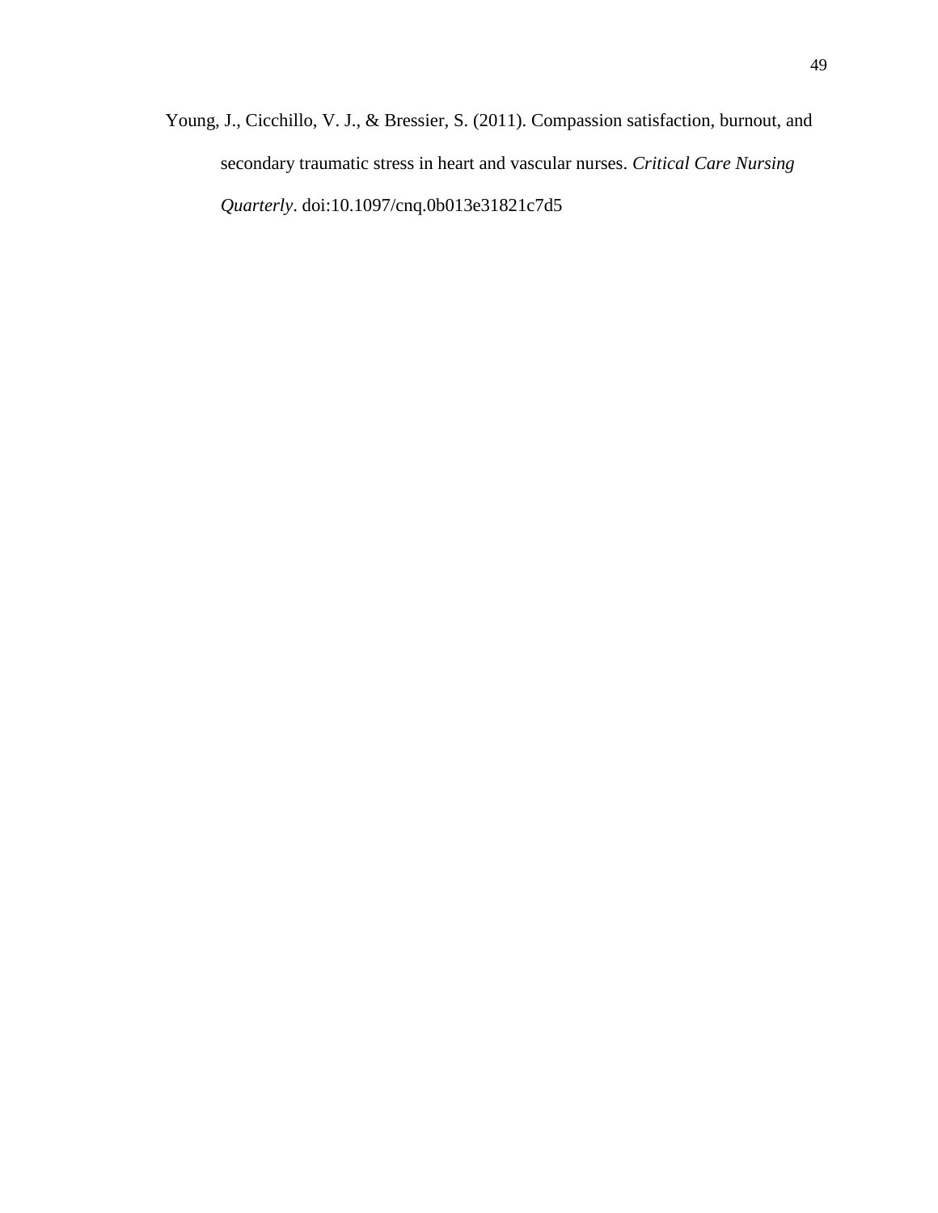Young, J., Cicchillo, V. J., & Bressier, S. (2011). Compassion satisfaction, burnout, and secondary traumatic stress in heart and vascular nurses. *Critical Care Nursing Quarterly*. doi:10.1097/cnq.0b013e31821c7d5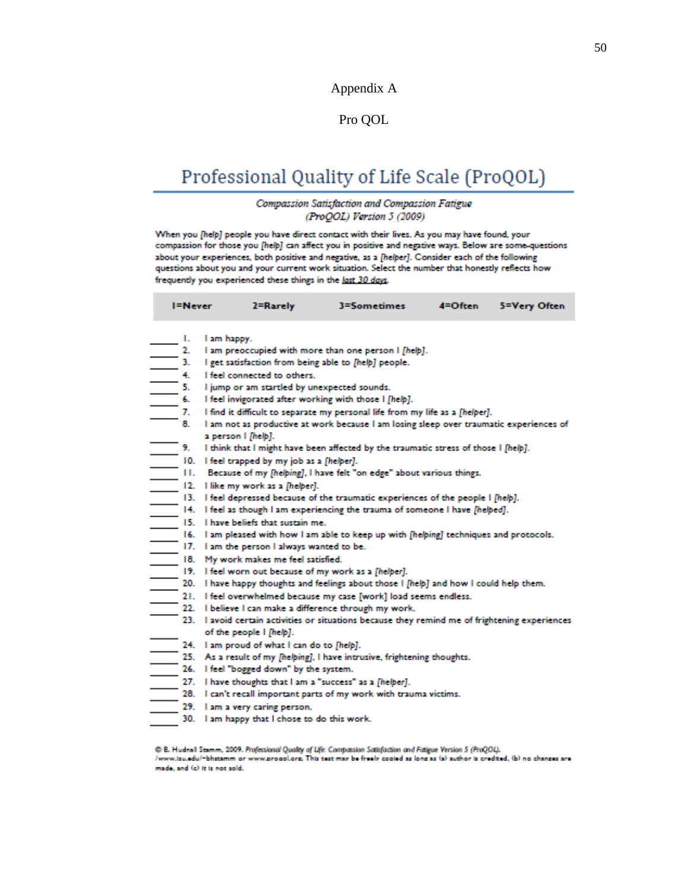Appendix A

Pro QOL

# Professional Quality of Life Scale (ProQOL)

*Compassion Satisfaction and Compassion Fatigue*
*(ProQOL) Version 5 (2009)*

When you *[help]* people you have direct contact with their lives. As you may have found, your compassion for those you *[help]* can affect you in positive and negative ways. Below are some questions about your experiences, both positive and negative, as a *[helper]*. Consider each of the following questions about you and your current work situation. Select the number that honestly reflects how frequently you experienced these things in the last 30 days.

| 1=Never | 2=Rarely | 3=Sometimes | 4=Often | 5=Very Often |
|---|---|---|---|---|

_____ 1. I am happy.
_____ 2. I am preoccupied with more than one person I *[help]*.
_____ 3. I get satisfaction from being able to *[help]* people.
_____ 4. I feel connected to others.
_____ 5. I jump or am startled by unexpected sounds.
_____ 6. I feel invigorated after working with those I *[help]*.
_____ 7. I find it difficult to separate my personal life from my life as a *[helper]*.
_____ 8. I am not as productive at work because I am losing sleep over traumatic experiences of a person I *[help]*.
_____ 9. I think that I might have been affected by the traumatic stress of those I *[help]*.
_____ 10. I feel trapped by my job as a *[helper]*.
_____ 11. Because of my *[helping]*, I have felt "on edge" about various things.
_____ 12. I like my work as a *[helper]*.
_____ 13. I feel depressed because of the traumatic experiences of the people I *[help]*.
_____ 14. I feel as though I am experiencing the trauma of someone I have *[helped]*.
_____ 15. I have beliefs that sustain me.
_____ 16. I am pleased with how I am able to keep up with *[helping]* techniques and protocols.
_____ 17. I am the person I always wanted to be.
_____ 18. My work makes me feel satisfied.
_____ 19. I feel worn out because of my work as a *[helper]*.
_____ 20. I have happy thoughts and feelings about those I *[help]* and how I could help them.
_____ 21. I feel overwhelmed because my case [work] load seems endless.
_____ 22. I believe I can make a difference through my work.
_____ 23. I avoid certain activities or situations because they remind me of frightening experiences of the people I *[help]*.
_____ 24. I am proud of what I can do to *[help]*.
_____ 25. As a result of my *[helping]*, I have intrusive, frightening thoughts.
_____ 26. I feel "bogged down" by the system.
_____ 27. I have thoughts that I am a "success" as a *[helper]*.
_____ 28. I can't recall important parts of my work with trauma victims.
_____ 29. I am a very caring person.
_____ 30. I am happy that I chose to do this work.

© B. Hudnall Stamm, 2009. *Professional Quality of Life: Compassion Satisfaction and Fatigue Version 5 (ProQOL)*. /www.isu.edu/~bhstamm or www.proqol.org. This test may be freely copied as long as (a) author is credited, (b) no changes are made, and (c) it is not sold.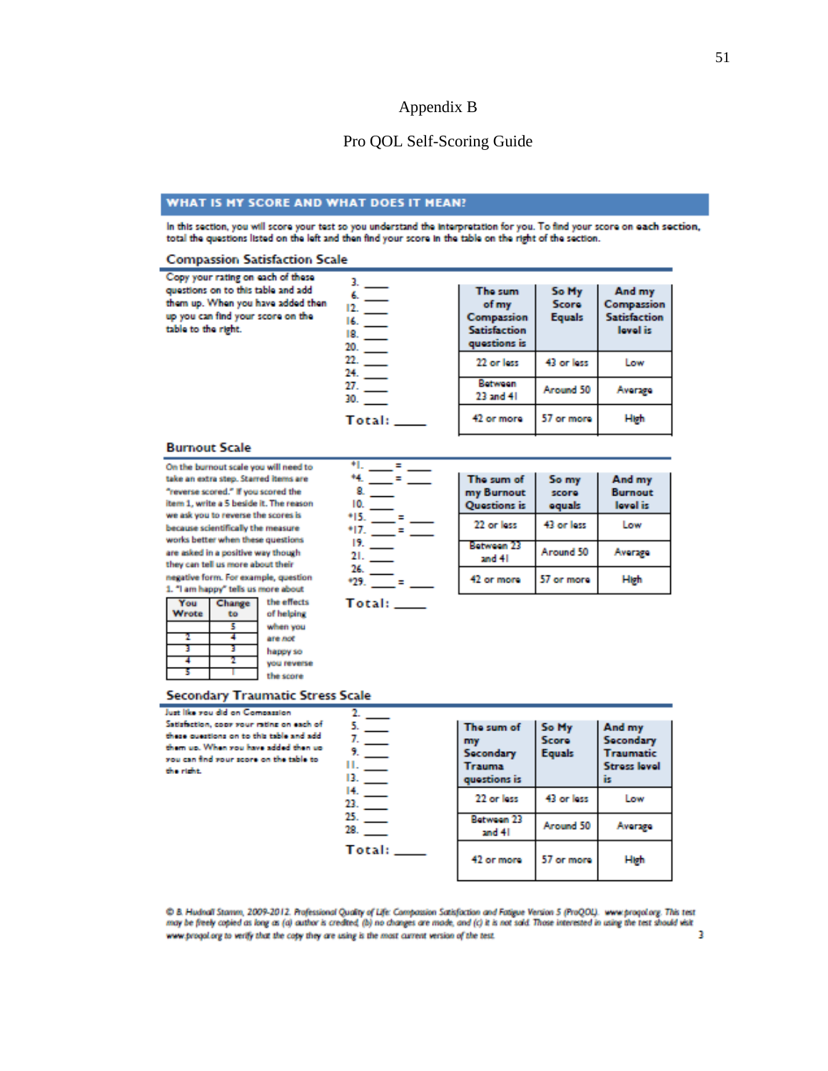Appendix B

Pro QOL Self-Scoring Guide

## WHAT IS MY SCORE AND WHAT DOES IT MEAN?

In this section, you will score your test so you understand the interpretation for you. To find your score on each section, total the questions listed on the left and then find your score in the table on the right of the section.

### Compassion Satisfaction Scale

Copy your rating on each of these questions on to this table and add them up. When you have added then up you can find your score on the table to the right.

3. ____
6. ____
12. ____
16. ____
18. ____
20. ____
22. ____
24. ____
27. ____
30. ____

Total: ____

| The sum of my Compassion Satisfaction questions is | So My Score Equals | And my Compassion Satisfaction level is |
|---|---|---|
| 22 or less | 43 or less | Low |
| Between 23 and 41 | Around 50 | Average |
| 42 or more | 57 or more | High |

### Burnout Scale

On the burnout scale you will need to take an extra step. Starred items are "reverse scored." If you scored the item 1, write a 5 beside it. The reason we ask you to reverse the scores is because scientifically the measure works better when these questions are asked in a positive way though they can tell us more about their negative form. For example, question 1. "I am happy" tells us more about the effects of helping when you are *not* happy so you reverse the score

| You Wrote | Change to |
|---|---|
| 1 | 5 |
| 2 | 4 |
| 3 | 3 |
| 4 | 2 |
| 5 | 1 |

*1. ____ = ____
*4. ____ = ____
8. ____
10. ____
*15. ____ = ____
*17. ____ = ____
19. ____
21. ____
26. ____
*29. ____ = ____

Total: ____

| The sum of my Burnout Questions is | So my score equals | And my Burnout level is |
|---|---|---|
| 22 or less | 43 or less | Low |
| Between 23 and 41 | Around 50 | Average |
| 42 or more | 57 or more | High |

### Secondary Traumatic Stress Scale

Just like you did on Compassion Satisfaction, copy your rating on each of these questions on to this table and add them up. When you have added then up you can find your score on the table to the right.

2. ____
5. ____
7. ____
9. ____
11. ____
13. ____
14. ____
23. ____
25. ____
28. ____

Total: ____

| The sum of my Secondary Trauma questions is | So My Score Equals | And my Secondary Traumatic Stress level is |
|---|---|---|
| 22 or less | 43 or less | Low |
| Between 23 and 41 | Around 50 | Average |
| 42 or more | 57 or more | High |

© B. Hudnall Stamm, 2009-2012. *Professional Quality of Life: Compassion Satisfaction and Fatigue Version 5 (ProQOL).* www.proqol.org. This test may be freely copied as long as (a) author is credited, (b) no changes are made, and (c) it is not sold. Those interested in using the test should visit www.proqol.org to verify that the copy they are using is the most current version of the test.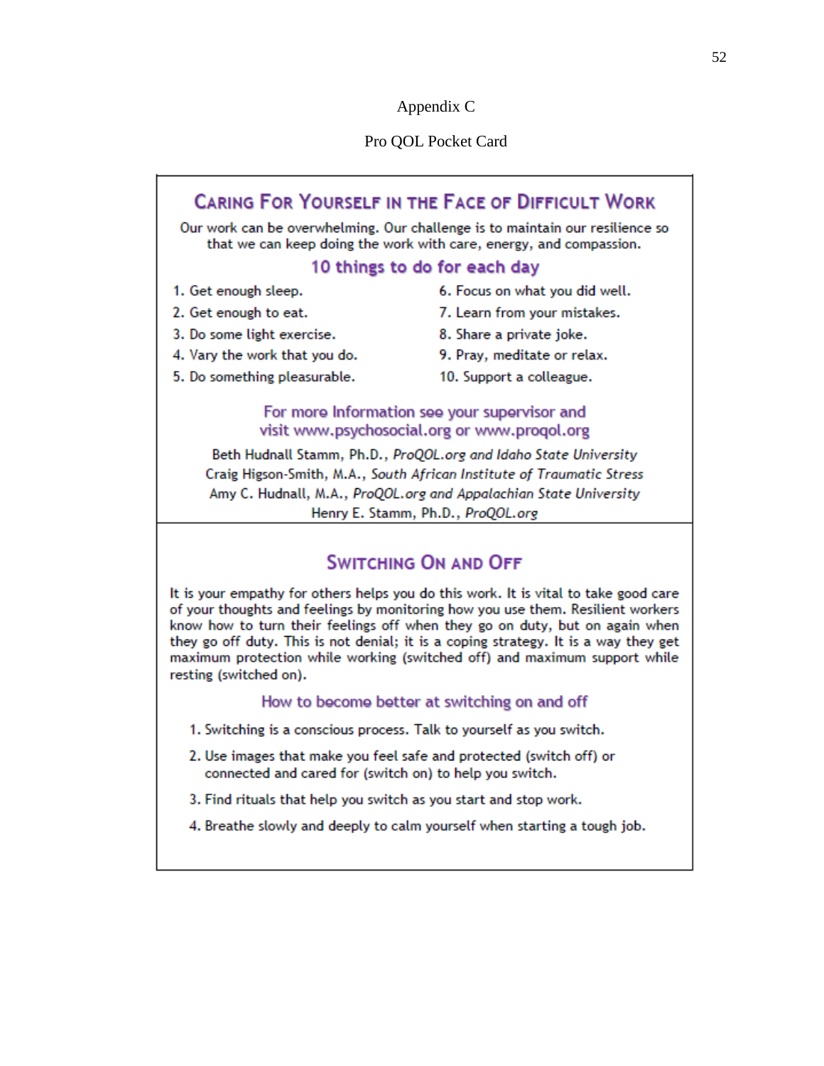Appendix C

Pro QOL Pocket Card

## Caring For Yourself in the Face of Difficult Work

Our work can be overwhelming. Our challenge is to maintain our resilience so that we can keep doing the work with care, energy, and compassion.

### 10 things to do for each day

1. Get enough sleep.
2. Get enough to eat.
3. Do some light exercise.
4. Vary the work that you do.
5. Do something pleasurable.
6. Focus on what you did well.
7. Learn from your mistakes.
8. Share a private joke.
9. Pray, meditate or relax.
10. Support a colleague.

For more Information see your supervisor and visit www.psychosocial.org or www.proqol.org

Beth Hudnall Stamm, Ph.D., *ProQOL.org and Idaho State University*
Craig Higson-Smith, M.A., *South African Institute of Traumatic Stress*
Amy C. Hudnall, M.A., *ProQOL.org and Appalachian State University*
Henry E. Stamm, Ph.D., *ProQOL.org*

## Switching On and Off

It is your empathy for others helps you do this work. It is vital to take good care of your thoughts and feelings by monitoring how you use them. Resilient workers know how to turn their feelings off when they go on duty, but on again when they go off duty. This is not denial; it is a coping strategy. It is a way they get maximum protection while working (switched off) and maximum support while resting (switched on).

### How to become better at switching on and off

1. Switching is a conscious process. Talk to yourself as you switch.
2. Use images that make you feel safe and protected (switch off) or connected and cared for (switch on) to help you switch.
3. Find rituals that help you switch as you start and stop work.
4. Breathe slowly and deeply to calm yourself when starting a tough job.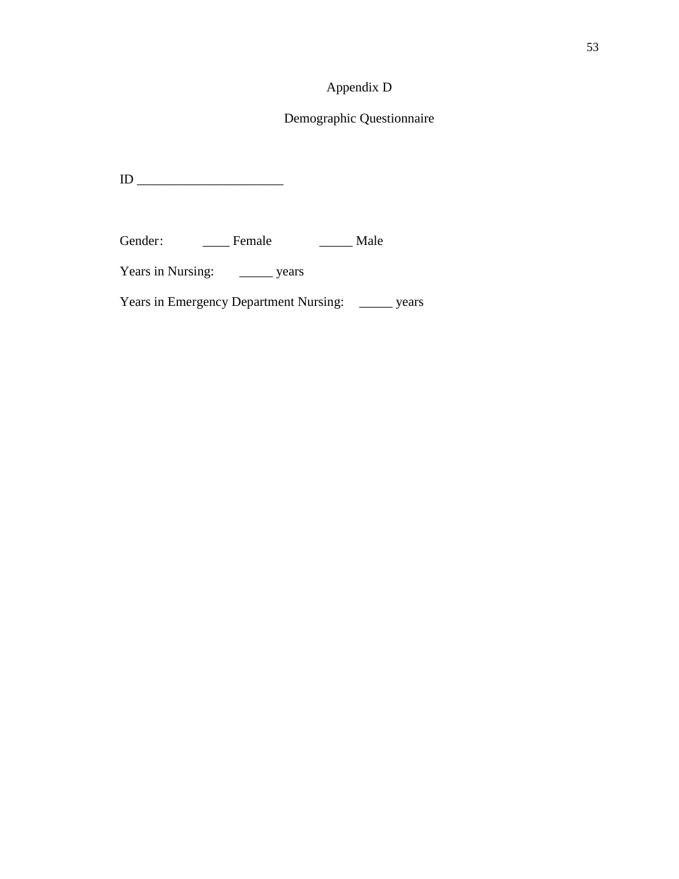# Appendix D

## Demographic Questionnaire

ID ______________________

Gender:  ____ Female  _____ Male

Years in Nursing:  _____ years

Years in Emergency Department Nursing:  _____ years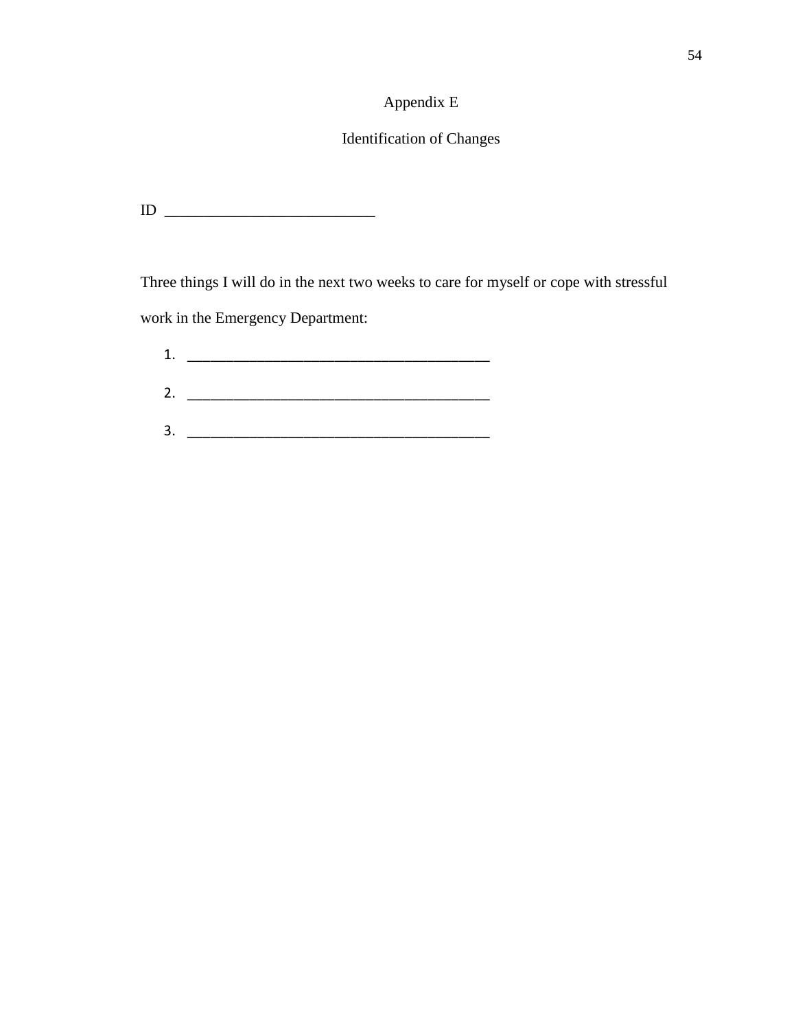# Appendix E

## Identification of Changes

ID ___________________________

Three things I will do in the next two weeks to care for myself or cope with stressful work in the Emergency Department:

1. ________________________________________
2. ________________________________________
3. ________________________________________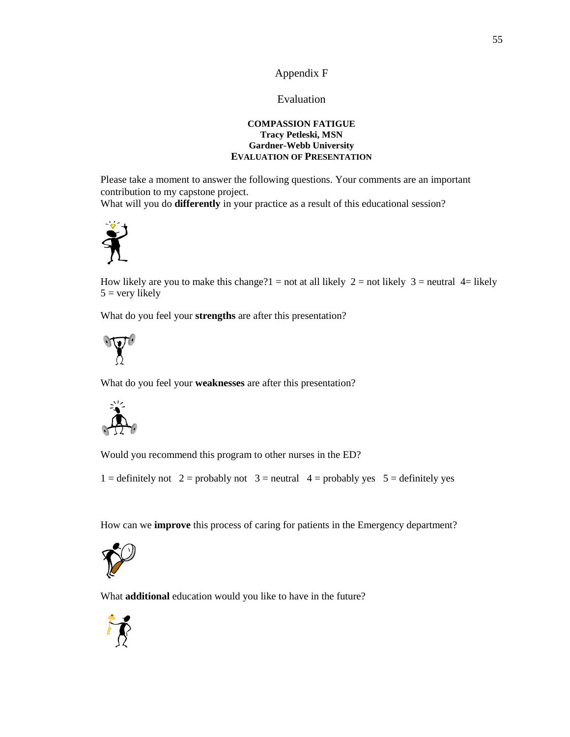# Appendix F

## Evaluation

**COMPASSION FATIGUE**
**Tracy Petleski, MSN**
**Gardner-Webb University**
**EVALUATION OF PRESENTATION**

Please take a moment to answer the following questions. Your comments are an important contribution to my capstone project.

What will you do **differently** in your practice as a result of this educational session?

How likely are you to make this change?1 = not at all likely  2 = not likely  3 = neutral  4= likely  5 = very likely

What do you feel your **strengths** are after this presentation?

What do you feel your **weaknesses** are after this presentation?

Would you recommend this program to other nurses in the ED?

1 = definitely not   2 = probably not   3 = neutral   4 = probably yes   5 = definitely yes

How can we **improve** this process of caring for patients in the Emergency department?

What **additional** education would you like to have in the future?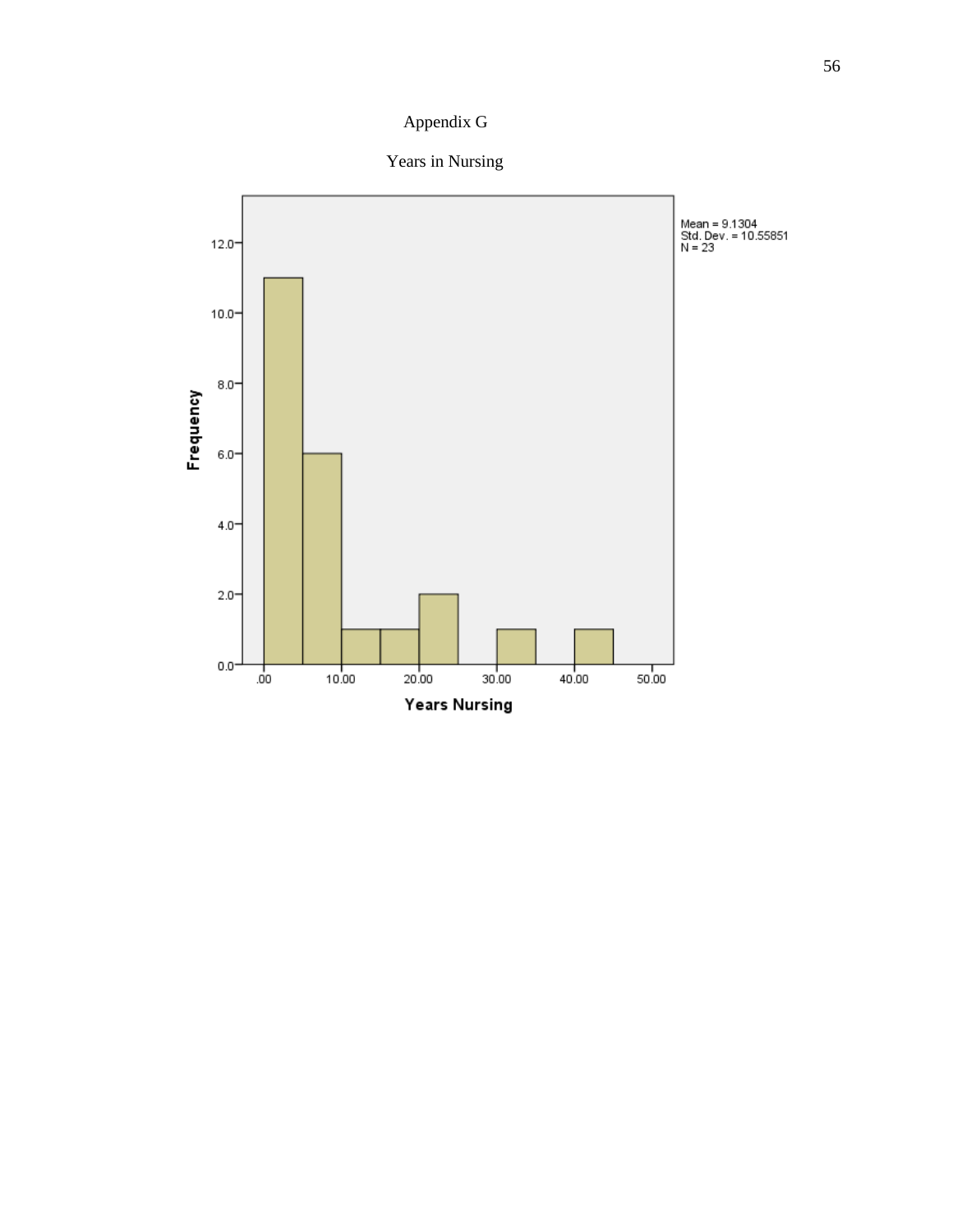Appendix G

Years in Nursing

Mean = 9.1304
Std. Dev. = 10.55851
N = 23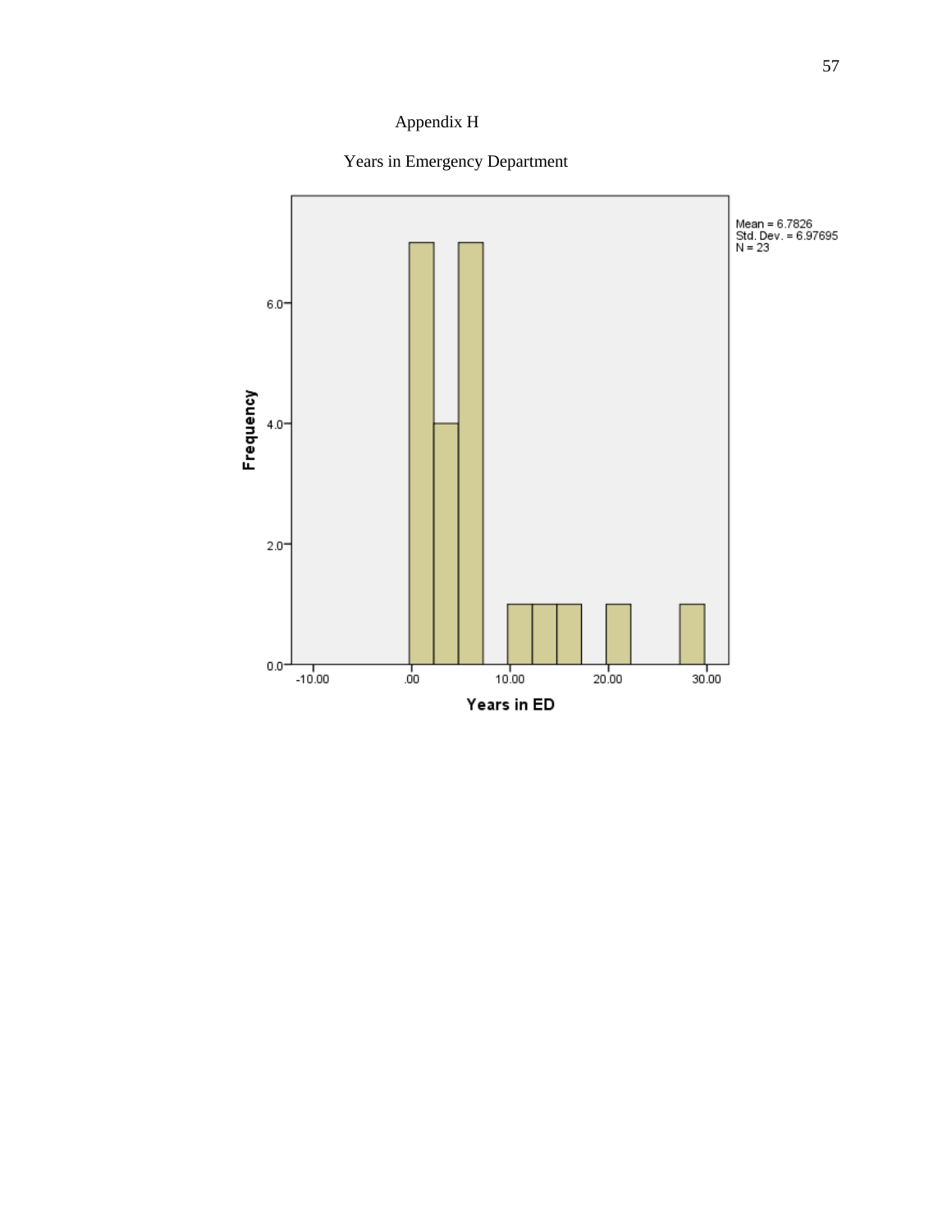# Appendix H

## Years in Emergency Department

Mean = 6.7826
Std. Dev. = 6.97695
N = 23

Frequency

Years in ED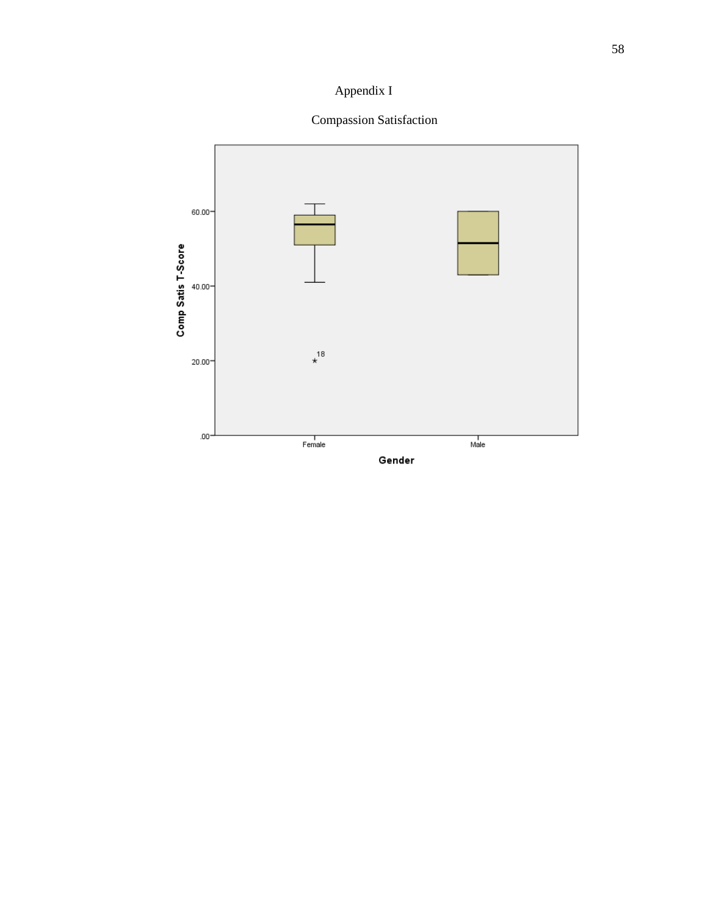Appendix I

Compassion Satisfaction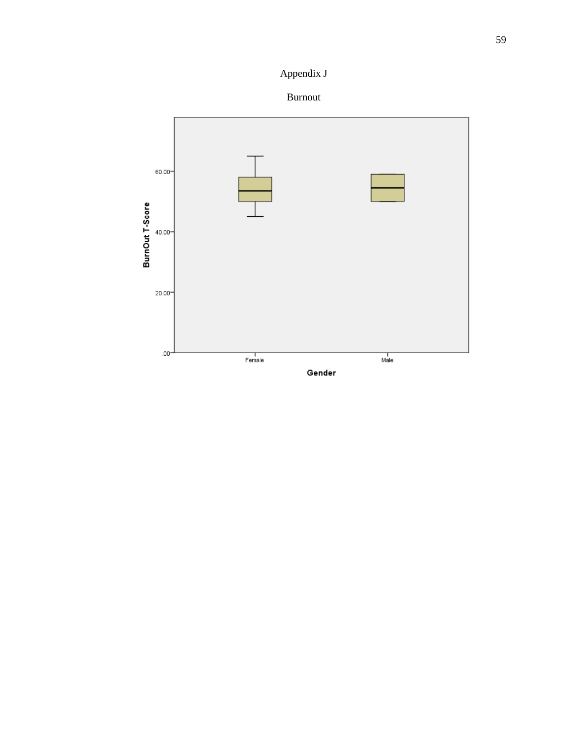# Appendix J

## Burnout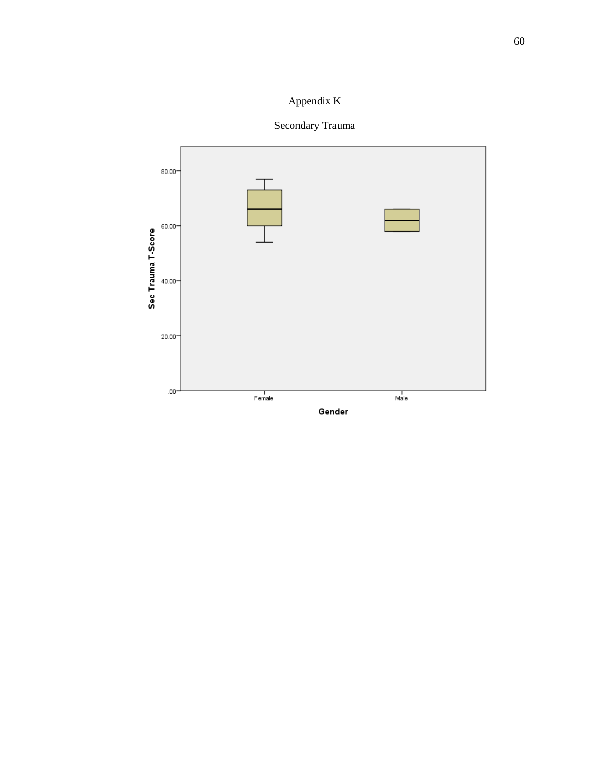Appendix K

Secondary Trauma

80.00

60.00

40.00

20.00

.00

Sec Trauma T-Score

Female

Male

Gender